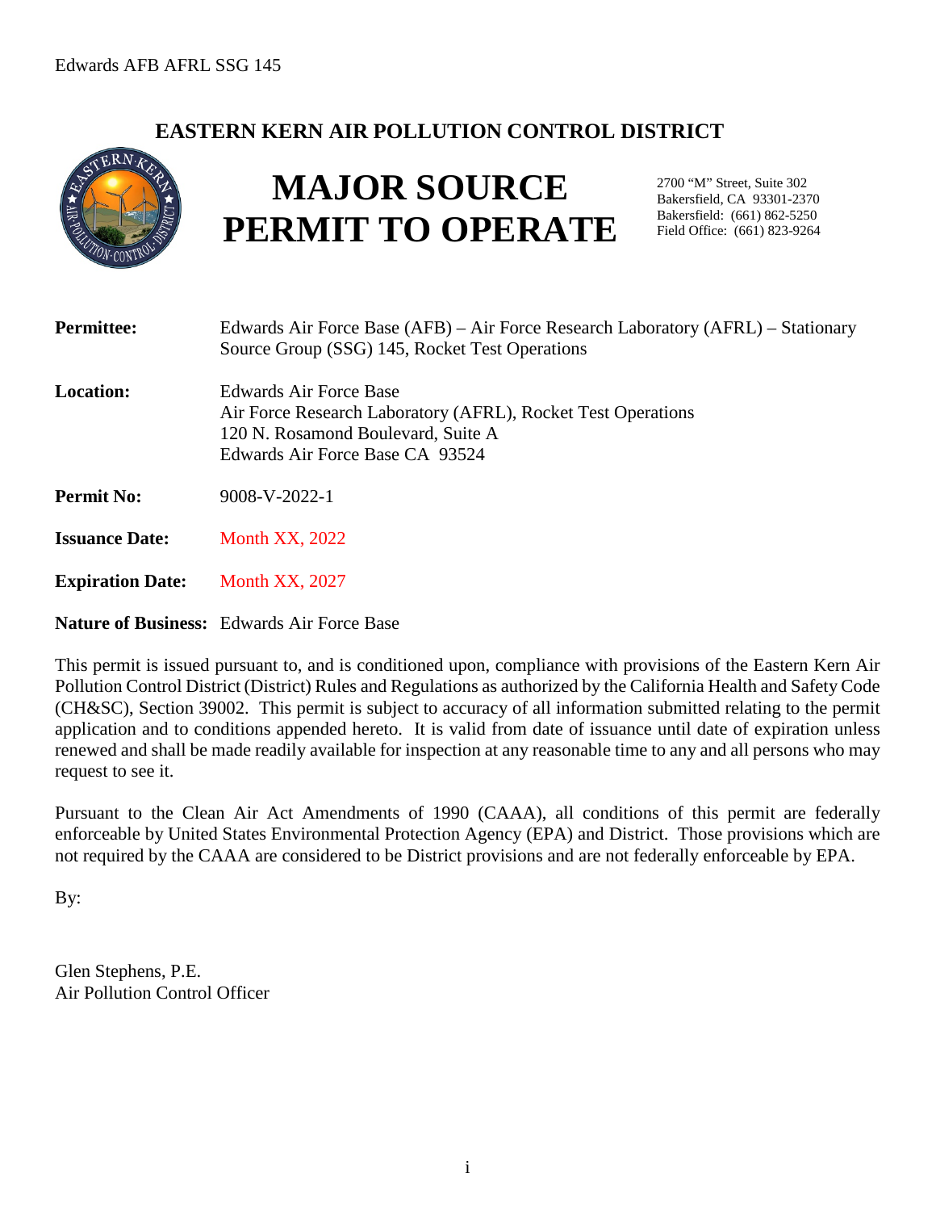# EASTERN KERN AIR POLLUTION CONTROL DISTRICT

# MAJOR SOURCE PERMIT TO OPERATE

2700 "M" Street, Suite 302
Bakersfield, CA 93301-2370
Bakersfield: (661) 862-5250
Field Office: (661) 823-9264

**Permittee:** Edwards Air Force Base (AFB) – Air Force Research Laboratory (AFRL) – Stationary Source Group (SSG) 145, Rocket Test Operations

**Location:** Edwards Air Force Base
Air Force Research Laboratory (AFRL), Rocket Test Operations
120 N. Rosamond Boulevard, Suite A
Edwards Air Force Base CA 93524

**Permit No:** 9008-V-2022-1

**Issuance Date:** Month XX, 2022

**Expiration Date:** Month XX, 2027

**Nature of Business:** Edwards Air Force Base

This permit is issued pursuant to, and is conditioned upon, compliance with provisions of the Eastern Kern Air Pollution Control District (District) Rules and Regulations as authorized by the California Health and Safety Code (CH&SC), Section 39002. This permit is subject to accuracy of all information submitted relating to the permit application and to conditions appended hereto. It is valid from date of issuance until date of expiration unless renewed and shall be made readily available for inspection at any reasonable time to any and all persons who may request to see it.

Pursuant to the Clean Air Act Amendments of 1990 (CAAA), all conditions of this permit are federally enforceable by United States Environmental Protection Agency (EPA) and District. Those provisions which are not required by the CAAA are considered to be District provisions and are not federally enforceable by EPA.

By:

Glen Stephens, P.E.
Air Pollution Control Officer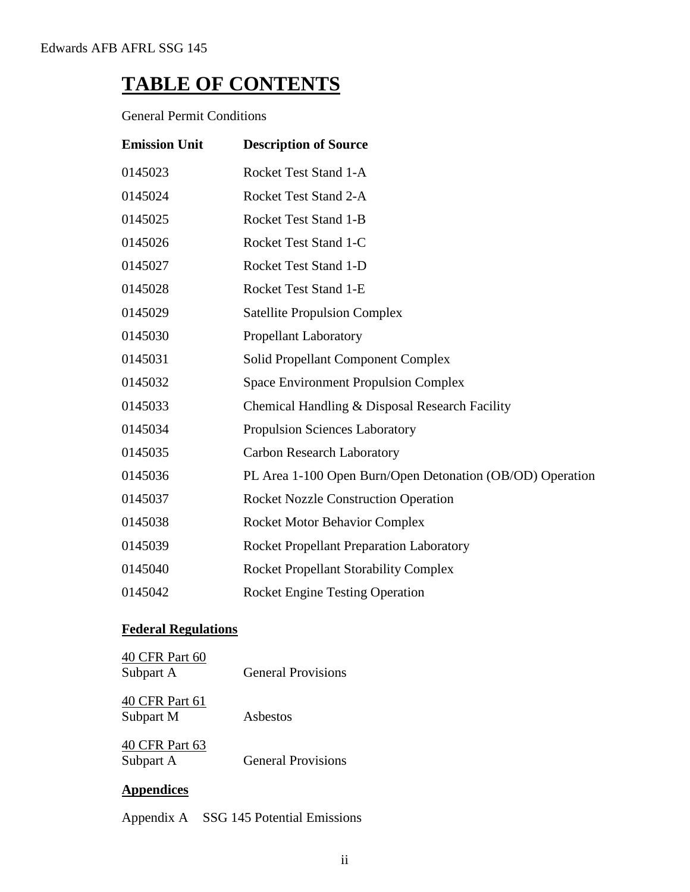# TABLE OF CONTENTS

General Permit Conditions

| Emission Unit | Description of Source |
|---|---|
| 0145023 | Rocket Test Stand 1-A |
| 0145024 | Rocket Test Stand 2-A |
| 0145025 | Rocket Test Stand 1-B |
| 0145026 | Rocket Test Stand 1-C |
| 0145027 | Rocket Test Stand 1-D |
| 0145028 | Rocket Test Stand 1-E |
| 0145029 | Satellite Propulsion Complex |
| 0145030 | Propellant Laboratory |
| 0145031 | Solid Propellant Component Complex |
| 0145032 | Space Environment Propulsion Complex |
| 0145033 | Chemical Handling & Disposal Research Facility |
| 0145034 | Propulsion Sciences Laboratory |
| 0145035 | Carbon Research Laboratory |
| 0145036 | PL Area 1-100 Open Burn/Open Detonation (OB/OD) Operation |
| 0145037 | Rocket Nozzle Construction Operation |
| 0145038 | Rocket Motor Behavior Complex |
| 0145039 | Rocket Propellant Preparation Laboratory |
| 0145040 | Rocket Propellant Storability Complex |
| 0145042 | Rocket Engine Testing Operation |

## Federal Regulations

40 CFR Part 60
Subpart A — General Provisions

40 CFR Part 61
Subpart M — Asbestos

40 CFR Part 63
Subpart A — General Provisions

## Appendices

Appendix A SSG 145 Potential Emissions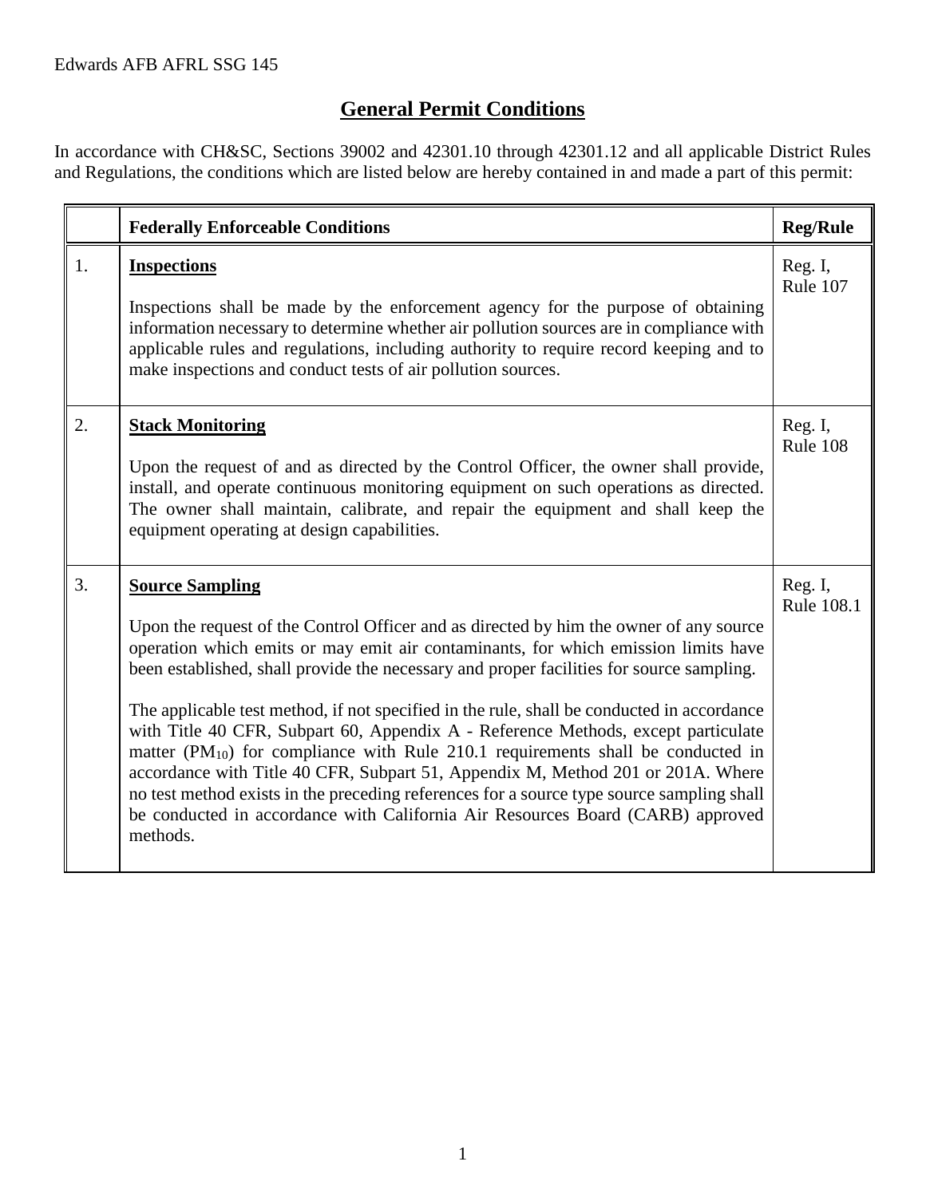Edwards AFB AFRL SSG 145

# General Permit Conditions

In accordance with CH&SC, Sections 39002 and 42301.10 through 42301.12 and all applicable District Rules and Regulations, the conditions which are listed below are hereby contained in and made a part of this permit:

| | Federally Enforceable Conditions | Reg/Rule |
|---|---|---|
| 1. | **Inspections**<br><br>Inspections shall be made by the enforcement agency for the purpose of obtaining information necessary to determine whether air pollution sources are in compliance with applicable rules and regulations, including authority to require record keeping and to make inspections and conduct tests of air pollution sources. | Reg. I, Rule 107 |
| 2. | **Stack Monitoring**<br><br>Upon the request of and as directed by the Control Officer, the owner shall provide, install, and operate continuous monitoring equipment on such operations as directed. The owner shall maintain, calibrate, and repair the equipment and shall keep the equipment operating at design capabilities. | Reg. I, Rule 108 |
| 3. | **Source Sampling**<br><br>Upon the request of the Control Officer and as directed by him the owner of any source operation which emits or may emit air contaminants, for which emission limits have been established, shall provide the necessary and proper facilities for source sampling.<br><br>The applicable test method, if not specified in the rule, shall be conducted in accordance with Title 40 CFR, Subpart 60, Appendix A - Reference Methods, except particulate matter ($PM_{10}$) for compliance with Rule 210.1 requirements shall be conducted in accordance with Title 40 CFR, Subpart 51, Appendix M, Method 201 or 201A. Where no test method exists in the preceding references for a source type source sampling shall be conducted in accordance with California Air Resources Board (CARB) approved methods. | Reg. I, Rule 108.1 |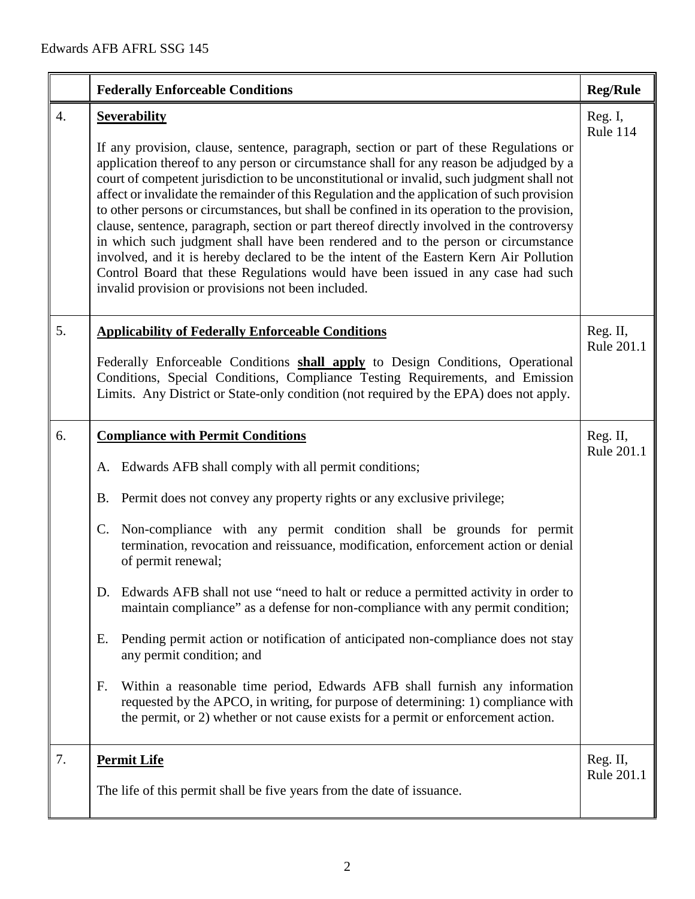| | Federally Enforceable Conditions | Reg/Rule |
|---|---|---|
| 4. | **Severability**<br><br>If any provision, clause, sentence, paragraph, section or part of these Regulations or application thereof to any person or circumstance shall for any reason be adjudged by a court of competent jurisdiction to be unconstitutional or invalid, such judgment shall not affect or invalidate the remainder of this Regulation and the application of such provision to other persons or circumstances, but shall be confined in its operation to the provision, clause, sentence, paragraph, section or part thereof directly involved in the controversy in which such judgment shall have been rendered and to the person or circumstance involved, and it is hereby declared to be the intent of the Eastern Kern Air Pollution Control Board that these Regulations would have been issued in any case had such invalid provision or provisions not been included. | Reg. I, Rule 114 |
| 5. | **Applicability of Federally Enforceable Conditions**<br><br>Federally Enforceable Conditions **shall apply** to Design Conditions, Operational Conditions, Special Conditions, Compliance Testing Requirements, and Emission Limits. Any District or State-only condition (not required by the EPA) does not apply. | Reg. II, Rule 201.1 |
| 6. | **Compliance with Permit Conditions**<br><br>A. Edwards AFB shall comply with all permit conditions;<br><br>B. Permit does not convey any property rights or any exclusive privilege;<br><br>C. Non-compliance with any permit condition shall be grounds for permit termination, revocation and reissuance, modification, enforcement action or denial of permit renewal;<br><br>D. Edwards AFB shall not use "need to halt or reduce a permitted activity in order to maintain compliance" as a defense for non-compliance with any permit condition;<br><br>E. Pending permit action or notification of anticipated non-compliance does not stay any permit condition; and<br><br>F. Within a reasonable time period, Edwards AFB shall furnish any information requested by the APCO, in writing, for purpose of determining: 1) compliance with the permit, or 2) whether or not cause exists for a permit or enforcement action. | Reg. II, Rule 201.1 |
| 7. | **Permit Life**<br><br>The life of this permit shall be five years from the date of issuance. | Reg. II, Rule 201.1 |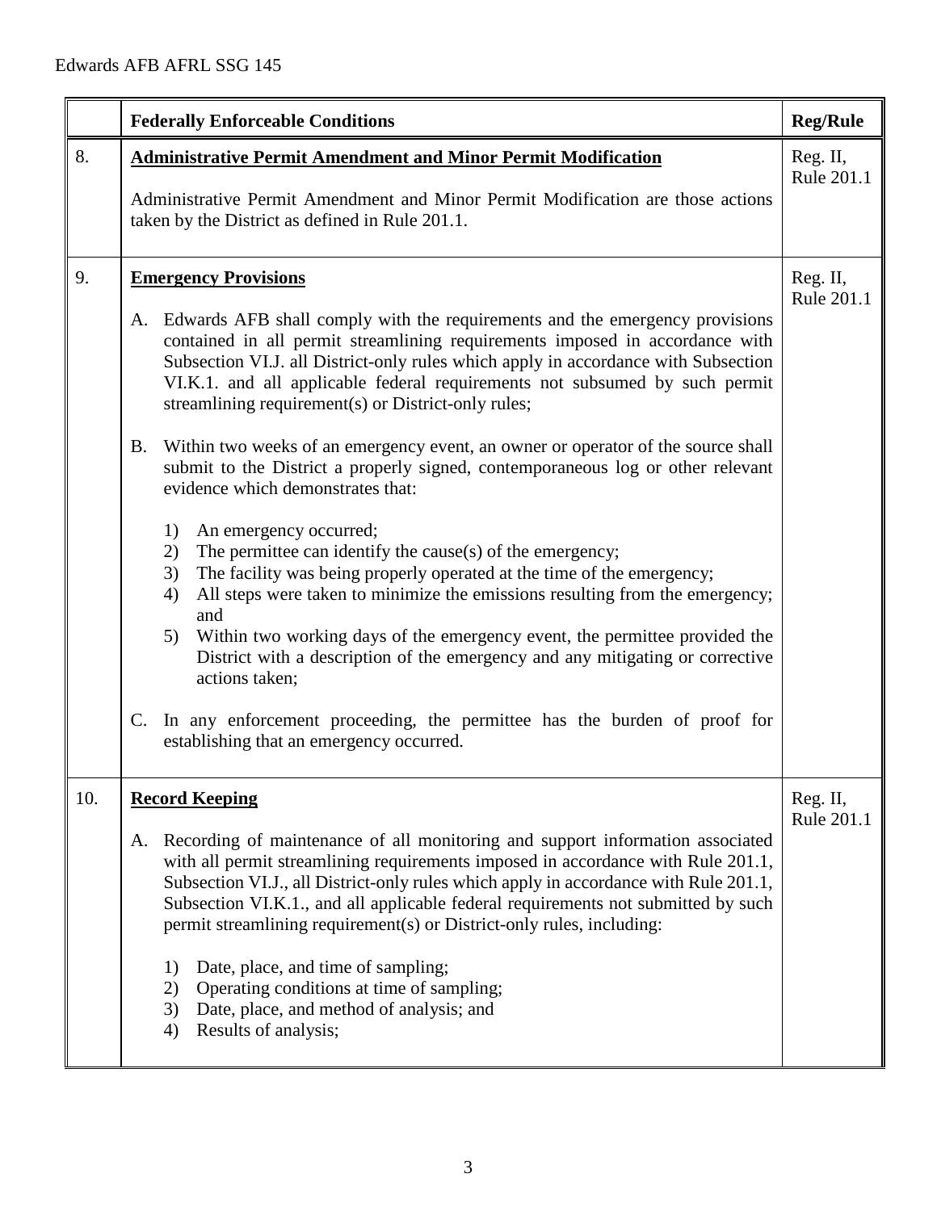| | Federally Enforceable Conditions | Reg/Rule |
|---|---|---|
| 8. | **Administrative Permit Amendment and Minor Permit Modification**<br><br>Administrative Permit Amendment and Minor Permit Modification are those actions taken by the District as defined in Rule 201.1. | Reg. II, Rule 201.1 |
| 9. | **Emergency Provisions**<br><br>A. Edwards AFB shall comply with the requirements and the emergency provisions contained in all permit streamlining requirements imposed in accordance with Subsection VI.J. all District-only rules which apply in accordance with Subsection VI.K.1. and all applicable federal requirements not subsumed by such permit streamlining requirement(s) or District-only rules;<br><br>B. Within two weeks of an emergency event, an owner or operator of the source shall submit to the District a properly signed, contemporaneous log or other relevant evidence which demonstrates that:<br><br>1) An emergency occurred;<br>2) The permittee can identify the cause(s) of the emergency;<br>3) The facility was being properly operated at the time of the emergency;<br>4) All steps were taken to minimize the emissions resulting from the emergency; and<br>5) Within two working days of the emergency event, the permittee provided the District with a description of the emergency and any mitigating or corrective actions taken;<br><br>C. In any enforcement proceeding, the permittee has the burden of proof for establishing that an emergency occurred. | Reg. II, Rule 201.1 |
| 10. | **Record Keeping**<br><br>A. Recording of maintenance of all monitoring and support information associated with all permit streamlining requirements imposed in accordance with Rule 201.1, Subsection VI.J., all District-only rules which apply in accordance with Rule 201.1, Subsection VI.K.1., and all applicable federal requirements not submitted by such permit streamlining requirement(s) or District-only rules, including:<br><br>1) Date, place, and time of sampling;<br>2) Operating conditions at time of sampling;<br>3) Date, place, and method of analysis; and<br>4) Results of analysis; | Reg. II, Rule 201.1 |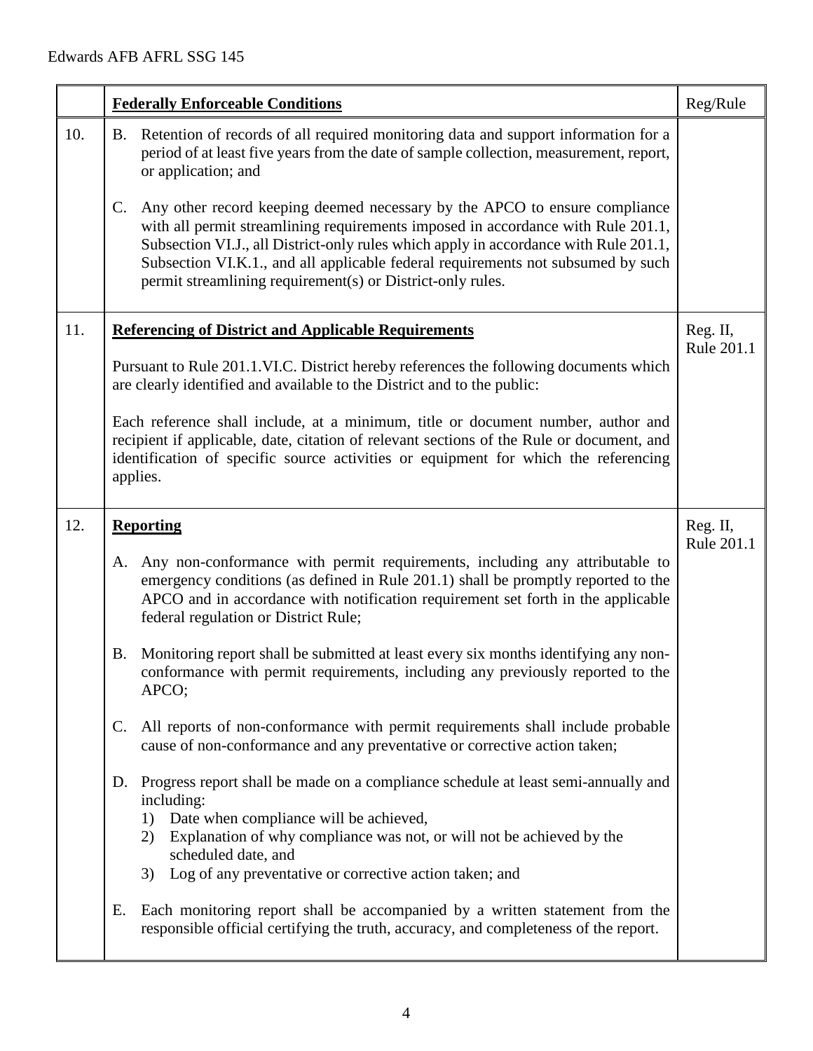| | **Federally Enforceable Conditions** | Reg/Rule |
|---|---|---|
| 10. | B. Retention of records of all required monitoring data and support information for a period of at least five years from the date of sample collection, measurement, report, or application; and<br><br>C. Any other record keeping deemed necessary by the APCO to ensure compliance with all permit streamlining requirements imposed in accordance with Rule 201.1, Subsection VI.J., all District-only rules which apply in accordance with Rule 201.1, Subsection VI.K.1., and all applicable federal requirements not subsumed by such permit streamlining requirement(s) or District-only rules. | |
| 11. | **Referencing of District and Applicable Requirements**<br><br>Pursuant to Rule 201.1.VI.C. District hereby references the following documents which are clearly identified and available to the District and to the public:<br><br>Each reference shall include, at a minimum, title or document number, author and recipient if applicable, date, citation of relevant sections of the Rule or document, and identification of specific source activities or equipment for which the referencing applies. | Reg. II, Rule 201.1 |
| 12. | **Reporting**<br><br>A. Any non-conformance with permit requirements, including any attributable to emergency conditions (as defined in Rule 201.1) shall be promptly reported to the APCO and in accordance with notification requirement set forth in the applicable federal regulation or District Rule;<br><br>B. Monitoring report shall be submitted at least every six months identifying any non-conformance with permit requirements, including any previously reported to the APCO;<br><br>C. All reports of non-conformance with permit requirements shall include probable cause of non-conformance and any preventative or corrective action taken;<br><br>D. Progress report shall be made on a compliance schedule at least semi-annually and including:<br>1) Date when compliance will be achieved,<br>2) Explanation of why compliance was not, or will not be achieved by the scheduled date, and<br>3) Log of any preventative or corrective action taken; and<br><br>E. Each monitoring report shall be accompanied by a written statement from the responsible official certifying the truth, accuracy, and completeness of the report. | Reg. II, Rule 201.1 |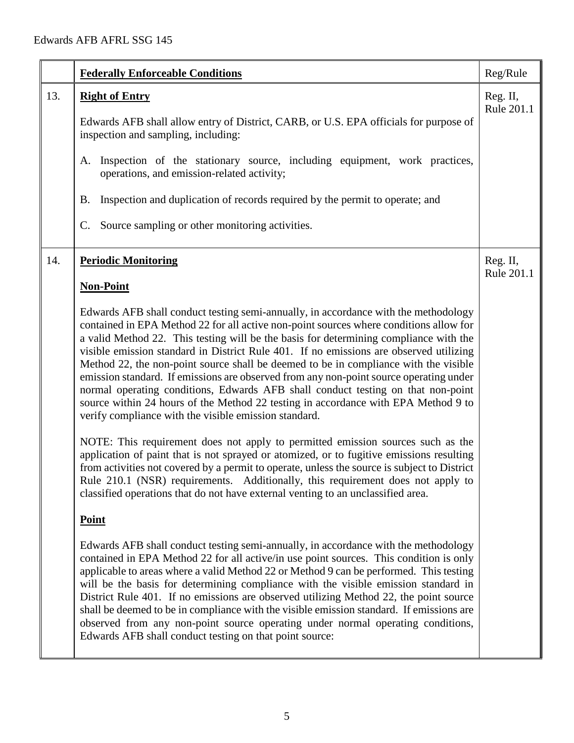| | Federally Enforceable Conditions | Reg/Rule |
|---|---|---|
| 13. | **Right of Entry**<br><br>Edwards AFB shall allow entry of District, CARB, or U.S. EPA officials for purpose of inspection and sampling, including:<br><br>A. Inspection of the stationary source, including equipment, work practices, operations, and emission-related activity;<br><br>B. Inspection and duplication of records required by the permit to operate; and<br><br>C. Source sampling or other monitoring activities. | Reg. II, Rule 201.1 |
| 14. | **Periodic Monitoring**<br><br>**Non-Point**<br><br>Edwards AFB shall conduct testing semi-annually, in accordance with the methodology contained in EPA Method 22 for all active non-point sources where conditions allow for a valid Method 22. This testing will be the basis for determining compliance with the visible emission standard in District Rule 401. If no emissions are observed utilizing Method 22, the non-point source shall be deemed to be in compliance with the visible emission standard. If emissions are observed from any non-point source operating under normal operating conditions, Edwards AFB shall conduct testing on that non-point source within 24 hours of the Method 22 testing in accordance with EPA Method 9 to verify compliance with the visible emission standard.<br><br>NOTE: This requirement does not apply to permitted emission sources such as the application of paint that is not sprayed or atomized, or to fugitive emissions resulting from activities not covered by a permit to operate, unless the source is subject to District Rule 210.1 (NSR) requirements. Additionally, this requirement does not apply to classified operations that do not have external venting to an unclassified area.<br><br>**Point**<br><br>Edwards AFB shall conduct testing semi-annually, in accordance with the methodology contained in EPA Method 22 for all active/in use point sources. This condition is only applicable to areas where a valid Method 22 or Method 9 can be performed. This testing will be the basis for determining compliance with the visible emission standard in District Rule 401. If no emissions are observed utilizing Method 22, the point source shall be deemed to be in compliance with the visible emission standard. If emissions are observed from any non-point source operating under normal operating conditions, Edwards AFB shall conduct testing on that point source: | Reg. II, Rule 201.1 |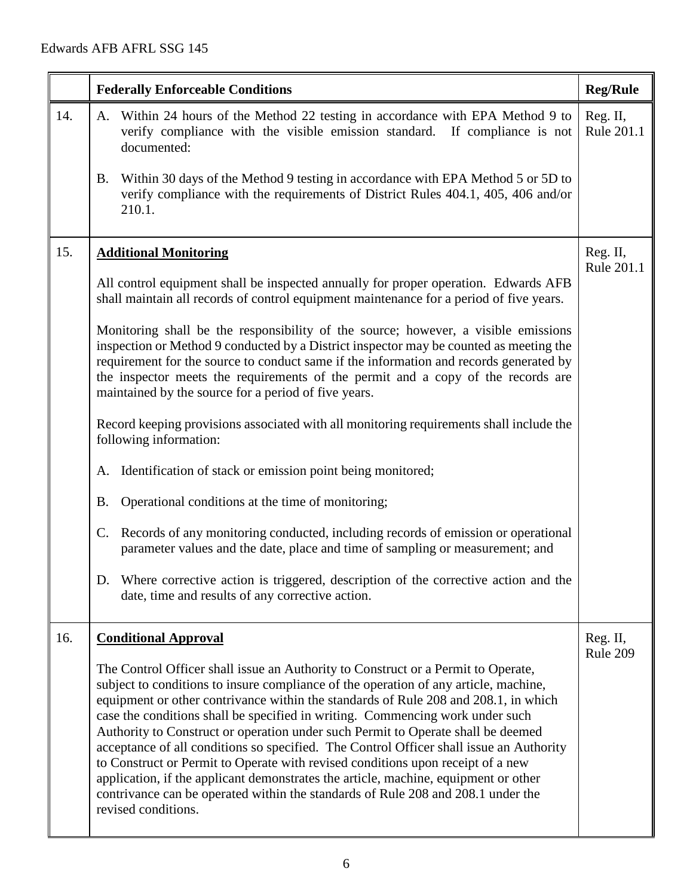|  | **Federally Enforceable Conditions** | **Reg/Rule** |
|---|---|---|
| 14. | A. Within 24 hours of the Method 22 testing in accordance with EPA Method 9 to verify compliance with the visible emission standard. If compliance is not documented:<br><br>B. Within 30 days of the Method 9 testing in accordance with EPA Method 5 or 5D to verify compliance with the requirements of District Rules 404.1, 405, 406 and/or 210.1. | Reg. II, Rule 201.1 |
| 15. | **<u>Additional Monitoring</u>**<br><br>All control equipment shall be inspected annually for proper operation. Edwards AFB shall maintain all records of control equipment maintenance for a period of five years.<br><br>Monitoring shall be the responsibility of the source; however, a visible emissions inspection or Method 9 conducted by a District inspector may be counted as meeting the requirement for the source to conduct same if the information and records generated by the inspector meets the requirements of the permit and a copy of the records are maintained by the source for a period of five years.<br><br>Record keeping provisions associated with all monitoring requirements shall include the following information:<br><br>A. Identification of stack or emission point being monitored;<br><br>B. Operational conditions at the time of monitoring;<br><br>C. Records of any monitoring conducted, including records of emission or operational parameter values and the date, place and time of sampling or measurement; and<br><br>D. Where corrective action is triggered, description of the corrective action and the date, time and results of any corrective action. | Reg. II, Rule 201.1 |
| 16. | **<u>Conditional Approval</u>**<br><br>The Control Officer shall issue an Authority to Construct or a Permit to Operate, subject to conditions to insure compliance of the operation of any article, machine, equipment or other contrivance within the standards of Rule 208 and 208.1, in which case the conditions shall be specified in writing. Commencing work under such Authority to Construct or operation under such Permit to Operate shall be deemed acceptance of all conditions so specified. The Control Officer shall issue an Authority to Construct or Permit to Operate with revised conditions upon receipt of a new application, if the applicant demonstrates the article, machine, equipment or other contrivance can be operated within the standards of Rule 208 and 208.1 under the revised conditions. | Reg. II, Rule 209 |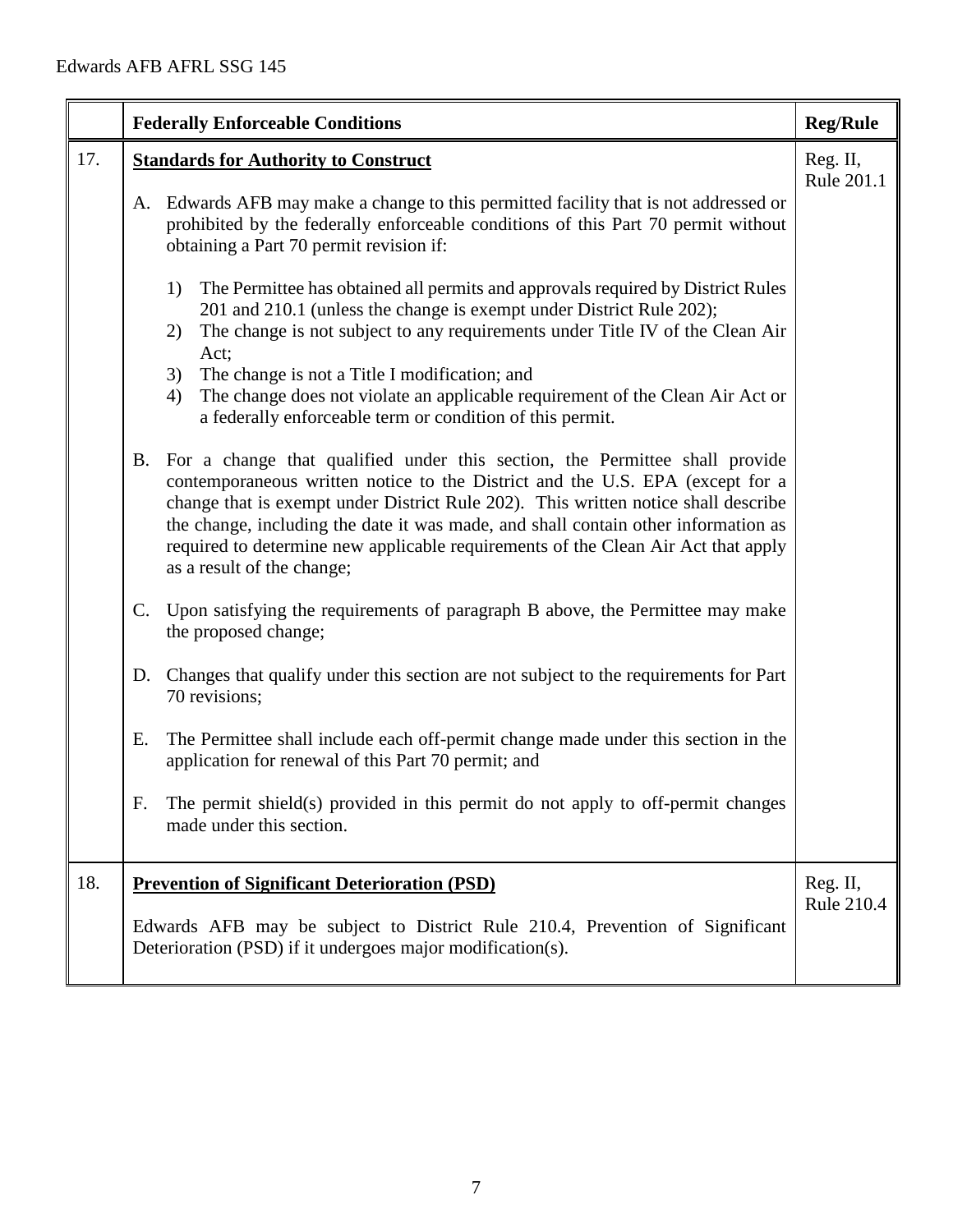| | Federally Enforceable Conditions | Reg/Rule |
|---|---|---|
| 17. | **Standards for Authority to Construct**<br><br>A. Edwards AFB may make a change to this permitted facility that is not addressed or prohibited by the federally enforceable conditions of this Part 70 permit without obtaining a Part 70 permit revision if:<br><br>1) The Permittee has obtained all permits and approvals required by District Rules 201 and 210.1 (unless the change is exempt under District Rule 202);<br>2) The change is not subject to any requirements under Title IV of the Clean Air Act;<br>3) The change is not a Title I modification; and<br>4) The change does not violate an applicable requirement of the Clean Air Act or a federally enforceable term or condition of this permit.<br><br>B. For a change that qualified under this section, the Permittee shall provide contemporaneous written notice to the District and the U.S. EPA (except for a change that is exempt under District Rule 202). This written notice shall describe the change, including the date it was made, and shall contain other information as required to determine new applicable requirements of the Clean Air Act that apply as a result of the change;<br><br>C. Upon satisfying the requirements of paragraph B above, the Permittee may make the proposed change;<br><br>D. Changes that qualify under this section are not subject to the requirements for Part 70 revisions;<br><br>E. The Permittee shall include each off-permit change made under this section in the application for renewal of this Part 70 permit; and<br><br>F. The permit shield(s) provided in this permit do not apply to off-permit changes made under this section. | Reg. II, Rule 201.1 |
| 18. | **Prevention of Significant Deterioration (PSD)**<br><br>Edwards AFB may be subject to District Rule 210.4, Prevention of Significant Deterioration (PSD) if it undergoes major modification(s). | Reg. II, Rule 210.4 |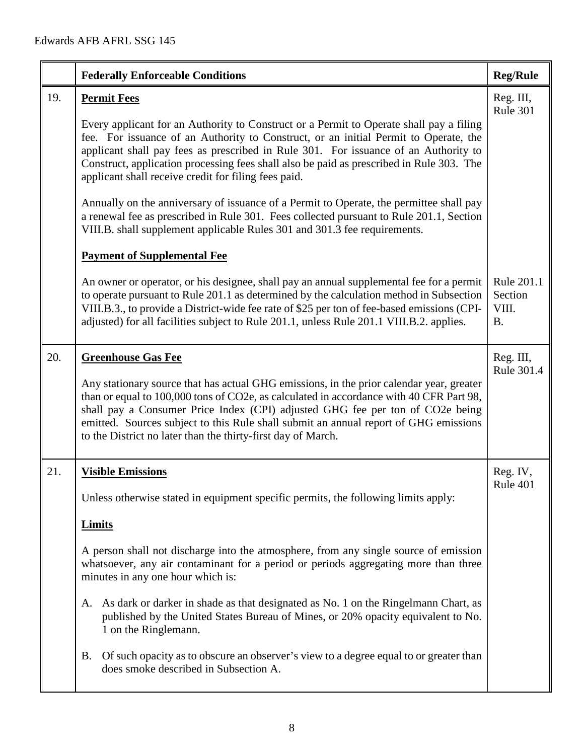| | Federally Enforceable Conditions | Reg/Rule |
|---|---|---|
| 19. | **Permit Fees**<br><br>Every applicant for an Authority to Construct or a Permit to Operate shall pay a filing fee. For issuance of an Authority to Construct, or an initial Permit to Operate, the applicant shall pay fees as prescribed in Rule 301. For issuance of an Authority to Construct, application processing fees shall also be paid as prescribed in Rule 303. The applicant shall receive credit for filing fees paid.<br><br>Annually on the anniversary of issuance of a Permit to Operate, the permittee shall pay a renewal fee as prescribed in Rule 301. Fees collected pursuant to Rule 201.1, Section VIII.B. shall supplement applicable Rules 301 and 301.3 fee requirements.<br><br>**Payment of Supplemental Fee**<br><br>An owner or operator, or his designee, shall pay an annual supplemental fee for a permit to operate pursuant to Rule 201.1 as determined by the calculation method in Subsection VIII.B.3., to provide a District-wide fee rate of $25 per ton of fee-based emissions (CPI-adjusted) for all facilities subject to Rule 201.1, unless Rule 201.1 VIII.B.2. applies. | Reg. III, Rule 301<br><br>Rule 201.1 Section VIII. B. |
| 20. | **Greenhouse Gas Fee**<br><br>Any stationary source that has actual GHG emissions, in the prior calendar year, greater than or equal to 100,000 tons of CO2e, as calculated in accordance with 40 CFR Part 98, shall pay a Consumer Price Index (CPI) adjusted GHG fee per ton of CO2e being emitted. Sources subject to this Rule shall submit an annual report of GHG emissions to the District no later than the thirty-first day of March. | Reg. III, Rule 301.4 |
| 21. | **Visible Emissions**<br><br>Unless otherwise stated in equipment specific permits, the following limits apply:<br><br>**Limits**<br><br>A person shall not discharge into the atmosphere, from any single source of emission whatsoever, any air contaminant for a period or periods aggregating more than three minutes in any one hour which is:<br><br>A. As dark or darker in shade as that designated as No. 1 on the Ringelmann Chart, as published by the United States Bureau of Mines, or 20% opacity equivalent to No. 1 on the Ringlemann.<br><br>B. Of such opacity as to obscure an observer's view to a degree equal to or greater than does smoke described in Subsection A. | Reg. IV, Rule 401 |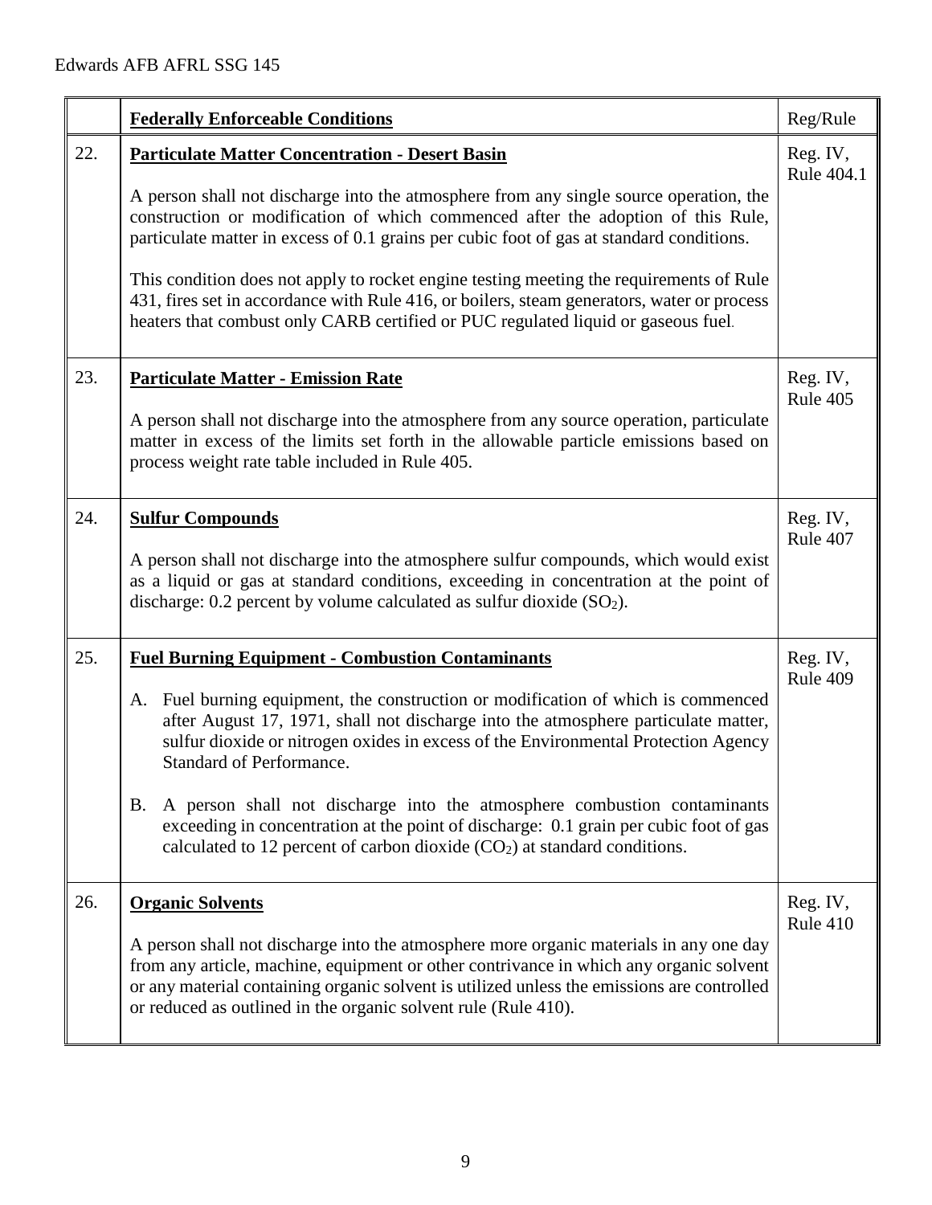| | **Federally Enforceable Conditions** | Reg/Rule |
|---|---|---|
| 22. | **Particulate Matter Concentration - Desert Basin**<br><br>A person shall not discharge into the atmosphere from any single source operation, the construction or modification of which commenced after the adoption of this Rule, particulate matter in excess of 0.1 grains per cubic foot of gas at standard conditions.<br><br>This condition does not apply to rocket engine testing meeting the requirements of Rule 431, fires set in accordance with Rule 416, or boilers, steam generators, water or process heaters that combust only CARB certified or PUC regulated liquid or gaseous fuel. | Reg. IV, Rule 404.1 |
| 23. | **Particulate Matter - Emission Rate**<br><br>A person shall not discharge into the atmosphere from any source operation, particulate matter in excess of the limits set forth in the allowable particle emissions based on process weight rate table included in Rule 405. | Reg. IV, Rule 405 |
| 24. | **Sulfur Compounds**<br><br>A person shall not discharge into the atmosphere sulfur compounds, which would exist as a liquid or gas at standard conditions, exceeding in concentration at the point of discharge: 0.2 percent by volume calculated as sulfur dioxide ($SO_2$). | Reg. IV, Rule 407 |
| 25. | **Fuel Burning Equipment - Combustion Contaminants**<br><br>A. Fuel burning equipment, the construction or modification of which is commenced after August 17, 1971, shall not discharge into the atmosphere particulate matter, sulfur dioxide or nitrogen oxides in excess of the Environmental Protection Agency Standard of Performance.<br><br>B. A person shall not discharge into the atmosphere combustion contaminants exceeding in concentration at the point of discharge: 0.1 grain per cubic foot of gas calculated to 12 percent of carbon dioxide ($CO_2$) at standard conditions. | Reg. IV, Rule 409 |
| 26. | **Organic Solvents**<br><br>A person shall not discharge into the atmosphere more organic materials in any one day from any article, machine, equipment or other contrivance in which any organic solvent or any material containing organic solvent is utilized unless the emissions are controlled or reduced as outlined in the organic solvent rule (Rule 410). | Reg. IV, Rule 410 |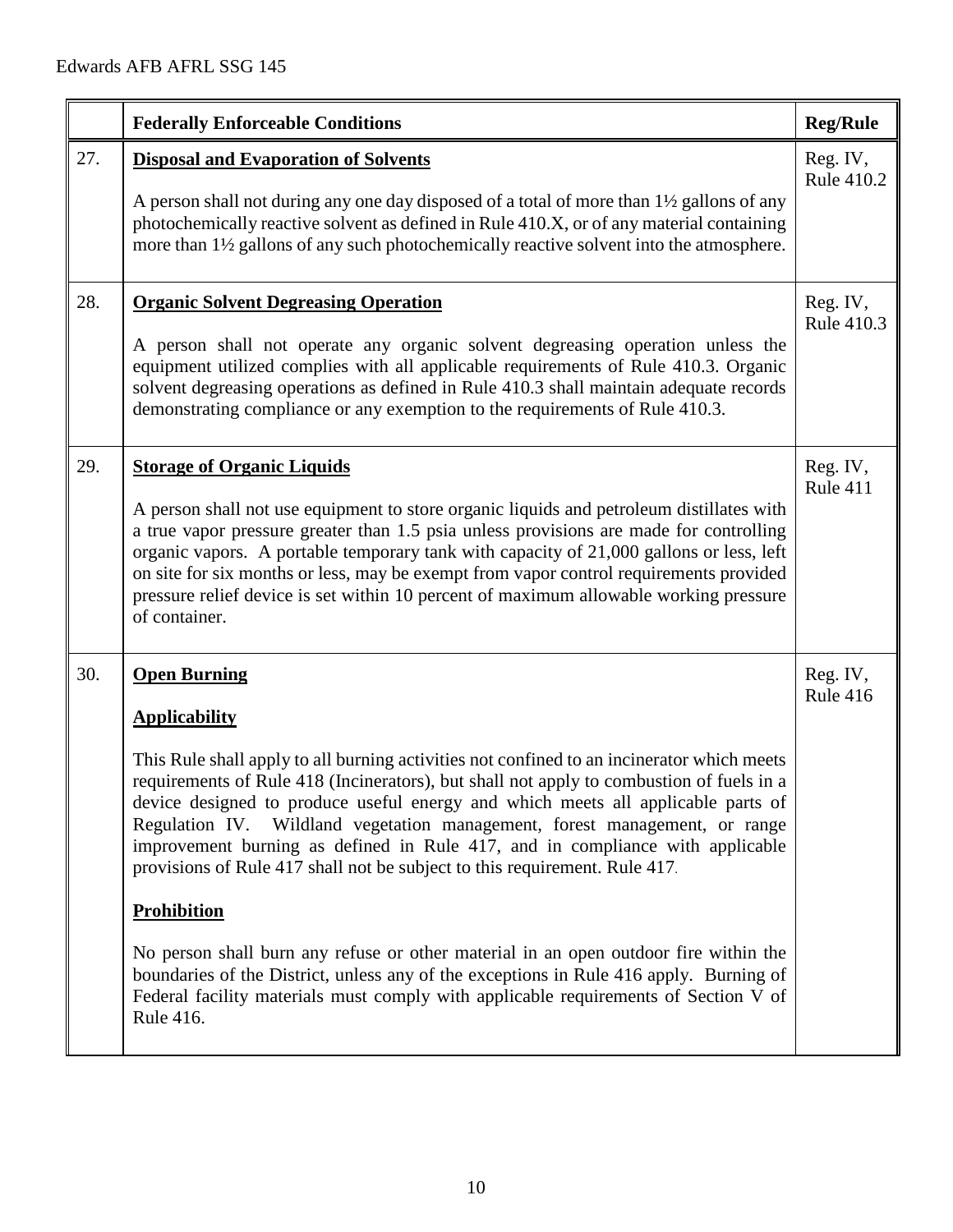| | Federally Enforceable Conditions | Reg/Rule |
|---|---|---|
| 27. | **Disposal and Evaporation of Solvents**<br><br>A person shall not during any one day disposed of a total of more than 1½ gallons of any photochemically reactive solvent as defined in Rule 410.X, or of any material containing more than 1½ gallons of any such photochemically reactive solvent into the atmosphere. | Reg. IV, Rule 410.2 |
| 28. | **Organic Solvent Degreasing Operation**<br><br>A person shall not operate any organic solvent degreasing operation unless the equipment utilized complies with all applicable requirements of Rule 410.3. Organic solvent degreasing operations as defined in Rule 410.3 shall maintain adequate records demonstrating compliance or any exemption to the requirements of Rule 410.3. | Reg. IV, Rule 410.3 |
| 29. | **Storage of Organic Liquids**<br><br>A person shall not use equipment to store organic liquids and petroleum distillates with a true vapor pressure greater than 1.5 psia unless provisions are made for controlling organic vapors. A portable temporary tank with capacity of 21,000 gallons or less, left on site for six months or less, may be exempt from vapor control requirements provided pressure relief device is set within 10 percent of maximum allowable working pressure of container. | Reg. IV, Rule 411 |
| 30. | **Open Burning**<br><br>**Applicability**<br><br>This Rule shall apply to all burning activities not confined to an incinerator which meets requirements of Rule 418 (Incinerators), but shall not apply to combustion of fuels in a device designed to produce useful energy and which meets all applicable parts of Regulation IV. Wildland vegetation management, forest management, or range improvement burning as defined in Rule 417, and in compliance with applicable provisions of Rule 417 shall not be subject to this requirement. Rule 417.<br><br>**Prohibition**<br><br>No person shall burn any refuse or other material in an open outdoor fire within the boundaries of the District, unless any of the exceptions in Rule 416 apply. Burning of Federal facility materials must comply with applicable requirements of Section V of Rule 416. | Reg. IV, Rule 416 |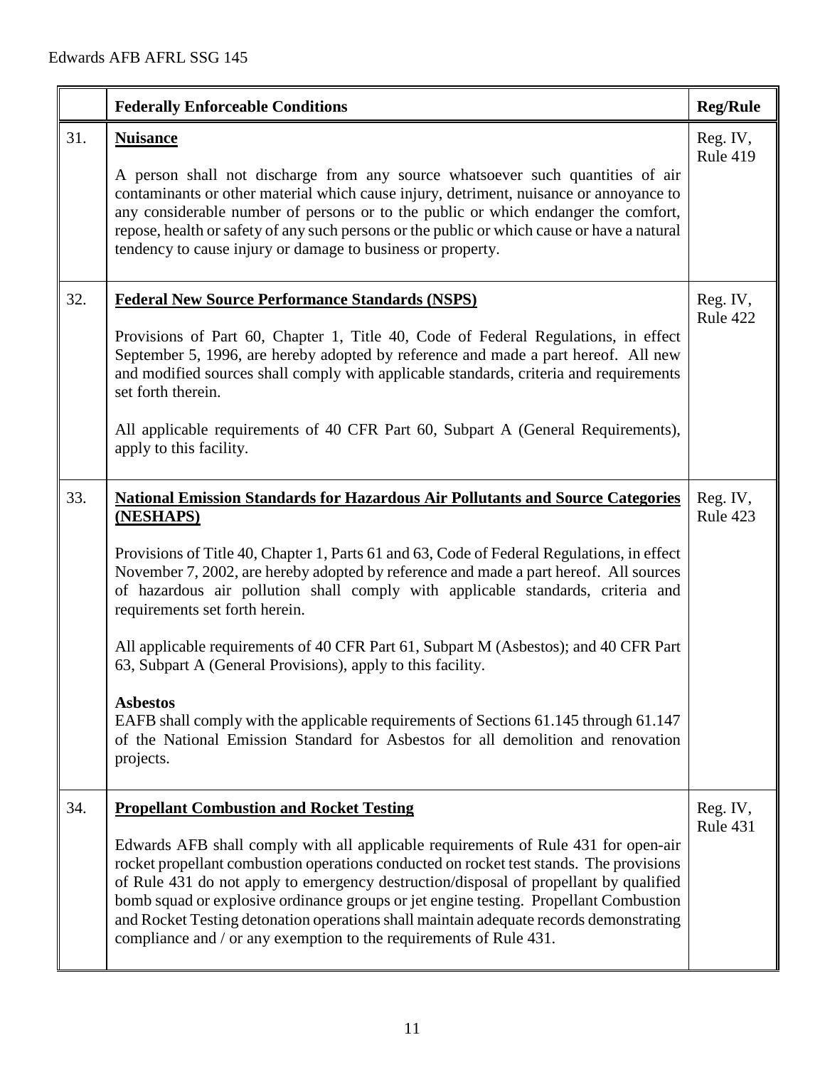| | Federally Enforceable Conditions | Reg/Rule |
|---|---|---|
| 31. | **Nuisance**<br><br>A person shall not discharge from any source whatsoever such quantities of air contaminants or other material which cause injury, detriment, nuisance or annoyance to any considerable number of persons or to the public or which endanger the comfort, repose, health or safety of any such persons or the public or which cause or have a natural tendency to cause injury or damage to business or property. | Reg. IV, Rule 419 |
| 32. | **Federal New Source Performance Standards (NSPS)**<br><br>Provisions of Part 60, Chapter 1, Title 40, Code of Federal Regulations, in effect September 5, 1996, are hereby adopted by reference and made a part hereof. All new and modified sources shall comply with applicable standards, criteria and requirements set forth therein.<br><br>All applicable requirements of 40 CFR Part 60, Subpart A (General Requirements), apply to this facility. | Reg. IV, Rule 422 |
| 33. | **National Emission Standards for Hazardous Air Pollutants and Source Categories (NESHAPS)**<br><br>Provisions of Title 40, Chapter 1, Parts 61 and 63, Code of Federal Regulations, in effect November 7, 2002, are hereby adopted by reference and made a part hereof. All sources of hazardous air pollution shall comply with applicable standards, criteria and requirements set forth herein.<br><br>All applicable requirements of 40 CFR Part 61, Subpart M (Asbestos); and 40 CFR Part 63, Subpart A (General Provisions), apply to this facility.<br><br>**Asbestos**<br>EAFB shall comply with the applicable requirements of Sections 61.145 through 61.147 of the National Emission Standard for Asbestos for all demolition and renovation projects. | Reg. IV, Rule 423 |
| 34. | **Propellant Combustion and Rocket Testing**<br><br>Edwards AFB shall comply with all applicable requirements of Rule 431 for open-air rocket propellant combustion operations conducted on rocket test stands. The provisions of Rule 431 do not apply to emergency destruction/disposal of propellant by qualified bomb squad or explosive ordinance groups or jet engine testing. Propellant Combustion and Rocket Testing detonation operations shall maintain adequate records demonstrating compliance and / or any exemption to the requirements of Rule 431. | Reg. IV, Rule 431 |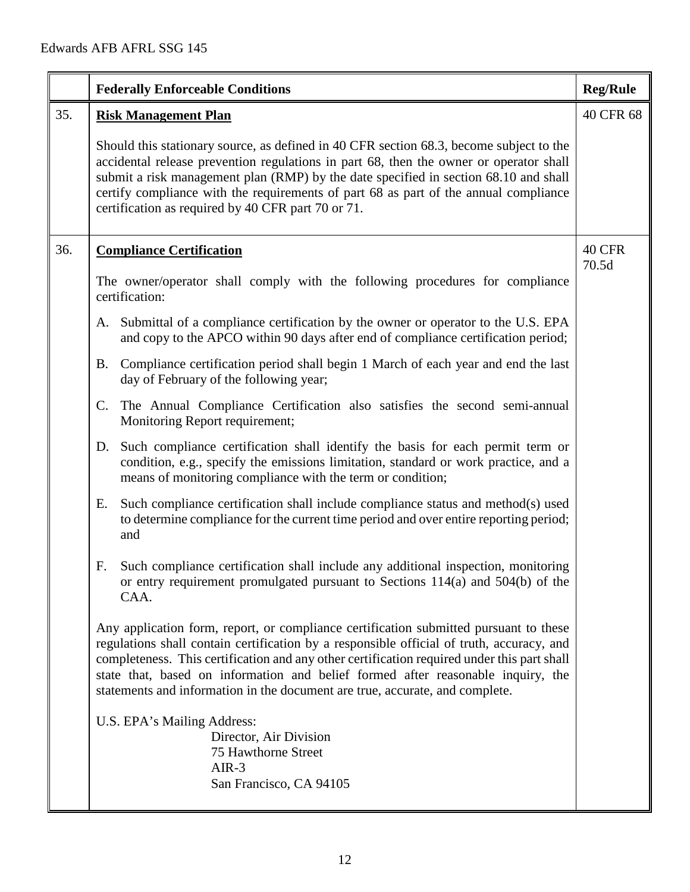| | Federally Enforceable Conditions | Reg/Rule |
|---|---|---|
| 35. | **Risk Management Plan**<br><br>Should this stationary source, as defined in 40 CFR section 68.3, become subject to the accidental release prevention regulations in part 68, then the owner or operator shall submit a risk management plan (RMP) by the date specified in section 68.10 and shall certify compliance with the requirements of part 68 as part of the annual compliance certification as required by 40 CFR part 70 or 71. | 40 CFR 68 |
| 36. | **Compliance Certification**<br><br>The owner/operator shall comply with the following procedures for compliance certification:<br><br>A. Submittal of a compliance certification by the owner or operator to the U.S. EPA and copy to the APCO within 90 days after end of compliance certification period;<br><br>B. Compliance certification period shall begin 1 March of each year and end the last day of February of the following year;<br><br>C. The Annual Compliance Certification also satisfies the second semi-annual Monitoring Report requirement;<br><br>D. Such compliance certification shall identify the basis for each permit term or condition, e.g., specify the emissions limitation, standard or work practice, and a means of monitoring compliance with the term or condition;<br><br>E. Such compliance certification shall include compliance status and method(s) used to determine compliance for the current time period and over entire reporting period; and<br><br>F. Such compliance certification shall include any additional inspection, monitoring or entry requirement promulgated pursuant to Sections 114(a) and 504(b) of the CAA.<br><br>Any application form, report, or compliance certification submitted pursuant to these regulations shall contain certification by a responsible official of truth, accuracy, and completeness. This certification and any other certification required under this part shall state that, based on information and belief formed after reasonable inquiry, the statements and information in the document are true, accurate, and complete.<br><br>U.S. EPA's Mailing Address:<br>Director, Air Division<br>75 Hawthorne Street<br>AIR-3<br>San Francisco, CA 94105 | 40 CFR 70.5d |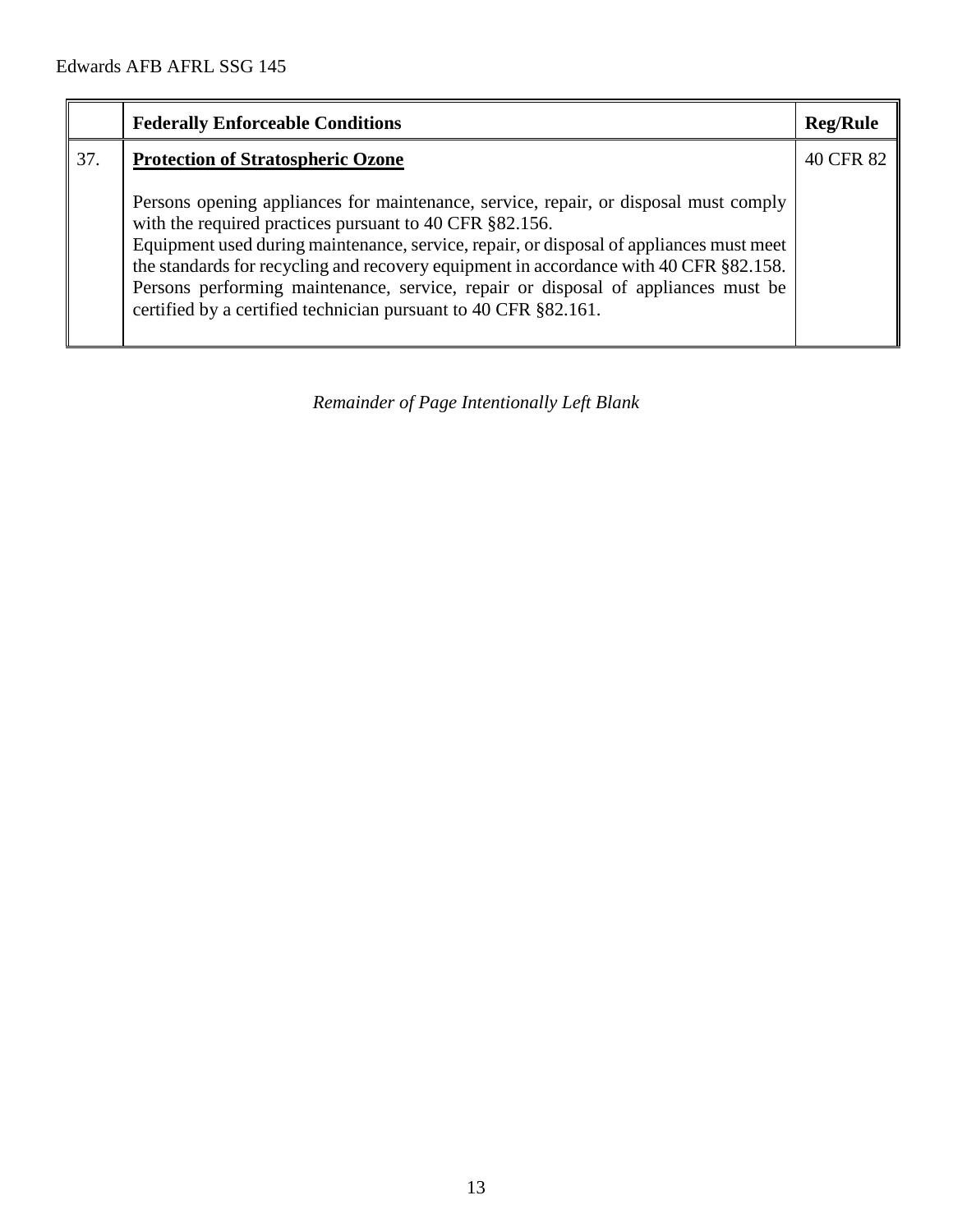| | Federally Enforceable Conditions | Reg/Rule |
|---|---|---|
| 37. | **<u>Protection of Stratospheric Ozone</u>**<br><br>Persons opening appliances for maintenance, service, repair, or disposal must comply with the required practices pursuant to 40 CFR §82.156.<br>Equipment used during maintenance, service, repair, or disposal of appliances must meet the standards for recycling and recovery equipment in accordance with 40 CFR §82.158.<br>Persons performing maintenance, service, repair or disposal of appliances must be certified by a certified technician pursuant to 40 CFR §82.161. | 40 CFR 82 |

*Remainder of Page Intentionally Left Blank*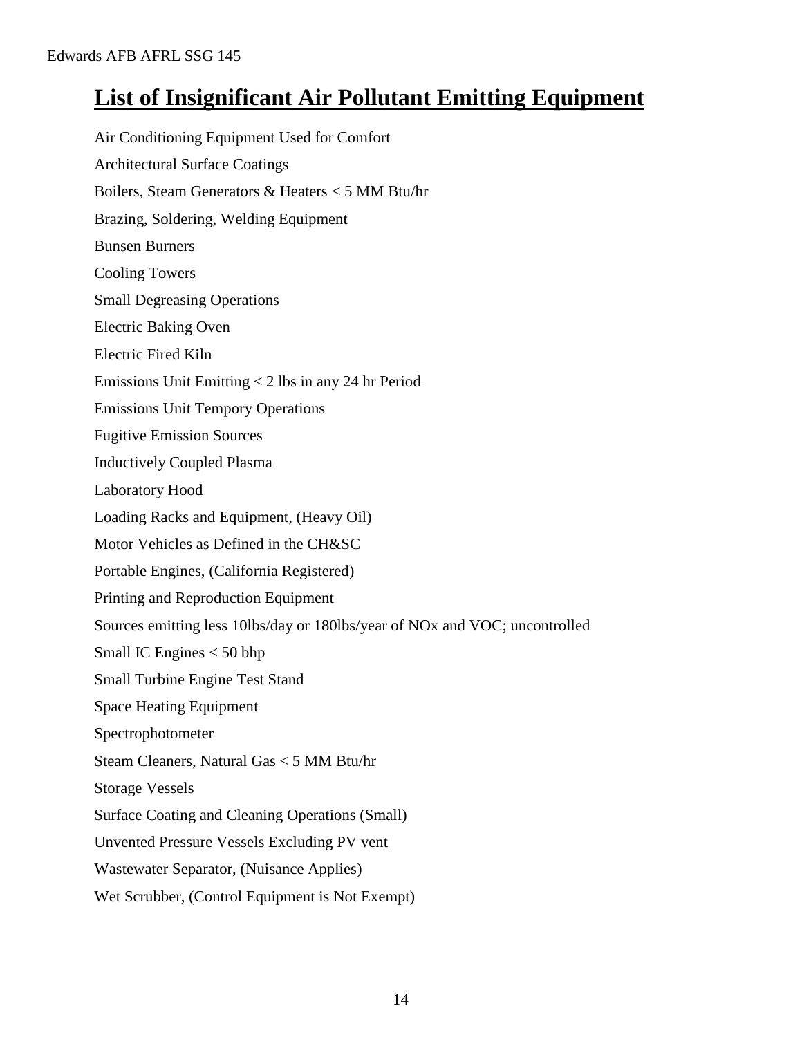## List of Insignificant Air Pollutant Emitting Equipment

Air Conditioning Equipment Used for Comfort

Architectural Surface Coatings

Boilers, Steam Generators & Heaters < 5 MM Btu/hr

Brazing, Soldering, Welding Equipment

Bunsen Burners

Cooling Towers

Small Degreasing Operations

Electric Baking Oven

Electric Fired Kiln

Emissions Unit Emitting < 2 lbs in any 24 hr Period

Emissions Unit Tempory Operations

Fugitive Emission Sources

Inductively Coupled Plasma

Laboratory Hood

Loading Racks and Equipment, (Heavy Oil)

Motor Vehicles as Defined in the CH&SC

Portable Engines, (California Registered)

Printing and Reproduction Equipment

Sources emitting less 10lbs/day or 180lbs/year of NOx and VOC; uncontrolled

Small IC Engines < 50 bhp

Small Turbine Engine Test Stand

Space Heating Equipment

Spectrophotometer

Steam Cleaners, Natural Gas < 5 MM Btu/hr

Storage Vessels

Surface Coating and Cleaning Operations (Small)

Unvented Pressure Vessels Excluding PV vent

Wastewater Separator, (Nuisance Applies)

Wet Scrubber, (Control Equipment is Not Exempt)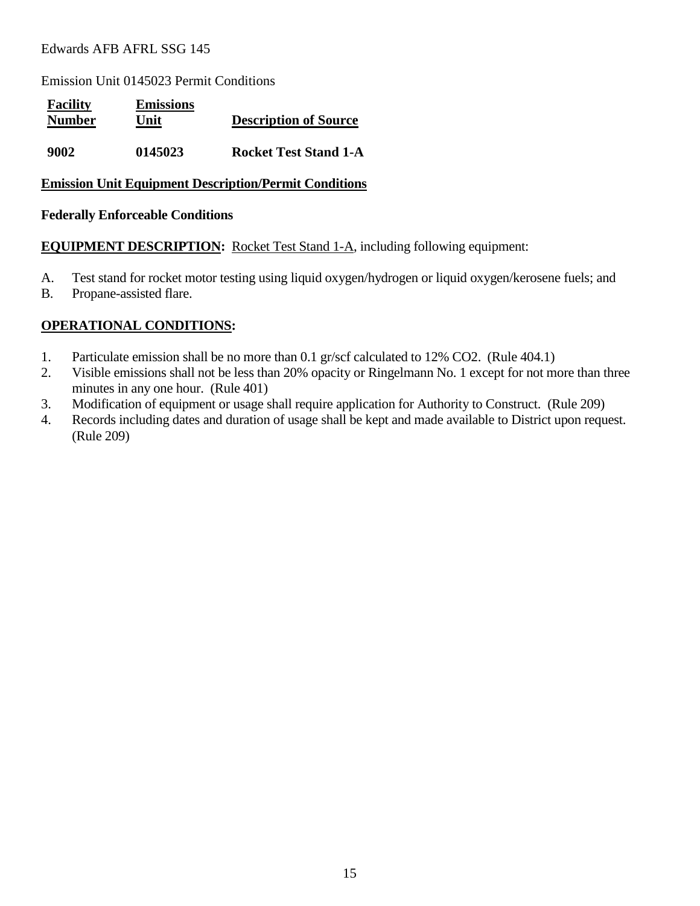Edwards AFB AFRL SSG 145

Emission Unit 0145023 Permit Conditions

| **Facility Number** | **Emissions Unit** | **Description of Source** |
|---|---|---|
| **9002** | **0145023** | **Rocket Test Stand 1-A** |

**Emission Unit Equipment Description/Permit Conditions**

**Federally Enforceable Conditions**

**EQUIPMENT DESCRIPTION:** Rocket Test Stand 1-A, including following equipment:

A. Test stand for rocket motor testing using liquid oxygen/hydrogen or liquid oxygen/kerosene fuels; and
B. Propane-assisted flare.

**OPERATIONAL CONDITIONS:**

1. Particulate emission shall be no more than 0.1 gr/scf calculated to 12% $CO_2$. (Rule 404.1)
2. Visible emissions shall not be less than 20% opacity or Ringelmann No. 1 except for not more than three minutes in any one hour. (Rule 401)
3. Modification of equipment or usage shall require application for Authority to Construct. (Rule 209)
4. Records including dates and duration of usage shall be kept and made available to District upon request. (Rule 209)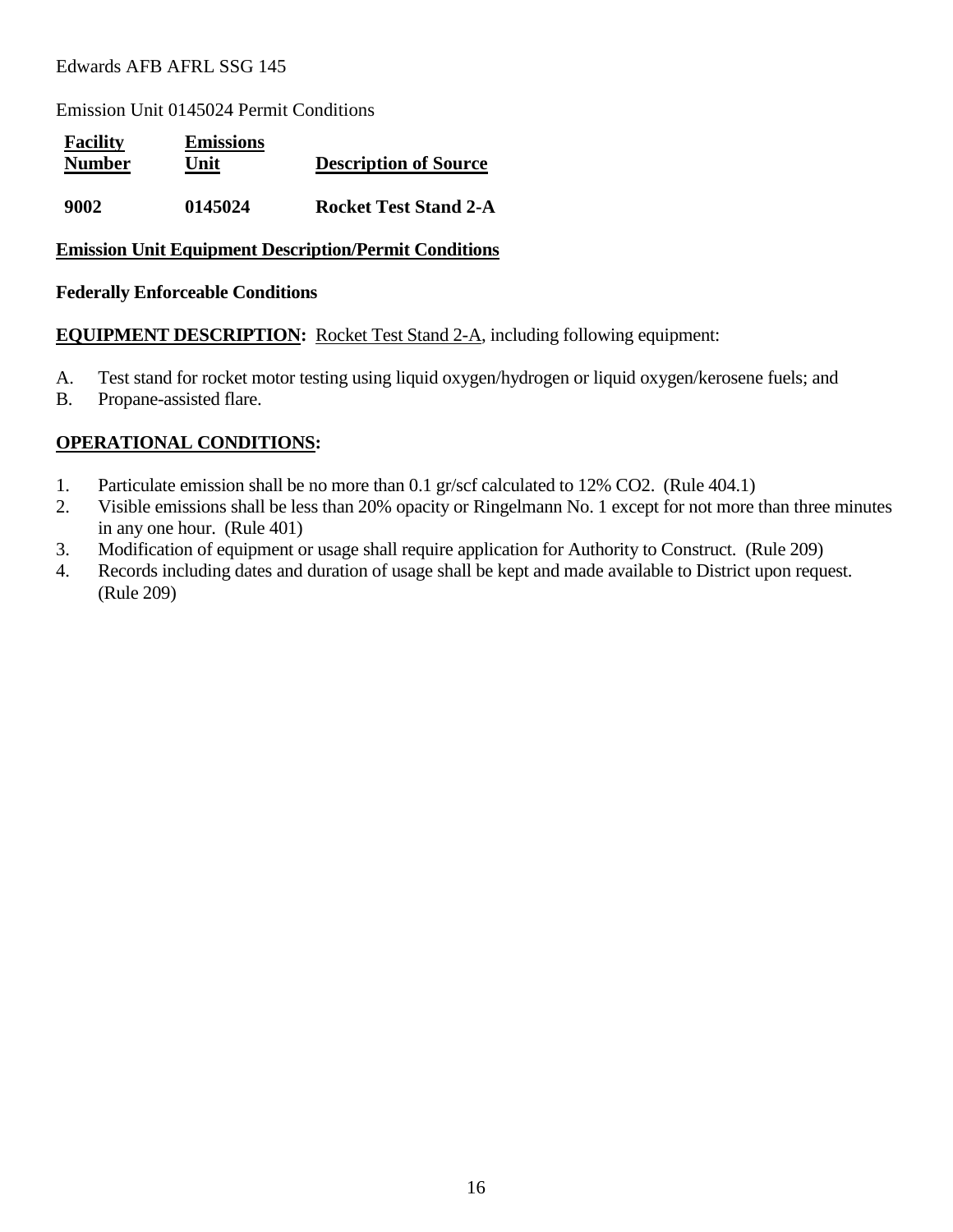Edwards AFB AFRL SSG 145

Emission Unit 0145024 Permit Conditions

| Facility Number | Emissions Unit | Description of Source |
|---|---|---|
| **9002** | **0145024** | **Rocket Test Stand 2-A** |

**Emission Unit Equipment Description/Permit Conditions**

**Federally Enforceable Conditions**

**EQUIPMENT DESCRIPTION:** Rocket Test Stand 2-A, including following equipment:

A. Test stand for rocket motor testing using liquid oxygen/hydrogen or liquid oxygen/kerosene fuels; and
B. Propane-assisted flare.

**OPERATIONAL CONDITIONS:**

1. Particulate emission shall be no more than 0.1 gr/scf calculated to 12% $CO_2$. (Rule 404.1)
2. Visible emissions shall be less than 20% opacity or Ringelmann No. 1 except for not more than three minutes in any one hour. (Rule 401)
3. Modification of equipment or usage shall require application for Authority to Construct. (Rule 209)
4. Records including dates and duration of usage shall be kept and made available to District upon request. (Rule 209)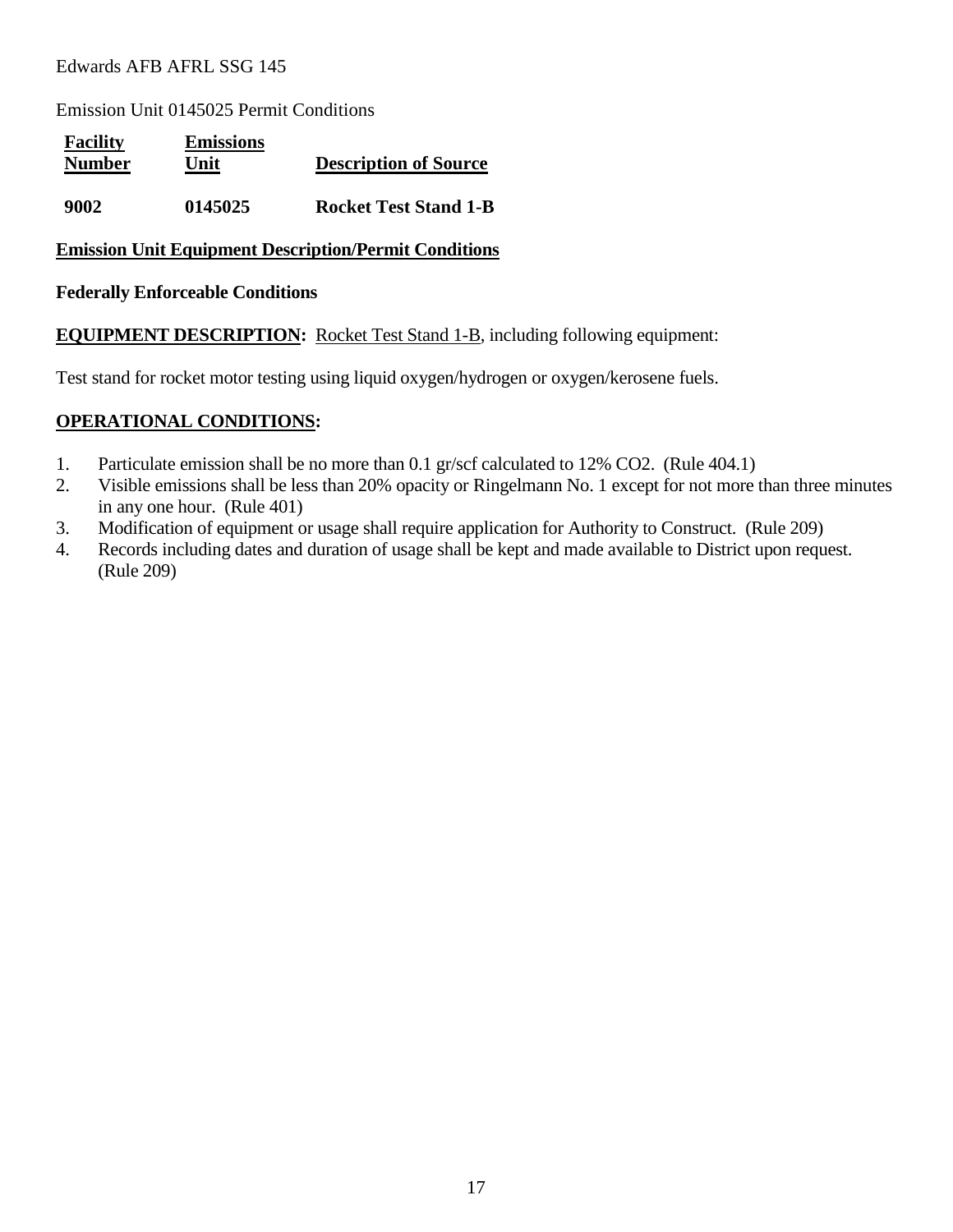Edwards AFB AFRL SSG 145

Emission Unit 0145025 Permit Conditions

| Facility Number | Emissions Unit | Description of Source |
|---|---|---|
| **9002** | **0145025** | **Rocket Test Stand 1-B** |

**Emission Unit Equipment Description/Permit Conditions**

**Federally Enforceable Conditions**

**EQUIPMENT DESCRIPTION:** Rocket Test Stand 1-B, including following equipment:

Test stand for rocket motor testing using liquid oxygen/hydrogen or oxygen/kerosene fuels.

**OPERATIONAL CONDITIONS:**

1. Particulate emission shall be no more than 0.1 gr/scf calculated to 12% $CO_2$. (Rule 404.1)
2. Visible emissions shall be less than 20% opacity or Ringelmann No. 1 except for not more than three minutes in any one hour. (Rule 401)
3. Modification of equipment or usage shall require application for Authority to Construct. (Rule 209)
4. Records including dates and duration of usage shall be kept and made available to District upon request. (Rule 209)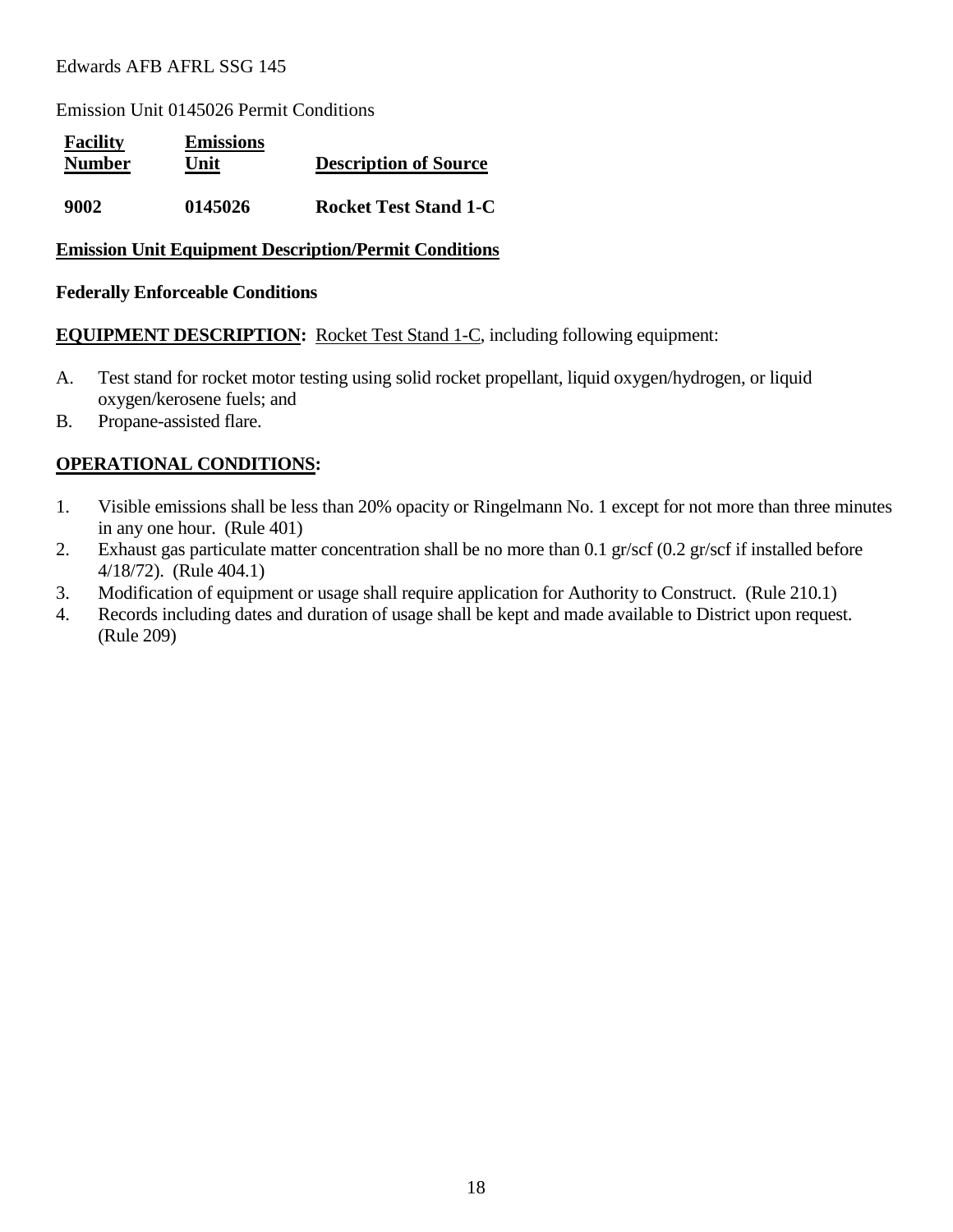Edwards AFB AFRL SSG 145

Emission Unit 0145026 Permit Conditions

| Facility Number | Emissions Unit | Description of Source |
|---|---|---|
| **9002** | **0145026** | **Rocket Test Stand 1-C** |

**Emission Unit Equipment Description/Permit Conditions**

**Federally Enforceable Conditions**

**EQUIPMENT DESCRIPTION:** Rocket Test Stand 1-C, including following equipment:

A. Test stand for rocket motor testing using solid rocket propellant, liquid oxygen/hydrogen, or liquid oxygen/kerosene fuels; and
B. Propane-assisted flare.

**OPERATIONAL CONDITIONS:**

1. Visible emissions shall be less than 20% opacity or Ringelmann No. 1 except for not more than three minutes in any one hour. (Rule 401)
2. Exhaust gas particulate matter concentration shall be no more than 0.1 gr/scf (0.2 gr/scf if installed before 4/18/72). (Rule 404.1)
3. Modification of equipment or usage shall require application for Authority to Construct. (Rule 210.1)
4. Records including dates and duration of usage shall be kept and made available to District upon request. (Rule 209)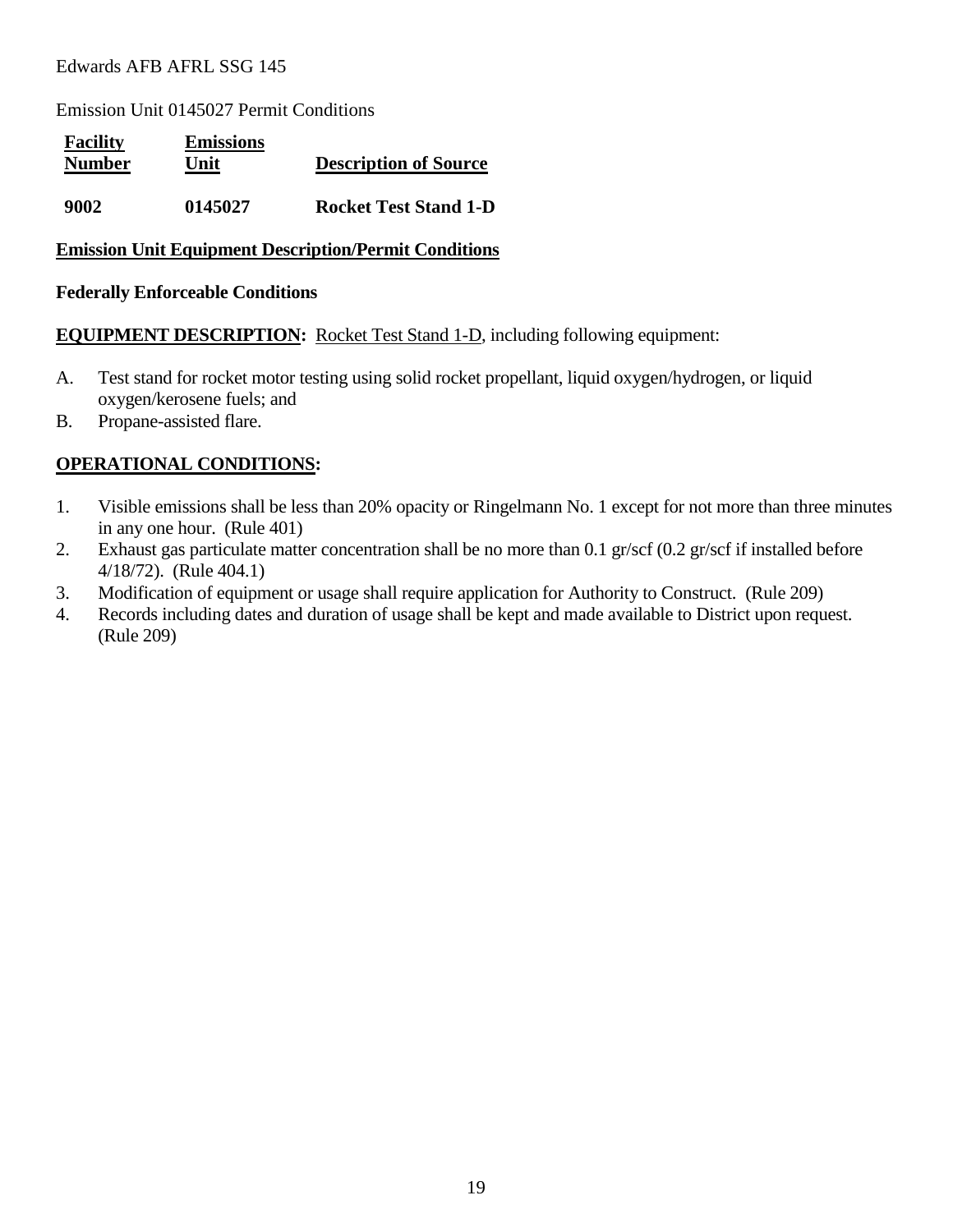Edwards AFB AFRL SSG 145

Emission Unit 0145027 Permit Conditions

| **Facility Number** | **Emissions Unit** | **Description of Source** |
|---|---|---|
| **9002** | **0145027** | **Rocket Test Stand 1-D** |

**Emission Unit Equipment Description/Permit Conditions**

**Federally Enforceable Conditions**

**EQUIPMENT DESCRIPTION:** Rocket Test Stand 1-D, including following equipment:

A. Test stand for rocket motor testing using solid rocket propellant, liquid oxygen/hydrogen, or liquid oxygen/kerosene fuels; and
B. Propane-assisted flare.

**OPERATIONAL CONDITIONS:**

1. Visible emissions shall be less than 20% opacity or Ringelmann No. 1 except for not more than three minutes in any one hour. (Rule 401)
2. Exhaust gas particulate matter concentration shall be no more than 0.1 gr/scf (0.2 gr/scf if installed before 4/18/72). (Rule 404.1)
3. Modification of equipment or usage shall require application for Authority to Construct. (Rule 209)
4. Records including dates and duration of usage shall be kept and made available to District upon request. (Rule 209)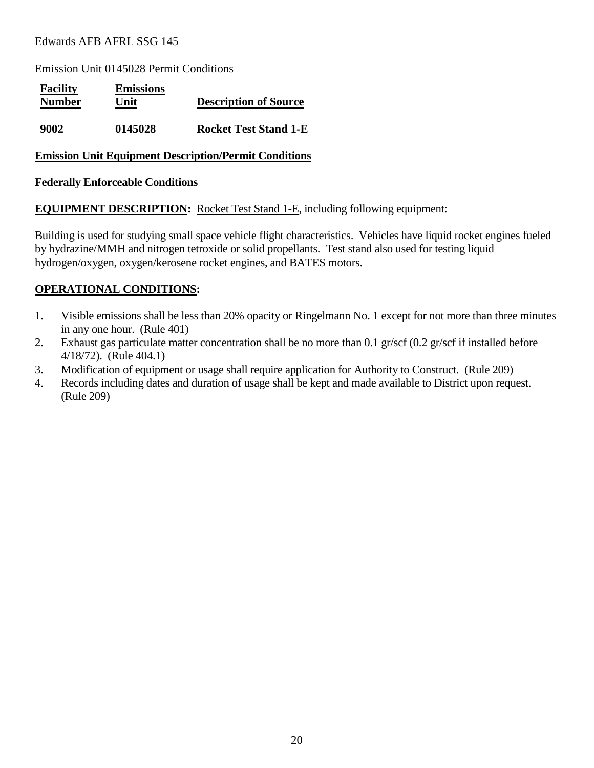Edwards AFB AFRL SSG 145

Emission Unit 0145028 Permit Conditions

| Facility Number | Emissions Unit | Description of Source |
| --- | --- | --- |
| **9002** | **0145028** | **Rocket Test Stand 1-E** |

**Emission Unit Equipment Description/Permit Conditions**

**Federally Enforceable Conditions**

**EQUIPMENT DESCRIPTION:** Rocket Test Stand 1-E, including following equipment:

Building is used for studying small space vehicle flight characteristics. Vehicles have liquid rocket engines fueled by hydrazine/MMH and nitrogen tetroxide or solid propellants. Test stand also used for testing liquid hydrogen/oxygen, oxygen/kerosene rocket engines, and BATES motors.

**OPERATIONAL CONDITIONS:**

1. Visible emissions shall be less than 20% opacity or Ringelmann No. 1 except for not more than three minutes in any one hour. (Rule 401)
2. Exhaust gas particulate matter concentration shall be no more than 0.1 gr/scf (0.2 gr/scf if installed before 4/18/72). (Rule 404.1)
3. Modification of equipment or usage shall require application for Authority to Construct. (Rule 209)
4. Records including dates and duration of usage shall be kept and made available to District upon request. (Rule 209)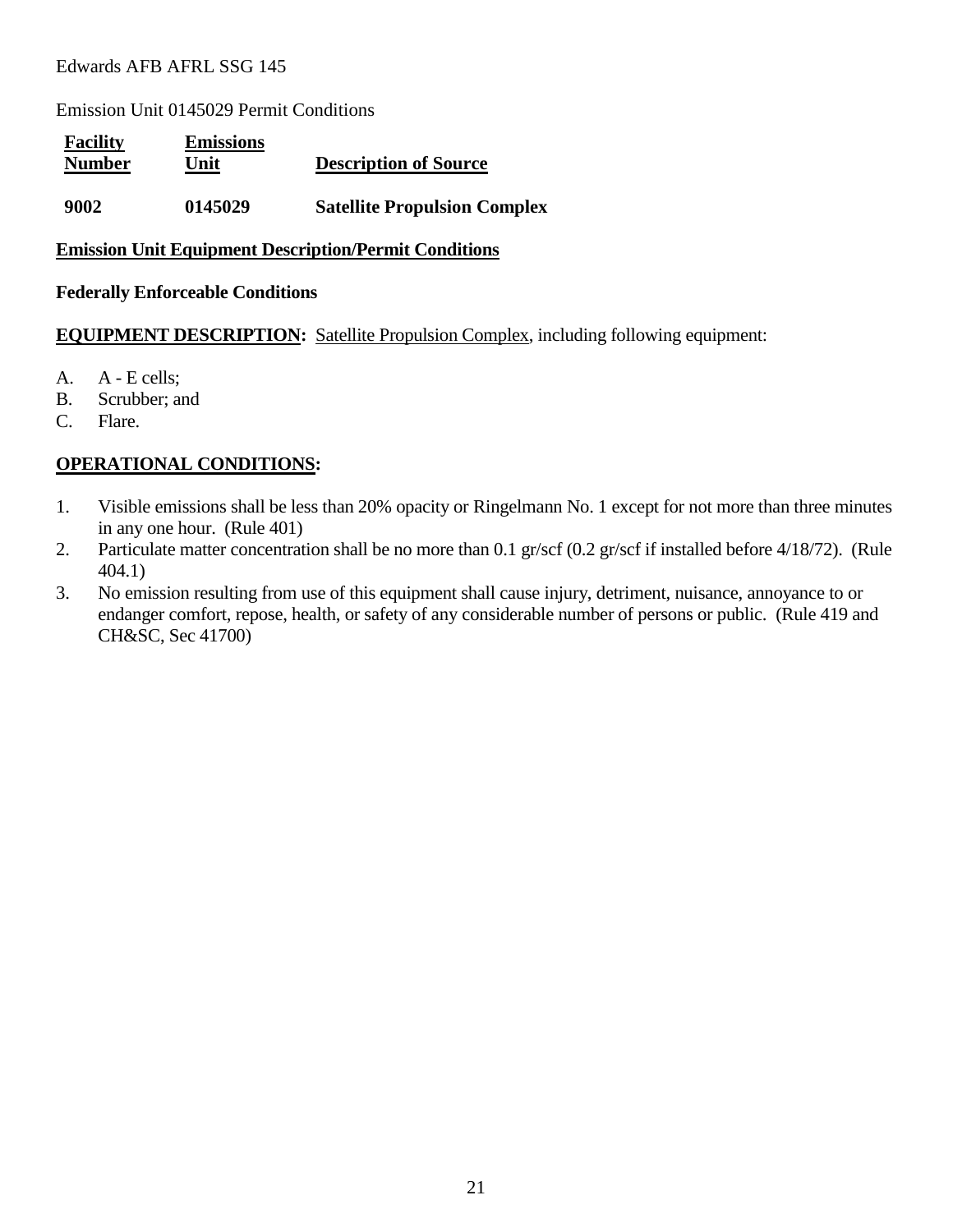Edwards AFB AFRL SSG 145

Emission Unit 0145029 Permit Conditions

| Facility Number | Emissions Unit | Description of Source |
|---|---|---|
| **9002** | **0145029** | **Satellite Propulsion Complex** |

**Emission Unit Equipment Description/Permit Conditions**

**Federally Enforceable Conditions**

**EQUIPMENT DESCRIPTION:** Satellite Propulsion Complex, including following equipment:

A. A - E cells;
B. Scrubber; and
C. Flare.

**OPERATIONAL CONDITIONS:**

1. Visible emissions shall be less than 20% opacity or Ringelmann No. 1 except for not more than three minutes in any one hour. (Rule 401)
2. Particulate matter concentration shall be no more than 0.1 gr/scf (0.2 gr/scf if installed before 4/18/72). (Rule 404.1)
3. No emission resulting from use of this equipment shall cause injury, detriment, nuisance, annoyance to or endanger comfort, repose, health, or safety of any considerable number of persons or public. (Rule 419 and CH&SC, Sec 41700)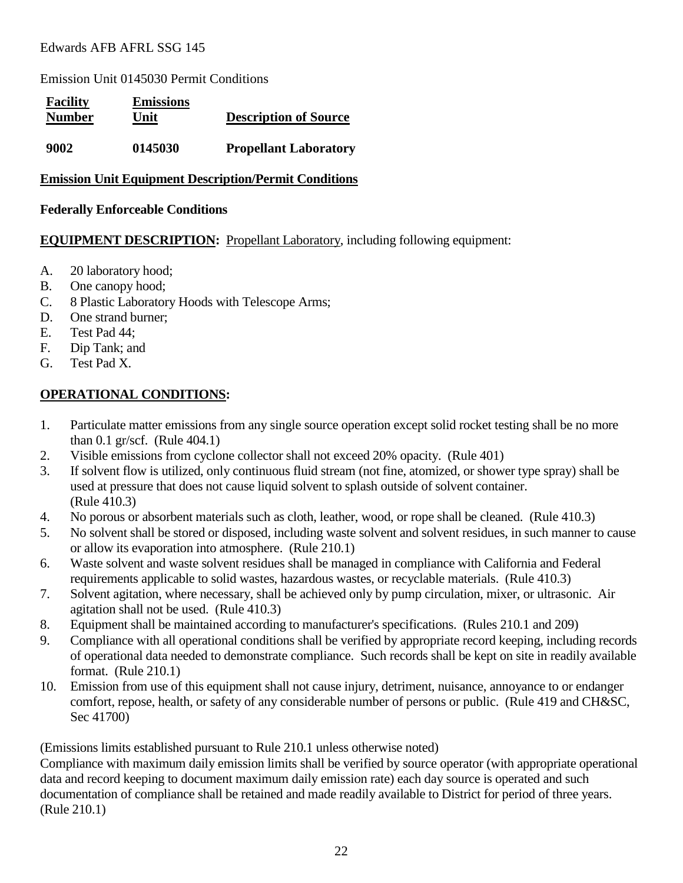Edwards AFB AFRL SSG 145

Emission Unit 0145030 Permit Conditions

| Facility Number | Emissions Unit | Description of Source |
|---|---|---|
| **9002** | **0145030** | **Propellant Laboratory** |

**Emission Unit Equipment Description/Permit Conditions**

**Federally Enforceable Conditions**

**EQUIPMENT DESCRIPTION:** Propellant Laboratory, including following equipment:

A. 20 laboratory hood;
B. One canopy hood;
C. 8 Plastic Laboratory Hoods with Telescope Arms;
D. One strand burner;
E. Test Pad 44;
F. Dip Tank; and
G. Test Pad X.

**OPERATIONAL CONDITIONS:**

1. Particulate matter emissions from any single source operation except solid rocket testing shall be no more than 0.1 gr/scf. (Rule 404.1)
2. Visible emissions from cyclone collector shall not exceed 20% opacity. (Rule 401)
3. If solvent flow is utilized, only continuous fluid stream (not fine, atomized, or shower type spray) shall be used at pressure that does not cause liquid solvent to splash outside of solvent container. (Rule 410.3)
4. No porous or absorbent materials such as cloth, leather, wood, or rope shall be cleaned. (Rule 410.3)
5. No solvent shall be stored or disposed, including waste solvent and solvent residues, in such manner to cause or allow its evaporation into atmosphere. (Rule 210.1)
6. Waste solvent and waste solvent residues shall be managed in compliance with California and Federal requirements applicable to solid wastes, hazardous wastes, or recyclable materials. (Rule 410.3)
7. Solvent agitation, where necessary, shall be achieved only by pump circulation, mixer, or ultrasonic. Air agitation shall not be used. (Rule 410.3)
8. Equipment shall be maintained according to manufacturer's specifications. (Rules 210.1 and 209)
9. Compliance with all operational conditions shall be verified by appropriate record keeping, including records of operational data needed to demonstrate compliance. Such records shall be kept on site in readily available format. (Rule 210.1)
10. Emission from use of this equipment shall not cause injury, detriment, nuisance, annoyance to or endanger comfort, repose, health, or safety of any considerable number of persons or public. (Rule 419 and CH&SC, Sec 41700)

(Emissions limits established pursuant to Rule 210.1 unless otherwise noted)
Compliance with maximum daily emission limits shall be verified by source operator (with appropriate operational data and record keeping to document maximum daily emission rate) each day source is operated and such documentation of compliance shall be retained and made readily available to District for period of three years. (Rule 210.1)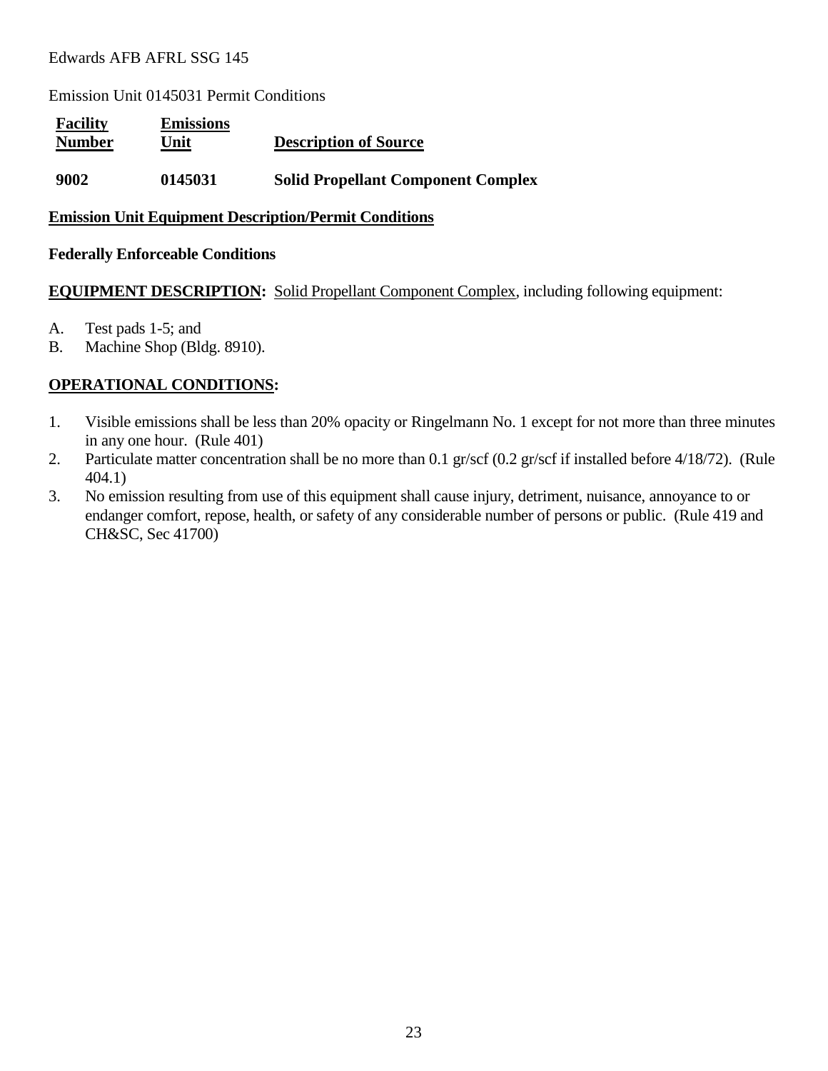Edwards AFB AFRL SSG 145

Emission Unit 0145031 Permit Conditions

| Facility Number | Emissions Unit | Description of Source |
|---|---|---|
| **9002** | **0145031** | **Solid Propellant Component Complex** |

**Emission Unit Equipment Description/Permit Conditions**

**Federally Enforceable Conditions**

**EQUIPMENT DESCRIPTION:** Solid Propellant Component Complex, including following equipment:

A. Test pads 1-5; and
B. Machine Shop (Bldg. 8910).

**OPERATIONAL CONDITIONS:**

1. Visible emissions shall be less than 20% opacity or Ringelmann No. 1 except for not more than three minutes in any one hour. (Rule 401)
2. Particulate matter concentration shall be no more than 0.1 gr/scf (0.2 gr/scf if installed before 4/18/72). (Rule 404.1)
3. No emission resulting from use of this equipment shall cause injury, detriment, nuisance, annoyance to or endanger comfort, repose, health, or safety of any considerable number of persons or public. (Rule 419 and CH&SC, Sec 41700)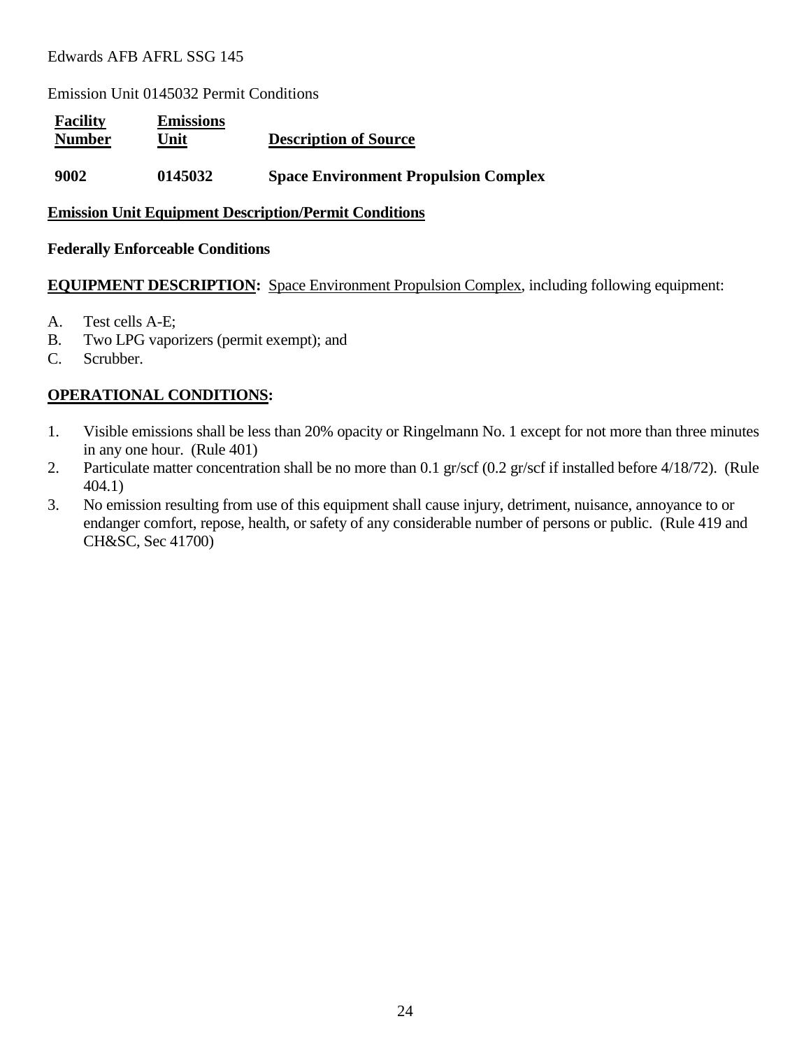Edwards AFB AFRL SSG 145

Emission Unit 0145032 Permit Conditions

| **Facility Number** | **Emissions Unit** | **Description of Source** |
| --- | --- | --- |
| **9002** | **0145032** | **Space Environment Propulsion Complex** |

**Emission Unit Equipment Description/Permit Conditions**

**Federally Enforceable Conditions**

**EQUIPMENT DESCRIPTION:** Space Environment Propulsion Complex, including following equipment:

A. Test cells A-E;
B. Two LPG vaporizers (permit exempt); and
C. Scrubber.

**OPERATIONAL CONDITIONS:**

1. Visible emissions shall be less than 20% opacity or Ringelmann No. 1 except for not more than three minutes in any one hour. (Rule 401)
2. Particulate matter concentration shall be no more than 0.1 gr/scf (0.2 gr/scf if installed before 4/18/72). (Rule 404.1)
3. No emission resulting from use of this equipment shall cause injury, detriment, nuisance, annoyance to or endanger comfort, repose, health, or safety of any considerable number of persons or public. (Rule 419 and CH&SC, Sec 41700)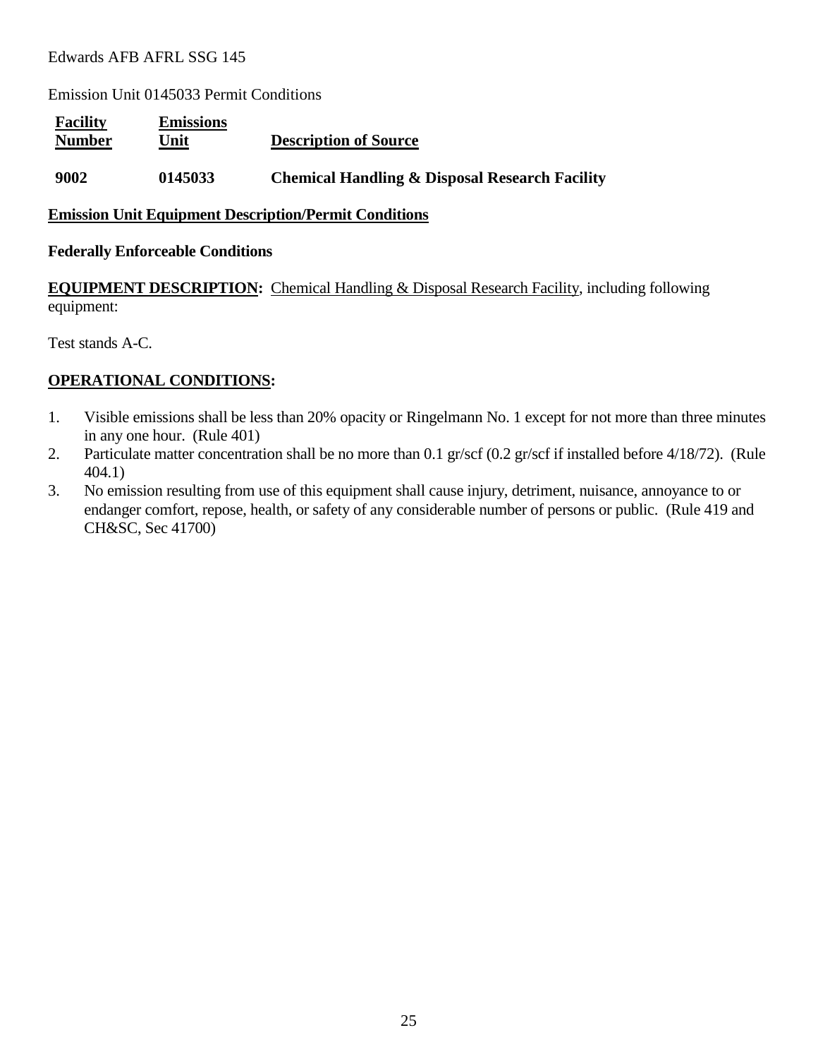Edwards AFB AFRL SSG 145

Emission Unit 0145033 Permit Conditions

| **Facility Number** | **Emissions Unit** | **Description of Source** |
|---|---|---|
| **9002** | **0145033** | **Chemical Handling & Disposal Research Facility** |

**Emission Unit Equipment Description/Permit Conditions**

**Federally Enforceable Conditions**

**EQUIPMENT DESCRIPTION:** Chemical Handling & Disposal Research Facility, including following equipment:

Test stands A-C.

**OPERATIONAL CONDITIONS:**

1. Visible emissions shall be less than 20% opacity or Ringelmann No. 1 except for not more than three minutes in any one hour. (Rule 401)
2. Particulate matter concentration shall be no more than 0.1 gr/scf (0.2 gr/scf if installed before 4/18/72). (Rule 404.1)
3. No emission resulting from use of this equipment shall cause injury, detriment, nuisance, annoyance to or endanger comfort, repose, health, or safety of any considerable number of persons or public. (Rule 419 and CH&SC, Sec 41700)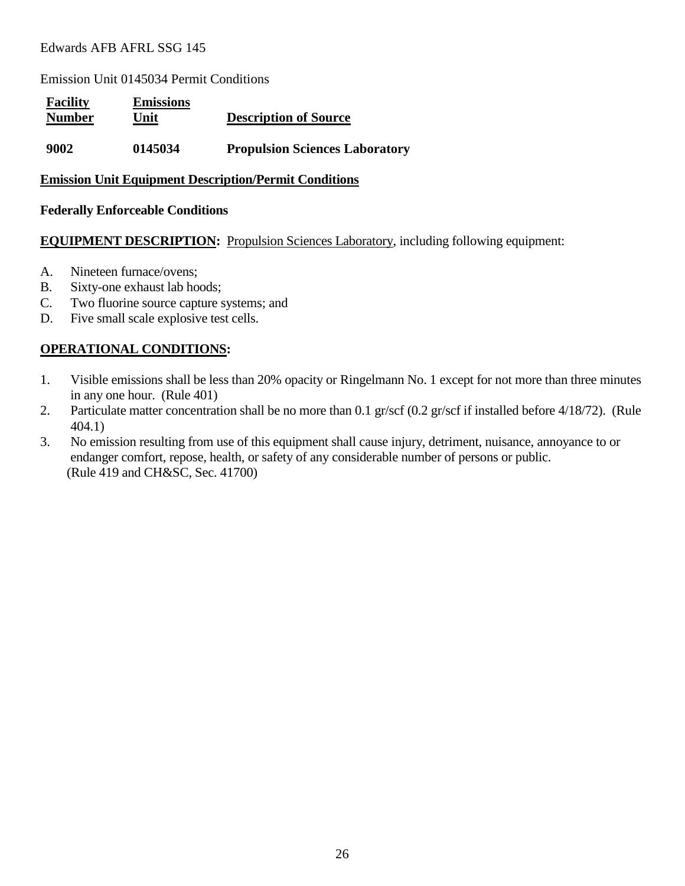Edwards AFB AFRL SSG 145

Emission Unit 0145034 Permit Conditions

| Facility Number | Emissions Unit | Description of Source |
|---|---|---|
| **9002** | **0145034** | **Propulsion Sciences Laboratory** |

**Emission Unit Equipment Description/Permit Conditions**

**Federally Enforceable Conditions**

**EQUIPMENT DESCRIPTION:** Propulsion Sciences Laboratory, including following equipment:

A. Nineteen furnace/ovens;
B. Sixty-one exhaust lab hoods;
C. Two fluorine source capture systems; and
D. Five small scale explosive test cells.

**OPERATIONAL CONDITIONS:**

1. Visible emissions shall be less than 20% opacity or Ringelmann No. 1 except for not more than three minutes in any one hour. (Rule 401)
2. Particulate matter concentration shall be no more than 0.1 gr/scf (0.2 gr/scf if installed before 4/18/72). (Rule 404.1)
3. No emission resulting from use of this equipment shall cause injury, detriment, nuisance, annoyance to or endanger comfort, repose, health, or safety of any considerable number of persons or public. (Rule 419 and CH&SC, Sec. 41700)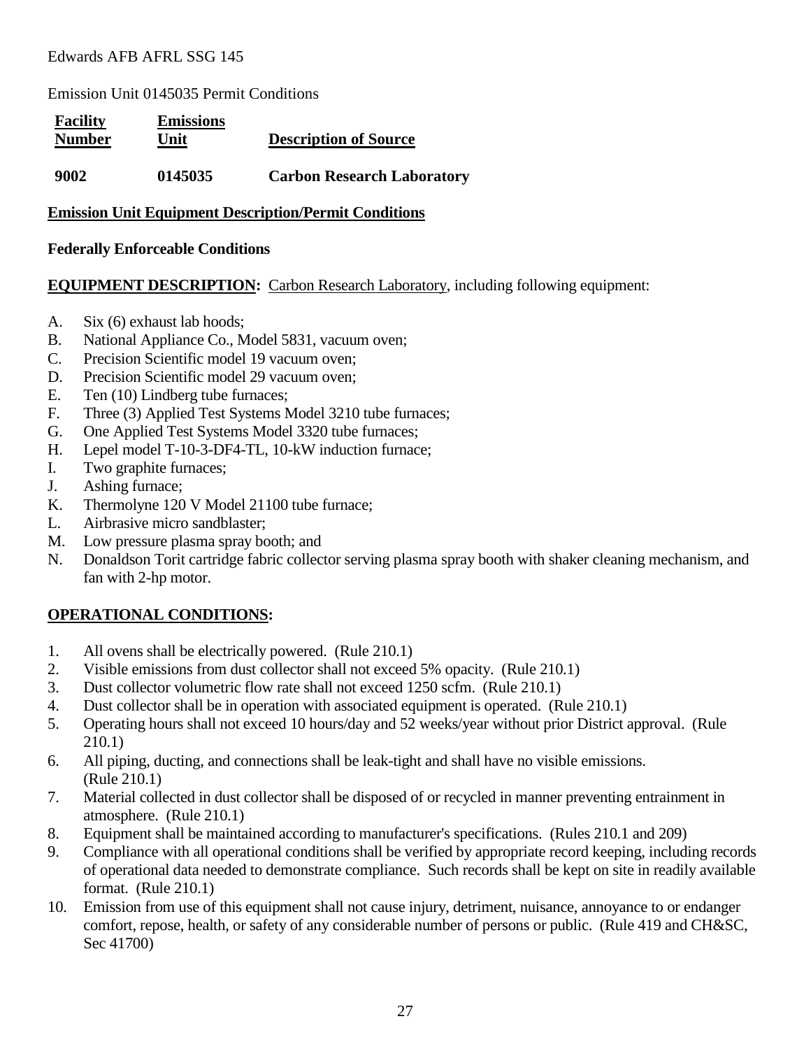Edwards AFB AFRL SSG 145

Emission Unit 0145035 Permit Conditions

| Facility Number | Emissions Unit | Description of Source |
|---|---|---|
| **9002** | **0145035** | **Carbon Research Laboratory** |

**Emission Unit Equipment Description/Permit Conditions**

**Federally Enforceable Conditions**

**EQUIPMENT DESCRIPTION:** Carbon Research Laboratory, including following equipment:

A. Six (6) exhaust lab hoods;
B. National Appliance Co., Model 5831, vacuum oven;
C. Precision Scientific model 19 vacuum oven;
D. Precision Scientific model 29 vacuum oven;
E. Ten (10) Lindberg tube furnaces;
F. Three (3) Applied Test Systems Model 3210 tube furnaces;
G. One Applied Test Systems Model 3320 tube furnaces;
H. Lepel model T-10-3-DF4-TL, 10-kW induction furnace;
I. Two graphite furnaces;
J. Ashing furnace;
K. Thermolyne 120 V Model 21100 tube furnace;
L. Airbrasive micro sandblaster;
M. Low pressure plasma spray booth; and
N. Donaldson Torit cartridge fabric collector serving plasma spray booth with shaker cleaning mechanism, and fan with 2-hp motor.

**OPERATIONAL CONDITIONS:**

1. All ovens shall be electrically powered. (Rule 210.1)
2. Visible emissions from dust collector shall not exceed 5% opacity. (Rule 210.1)
3. Dust collector volumetric flow rate shall not exceed 1250 scfm. (Rule 210.1)
4. Dust collector shall be in operation with associated equipment is operated. (Rule 210.1)
5. Operating hours shall not exceed 10 hours/day and 52 weeks/year without prior District approval. (Rule 210.1)
6. All piping, ducting, and connections shall be leak-tight and shall have no visible emissions. (Rule 210.1)
7. Material collected in dust collector shall be disposed of or recycled in manner preventing entrainment in atmosphere. (Rule 210.1)
8. Equipment shall be maintained according to manufacturer's specifications. (Rules 210.1 and 209)
9. Compliance with all operational conditions shall be verified by appropriate record keeping, including records of operational data needed to demonstrate compliance. Such records shall be kept on site in readily available format. (Rule 210.1)
10. Emission from use of this equipment shall not cause injury, detriment, nuisance, annoyance to or endanger comfort, repose, health, or safety of any considerable number of persons or public. (Rule 419 and CH&SC, Sec 41700)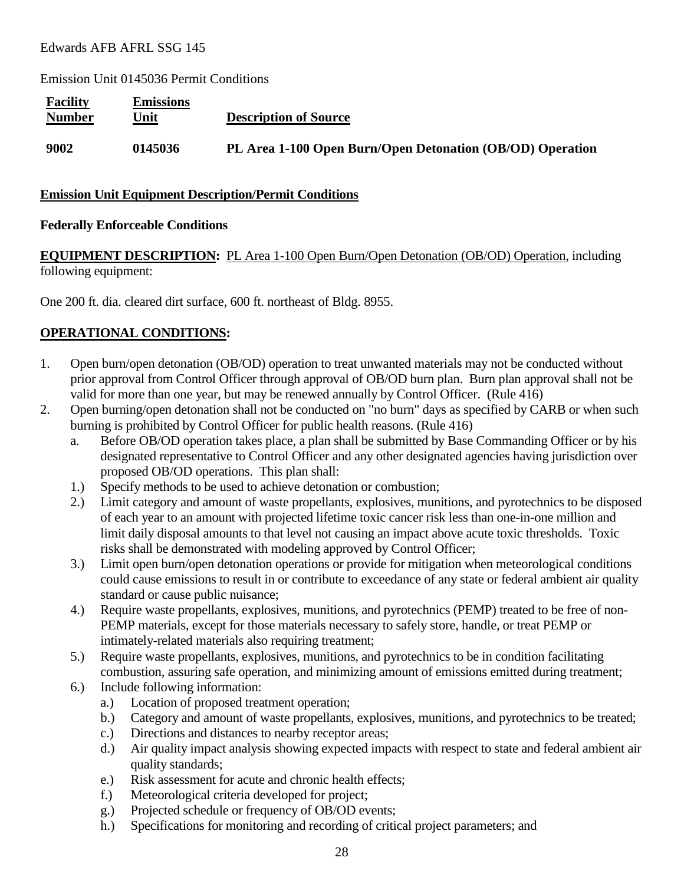Edwards AFB AFRL SSG 145

Emission Unit 0145036 Permit Conditions

| **Facility Number** | **Emissions Unit** | **Description of Source** |
|---|---|---|
| **9002** | **0145036** | **PL Area 1-100 Open Burn/Open Detonation (OB/OD) Operation** |

## Emission Unit Equipment Description/Permit Conditions

**Federally Enforceable Conditions**

**EQUIPMENT DESCRIPTION:** PL Area 1-100 Open Burn/Open Detonation (OB/OD) Operation, including following equipment:

One 200 ft. dia. cleared dirt surface, 600 ft. northeast of Bldg. 8955.

**OPERATIONAL CONDITIONS:**

1. Open burn/open detonation (OB/OD) operation to treat unwanted materials may not be conducted without prior approval from Control Officer through approval of OB/OD burn plan. Burn plan approval shall not be valid for more than one year, but may be renewed annually by Control Officer. (Rule 416)
2. Open burning/open detonation shall not be conducted on "no burn" days as specified by CARB or when such burning is prohibited by Control Officer for public health reasons. (Rule 416)
   a. Before OB/OD operation takes place, a plan shall be submitted by Base Commanding Officer or by his designated representative to Control Officer and any other designated agencies having jurisdiction over proposed OB/OD operations. This plan shall:
   1.) Specify methods to be used to achieve detonation or combustion;
   2.) Limit category and amount of waste propellants, explosives, munitions, and pyrotechnics to be disposed of each year to an amount with projected lifetime toxic cancer risk less than one-in-one million and limit daily disposal amounts to that level not causing an impact above acute toxic thresholds. Toxic risks shall be demonstrated with modeling approved by Control Officer;
   3.) Limit open burn/open detonation operations or provide for mitigation when meteorological conditions could cause emissions to result in or contribute to exceedance of any state or federal ambient air quality standard or cause public nuisance;
   4.) Require waste propellants, explosives, munitions, and pyrotechnics (PEMP) treated to be free of non-PEMP materials, except for those materials necessary to safely store, handle, or treat PEMP or intimately-related materials also requiring treatment;
   5.) Require waste propellants, explosives, munitions, and pyrotechnics to be in condition facilitating combustion, assuring safe operation, and minimizing amount of emissions emitted during treatment;
   6.) Include following information:
      a.) Location of proposed treatment operation;
      b.) Category and amount of waste propellants, explosives, munitions, and pyrotechnics to be treated;
      c.) Directions and distances to nearby receptor areas;
      d.) Air quality impact analysis showing expected impacts with respect to state and federal ambient air quality standards;
      e.) Risk assessment for acute and chronic health effects;
      f.) Meteorological criteria developed for project;
      g.) Projected schedule or frequency of OB/OD events;
      h.) Specifications for monitoring and recording of critical project parameters; and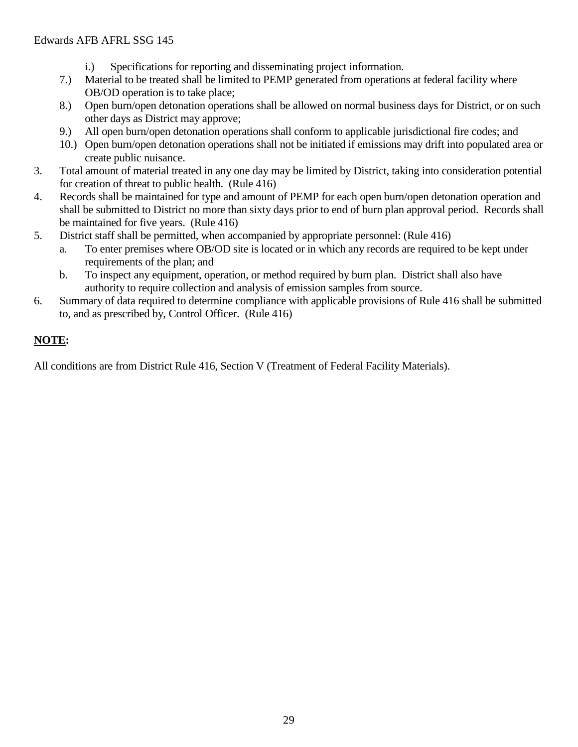i.) Specifications for reporting and disseminating project information.

   7.) Material to be treated shall be limited to PEMP generated from operations at federal facility where OB/OD operation is to take place;

   8.) Open burn/open detonation operations shall be allowed on normal business days for District, or on such other days as District may approve;

   9.) All open burn/open detonation operations shall conform to applicable jurisdictional fire codes; and

   10.) Open burn/open detonation operations shall not be initiated if emissions may drift into populated area or create public nuisance.

3. Total amount of material treated in any one day may be limited by District, taking into consideration potential for creation of threat to public health. (Rule 416)
4. Records shall be maintained for type and amount of PEMP for each open burn/open detonation operation and shall be submitted to District no more than sixty days prior to end of burn plan approval period. Records shall be maintained for five years. (Rule 416)
5. District staff shall be permitted, when accompanied by appropriate personnel: (Rule 416)
   a. To enter premises where OB/OD site is located or in which any records are required to be kept under requirements of the plan; and
   b. To inspect any equipment, operation, or method required by burn plan. District shall also have authority to require collection and analysis of emission samples from source.
6. Summary of data required to determine compliance with applicable provisions of Rule 416 shall be submitted to, and as prescribed by, Control Officer. (Rule 416)

**NOTE:**

All conditions are from District Rule 416, Section V (Treatment of Federal Facility Materials).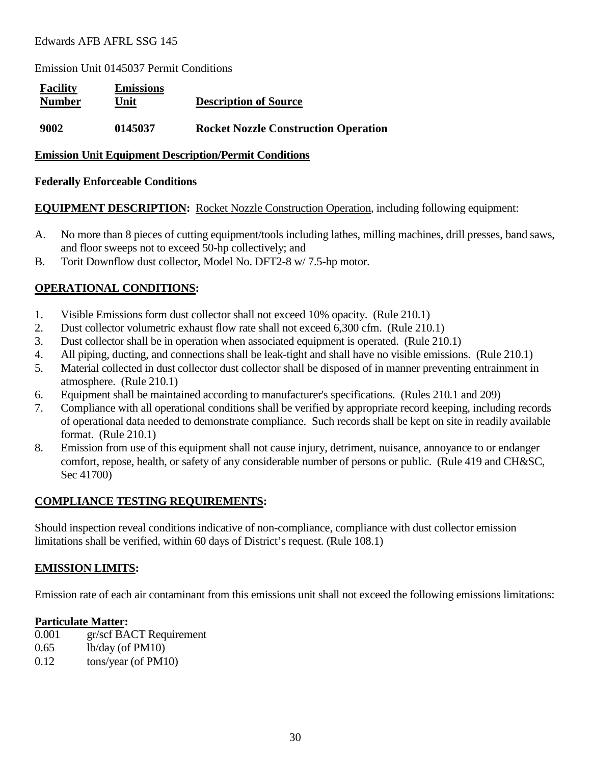Edwards AFB AFRL SSG 145

Emission Unit 0145037 Permit Conditions

| Facility Number | Emissions Unit | Description of Source |
|---|---|---|
| **9002** | **0145037** | **Rocket Nozzle Construction Operation** |

**Emission Unit Equipment Description/Permit Conditions**

**Federally Enforceable Conditions**

**EQUIPMENT DESCRIPTION:** Rocket Nozzle Construction Operation, including following equipment:

A. No more than 8 pieces of cutting equipment/tools including lathes, milling machines, drill presses, band saws, and floor sweeps not to exceed 50-hp collectively; and
B. Torit Downflow dust collector, Model No. DFT2-8 w/ 7.5-hp motor.

## OPERATIONAL CONDITIONS:

1. Visible Emissions form dust collector shall not exceed 10% opacity. (Rule 210.1)
2. Dust collector volumetric exhaust flow rate shall not exceed 6,300 cfm. (Rule 210.1)
3. Dust collector shall be in operation when associated equipment is operated. (Rule 210.1)
4. All piping, ducting, and connections shall be leak-tight and shall have no visible emissions. (Rule 210.1)
5. Material collected in dust collector dust collector shall be disposed of in manner preventing entrainment in atmosphere. (Rule 210.1)
6. Equipment shall be maintained according to manufacturer's specifications. (Rules 210.1 and 209)
7. Compliance with all operational conditions shall be verified by appropriate record keeping, including records of operational data needed to demonstrate compliance. Such records shall be kept on site in readily available format. (Rule 210.1)
8. Emission from use of this equipment shall not cause injury, detriment, nuisance, annoyance to or endanger comfort, repose, health, or safety of any considerable number of persons or public. (Rule 419 and CH&SC, Sec 41700)

## COMPLIANCE TESTING REQUIREMENTS:

Should inspection reveal conditions indicative of non-compliance, compliance with dust collector emission limitations shall be verified, within 60 days of District's request. (Rule 108.1)

## EMISSION LIMITS:

Emission rate of each air contaminant from this emissions unit shall not exceed the following emissions limitations:

**Particulate Matter:**

| | |
|---|---|
| 0.001 | gr/scf BACT Requirement |
| 0.65 | lb/day (of PM10) |
| 0.12 | tons/year (of PM10) |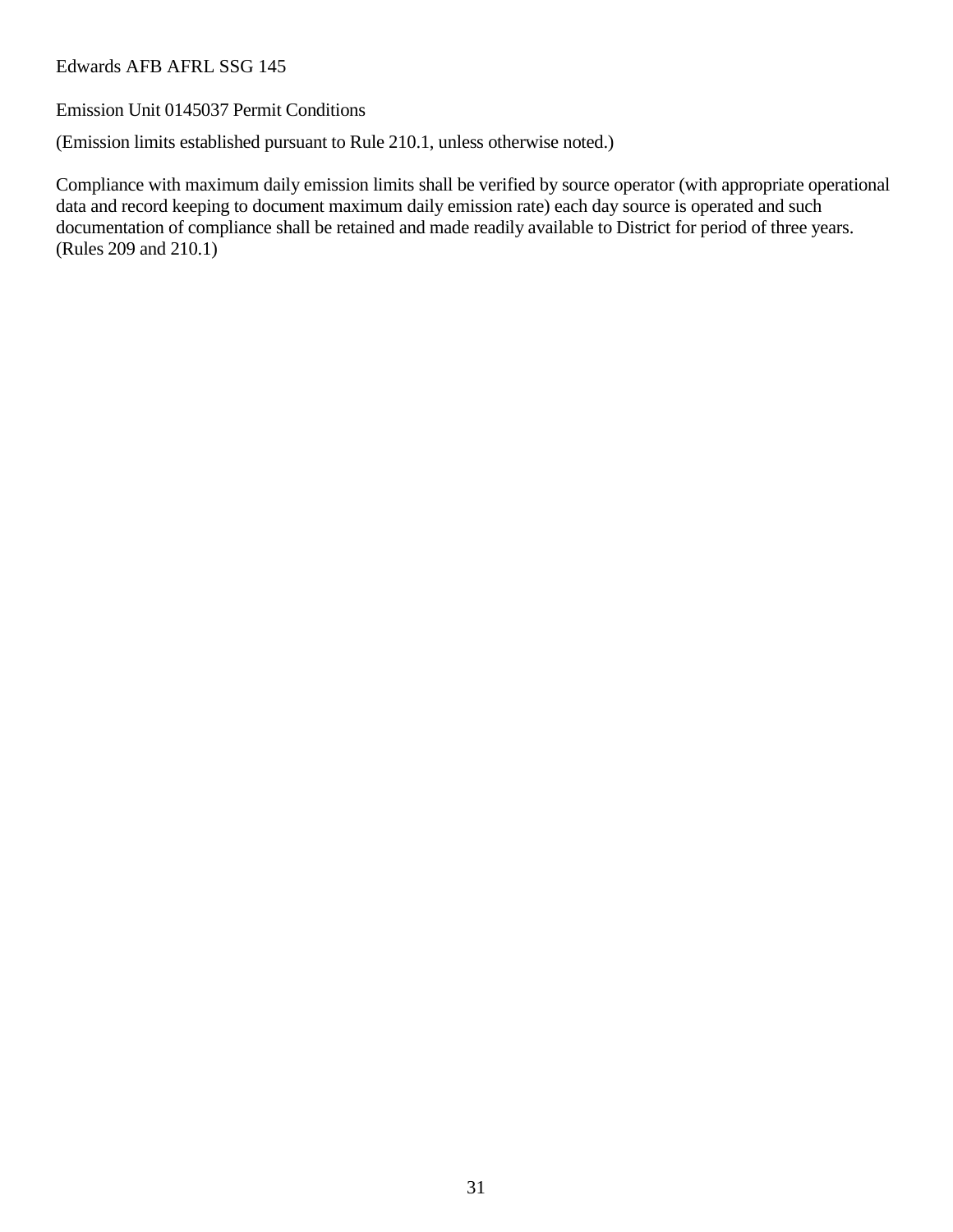Edwards AFB AFRL SSG 145

Emission Unit 0145037 Permit Conditions

(Emission limits established pursuant to Rule 210.1, unless otherwise noted.)

Compliance with maximum daily emission limits shall be verified by source operator (with appropriate operational data and record keeping to document maximum daily emission rate) each day source is operated and such documentation of compliance shall be retained and made readily available to District for period of three years. (Rules 209 and 210.1)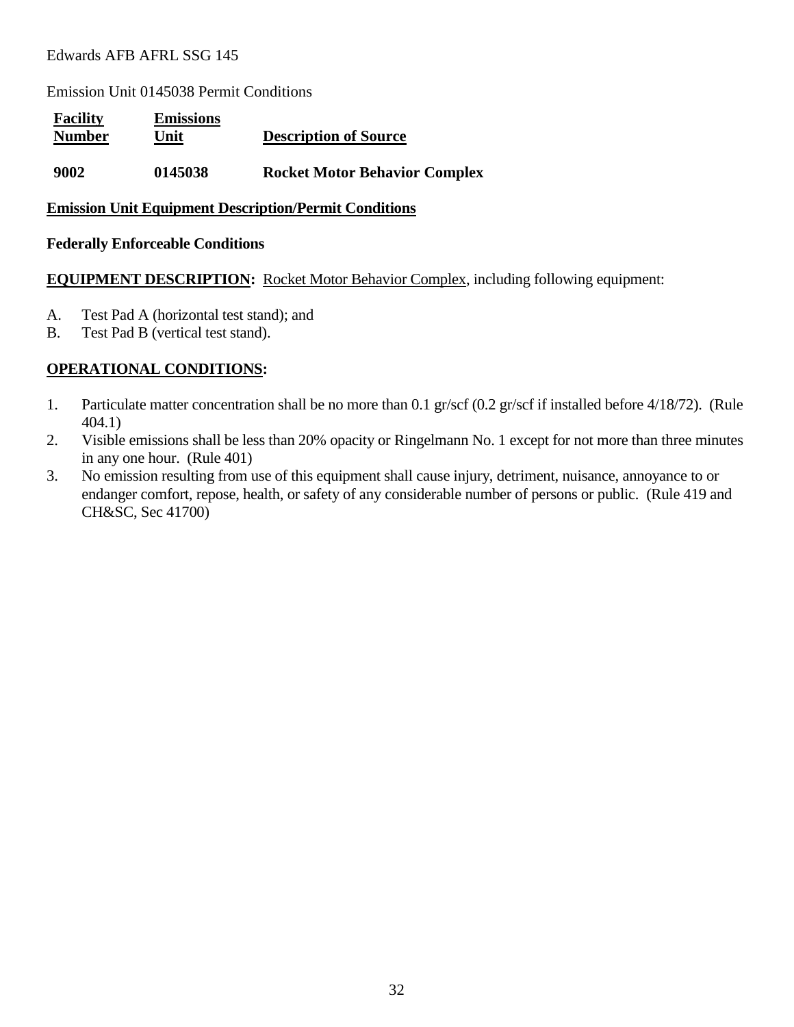Edwards AFB AFRL SSG 145

Emission Unit 0145038 Permit Conditions

| **Facility Number** | **Emissions Unit** | **Description of Source** |
|---|---|---|
| **9002** | **0145038** | **Rocket Motor Behavior Complex** |

**Emission Unit Equipment Description/Permit Conditions**

**Federally Enforceable Conditions**

**EQUIPMENT DESCRIPTION:** Rocket Motor Behavior Complex, including following equipment:

A. Test Pad A (horizontal test stand); and
B. Test Pad B (vertical test stand).

**OPERATIONAL CONDITIONS:**

1. Particulate matter concentration shall be no more than 0.1 gr/scf (0.2 gr/scf if installed before 4/18/72). (Rule 404.1)
2. Visible emissions shall be less than 20% opacity or Ringelmann No. 1 except for not more than three minutes in any one hour. (Rule 401)
3. No emission resulting from use of this equipment shall cause injury, detriment, nuisance, annoyance to or endanger comfort, repose, health, or safety of any considerable number of persons or public. (Rule 419 and CH&SC, Sec 41700)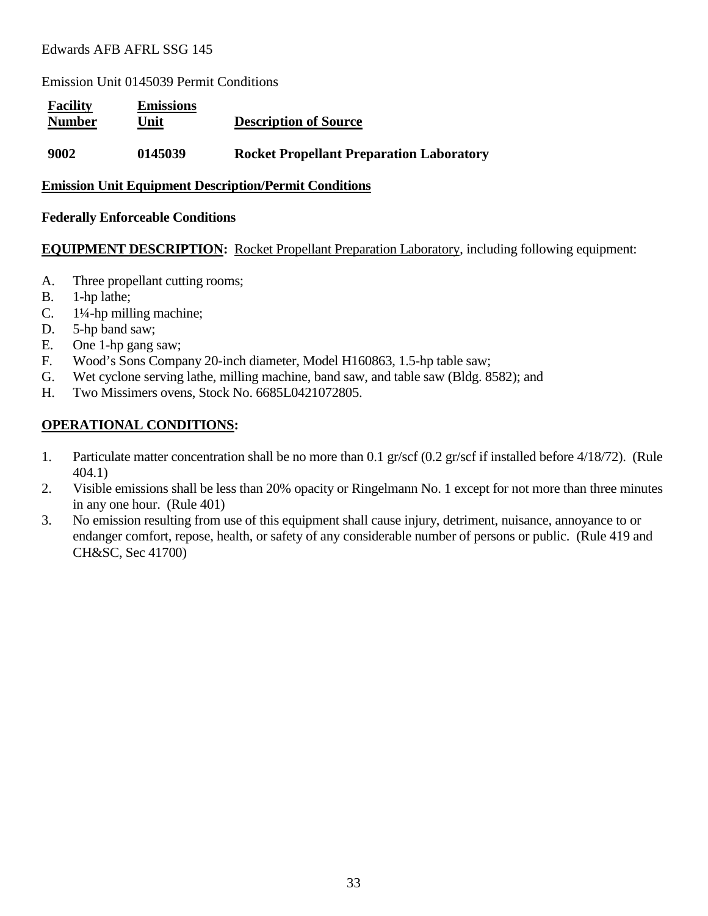Edwards AFB AFRL SSG 145

Emission Unit 0145039 Permit Conditions

| Facility Number | Emissions Unit | Description of Source |
|---|---|---|
| **9002** | **0145039** | **Rocket Propellant Preparation Laboratory** |

**Emission Unit Equipment Description/Permit Conditions**

**Federally Enforceable Conditions**

**EQUIPMENT DESCRIPTION:** Rocket Propellant Preparation Laboratory, including following equipment:

A. Three propellant cutting rooms;
B. 1-hp lathe;
C. 1¼-hp milling machine;
D. 5-hp band saw;
E. One 1-hp gang saw;
F. Wood's Sons Company 20-inch diameter, Model H160863, 1.5-hp table saw;
G. Wet cyclone serving lathe, milling machine, band saw, and table saw (Bldg. 8582); and
H. Two Missimers ovens, Stock No. 6685L0421072805.

**OPERATIONAL CONDITIONS:**

1. Particulate matter concentration shall be no more than 0.1 gr/scf (0.2 gr/scf if installed before 4/18/72). (Rule 404.1)
2. Visible emissions shall be less than 20% opacity or Ringelmann No. 1 except for not more than three minutes in any one hour. (Rule 401)
3. No emission resulting from use of this equipment shall cause injury, detriment, nuisance, annoyance to or endanger comfort, repose, health, or safety of any considerable number of persons or public. (Rule 419 and CH&SC, Sec 41700)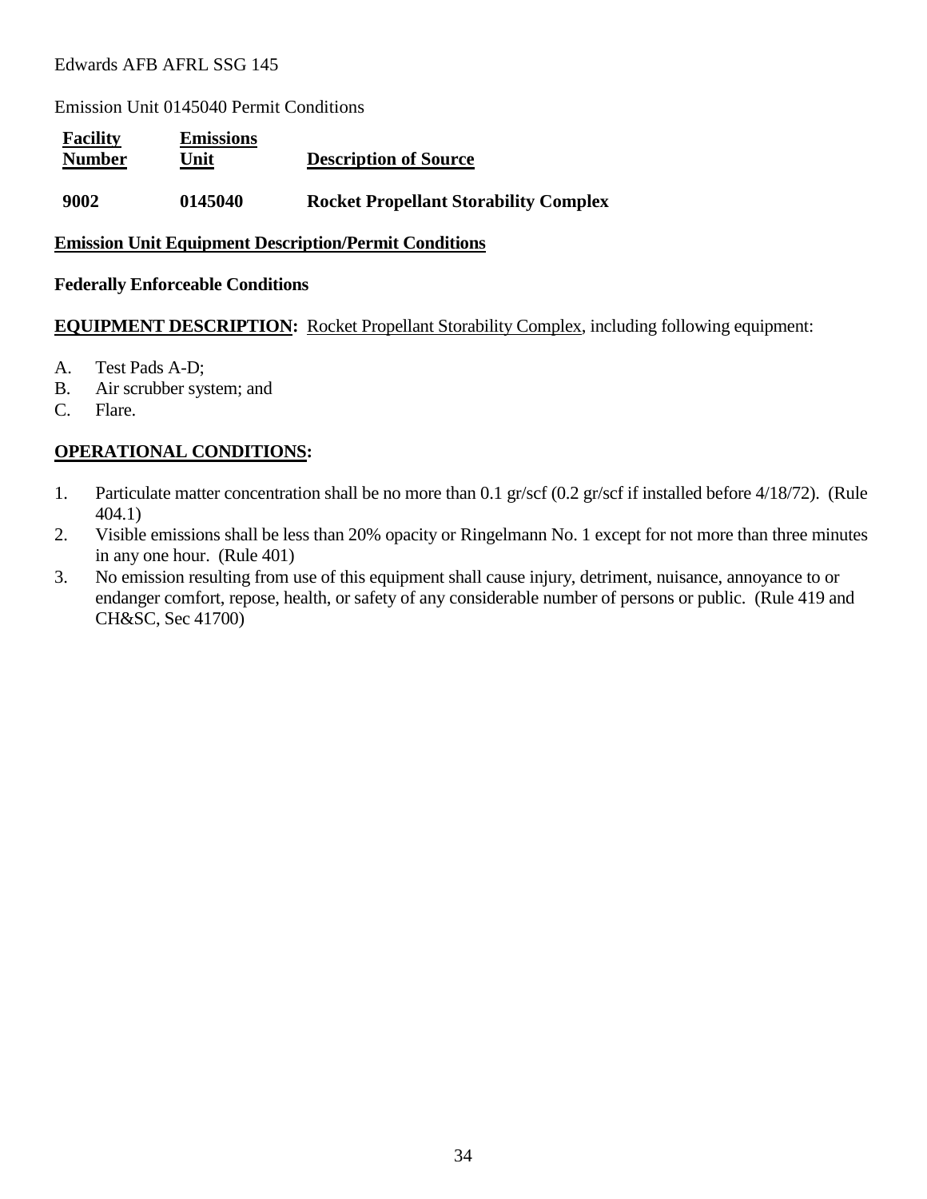Edwards AFB AFRL SSG 145

Emission Unit 0145040 Permit Conditions

| Facility Number | Emissions Unit | Description of Source |
|---|---|---|
| **9002** | **0145040** | **Rocket Propellant Storability Complex** |

**Emission Unit Equipment Description/Permit Conditions**

**Federally Enforceable Conditions**

**EQUIPMENT DESCRIPTION:** Rocket Propellant Storability Complex, including following equipment:

A. Test Pads A-D;
B. Air scrubber system; and
C. Flare.

**OPERATIONAL CONDITIONS:**

1. Particulate matter concentration shall be no more than 0.1 gr/scf (0.2 gr/scf if installed before 4/18/72). (Rule 404.1)
2. Visible emissions shall be less than 20% opacity or Ringelmann No. 1 except for not more than three minutes in any one hour. (Rule 401)
3. No emission resulting from use of this equipment shall cause injury, detriment, nuisance, annoyance to or endanger comfort, repose, health, or safety of any considerable number of persons or public. (Rule 419 and CH&SC, Sec 41700)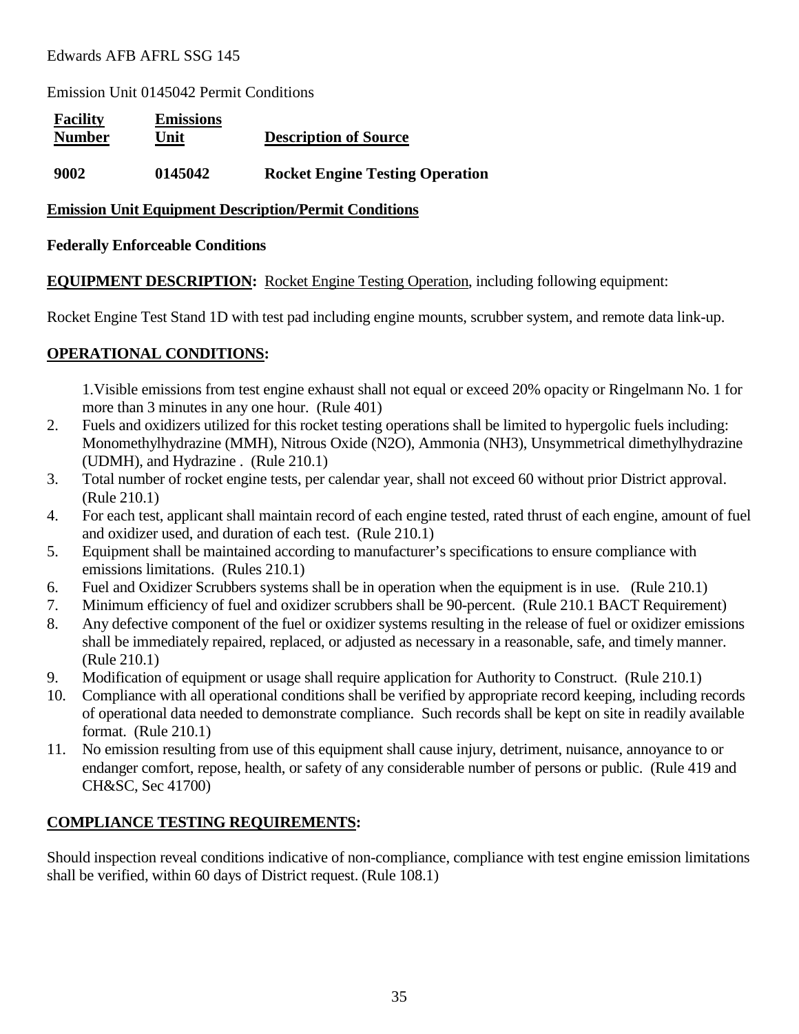Edwards AFB AFRL SSG 145

Emission Unit 0145042 Permit Conditions

| **Facility Number** | **Emissions Unit** | **Description of Source** |
|---|---|---|
| **9002** | **0145042** | **Rocket Engine Testing Operation** |

**Emission Unit Equipment Description/Permit Conditions**

**Federally Enforceable Conditions**

**EQUIPMENT DESCRIPTION:** Rocket Engine Testing Operation, including following equipment:

Rocket Engine Test Stand 1D with test pad including engine mounts, scrubber system, and remote data link-up.

**OPERATIONAL CONDITIONS:**

1. Visible emissions from test engine exhaust shall not equal or exceed 20% opacity or Ringelmann No. 1 for more than 3 minutes in any one hour. (Rule 401)
2. Fuels and oxidizers utilized for this rocket testing operations shall be limited to hypergolic fuels including: Monomethylhydrazine (MMH), Nitrous Oxide ($N_2O$), Ammonia ($NH_3$), Unsymmetrical dimethylhydrazine (UDMH), and Hydrazine . (Rule 210.1)
3. Total number of rocket engine tests, per calendar year, shall not exceed 60 without prior District approval. (Rule 210.1)
4. For each test, applicant shall maintain record of each engine tested, rated thrust of each engine, amount of fuel and oxidizer used, and duration of each test. (Rule 210.1)
5. Equipment shall be maintained according to manufacturer's specifications to ensure compliance with emissions limitations. (Rules 210.1)
6. Fuel and Oxidizer Scrubbers systems shall be in operation when the equipment is in use. (Rule 210.1)
7. Minimum efficiency of fuel and oxidizer scrubbers shall be 90-percent. (Rule 210.1 BACT Requirement)
8. Any defective component of the fuel or oxidizer systems resulting in the release of fuel or oxidizer emissions shall be immediately repaired, replaced, or adjusted as necessary in a reasonable, safe, and timely manner. (Rule 210.1)
9. Modification of equipment or usage shall require application for Authority to Construct. (Rule 210.1)
10. Compliance with all operational conditions shall be verified by appropriate record keeping, including records of operational data needed to demonstrate compliance. Such records shall be kept on site in readily available format. (Rule 210.1)
11. No emission resulting from use of this equipment shall cause injury, detriment, nuisance, annoyance to or endanger comfort, repose, health, or safety of any considerable number of persons or public. (Rule 419 and CH&SC, Sec 41700)

**COMPLIANCE TESTING REQUIREMENTS:**

Should inspection reveal conditions indicative of non-compliance, compliance with test engine emission limitations shall be verified, within 60 days of District request. (Rule 108.1)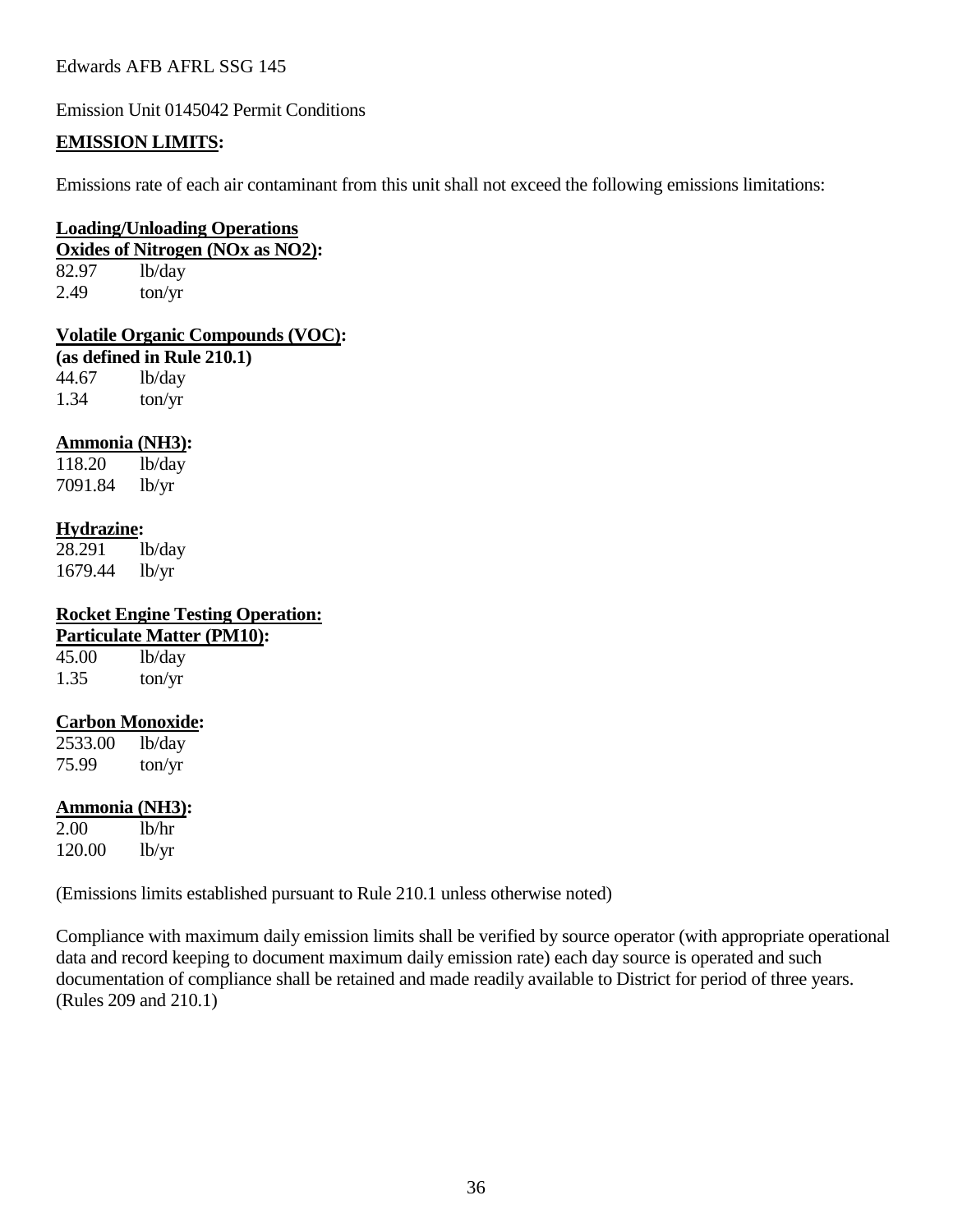Edwards AFB AFRL SSG 145

Emission Unit 0145042 Permit Conditions

**EMISSION LIMITS:**

Emissions rate of each air contaminant from this unit shall not exceed the following emissions limitations:

**Loading/Unloading Operations**

**Oxides of Nitrogen (NOx as NO2):**

82.97 lb/day
2.49 ton/yr

**Volatile Organic Compounds (VOC):**
**(as defined in Rule 210.1)**

44.67 lb/day
1.34 ton/yr

**Ammonia (NH3):**

118.20 lb/day
7091.84 lb/yr

**Hydrazine:**

28.291 lb/day
1679.44 lb/yr

**Rocket Engine Testing Operation:**

**Particulate Matter (PM10):**

45.00 lb/day
1.35 ton/yr

**Carbon Monoxide:**

2533.00 lb/day
75.99 ton/yr

**Ammonia (NH3):**

2.00 lb/hr
120.00 lb/yr

(Emissions limits established pursuant to Rule 210.1 unless otherwise noted)

Compliance with maximum daily emission limits shall be verified by source operator (with appropriate operational data and record keeping to document maximum daily emission rate) each day source is operated and such documentation of compliance shall be retained and made readily available to District for period of three years. (Rules 209 and 210.1)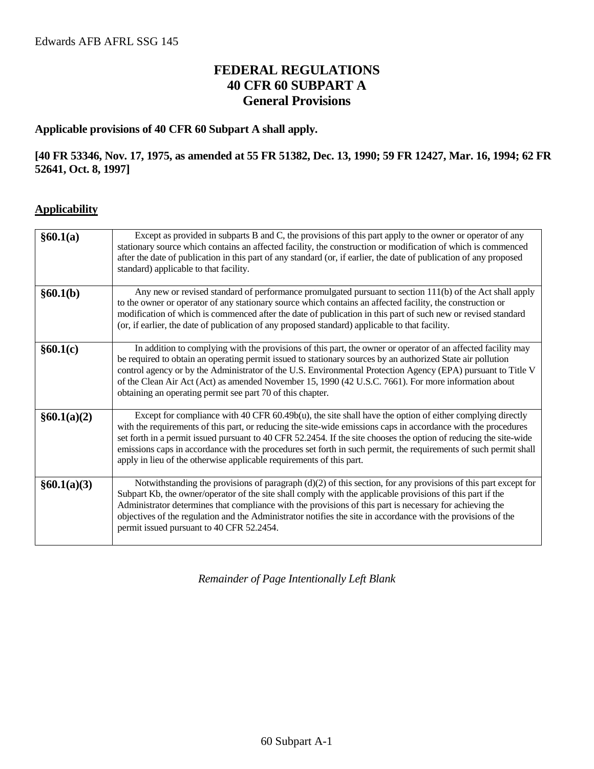# FEDERAL REGULATIONS
# 40 CFR 60 SUBPART A
# General Provisions

**Applicable provisions of 40 CFR 60 Subpart A shall apply.**

**[40 FR 53346, Nov. 17, 1975, as amended at 55 FR 51382, Dec. 13, 1990; 59 FR 12427, Mar. 16, 1994; 62 FR 52641, Oct. 8, 1997]**

**<u>Applicability</u>**

| | |
|---|---|
| **§60.1(a)** | Except as provided in subparts B and C, the provisions of this part apply to the owner or operator of any stationary source which contains an affected facility, the construction or modification of which is commenced after the date of publication in this part of any standard (or, if earlier, the date of publication of any proposed standard) applicable to that facility. |
| **§60.1(b)** | Any new or revised standard of performance promulgated pursuant to section 111(b) of the Act shall apply to the owner or operator of any stationary source which contains an affected facility, the construction or modification of which is commenced after the date of publication in this part of such new or revised standard (or, if earlier, the date of publication of any proposed standard) applicable to that facility. |
| **§60.1(c)** | In addition to complying with the provisions of this part, the owner or operator of an affected facility may be required to obtain an operating permit issued to stationary sources by an authorized State air pollution control agency or by the Administrator of the U.S. Environmental Protection Agency (EPA) pursuant to Title V of the Clean Air Act (Act) as amended November 15, 1990 (42 U.S.C. 7661). For more information about obtaining an operating permit see part 70 of this chapter. |
| **§60.1(a)(2)** | Except for compliance with 40 CFR 60.49b(u), the site shall have the option of either complying directly with the requirements of this part, or reducing the site-wide emissions caps in accordance with the procedures set forth in a permit issued pursuant to 40 CFR 52.2454. If the site chooses the option of reducing the site-wide emissions caps in accordance with the procedures set forth in such permit, the requirements of such permit shall apply in lieu of the otherwise applicable requirements of this part. |
| **§60.1(a)(3)** | Notwithstanding the provisions of paragraph (d)(2) of this section, for any provisions of this part except for Subpart Kb, the owner/operator of the site shall comply with the applicable provisions of this part if the Administrator determines that compliance with the provisions of this part is necessary for achieving the objectives of the regulation and the Administrator notifies the site in accordance with the provisions of the permit issued pursuant to 40 CFR 52.2454. |

*Remainder of Page Intentionally Left Blank*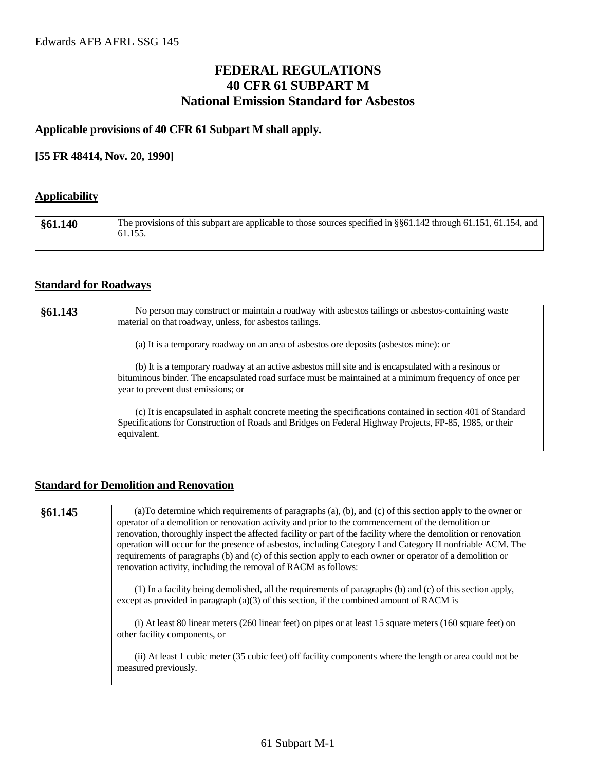# FEDERAL REGULATIONS
# 40 CFR 61 SUBPART M
# National Emission Standard for Asbestos

**Applicable provisions of 40 CFR 61 Subpart M shall apply.**

**[55 FR 48414, Nov. 20, 1990]**

## Applicability

| §61.140 | The provisions of this subpart are applicable to those sources specified in §§61.142 through 61.151, 61.154, and 61.155. |
|---|---|

## Standard for Roadways

| §61.143 | No person may construct or maintain a roadway with asbestos tailings or asbestos-containing waste material on that roadway, unless, for asbestos tailings.<br><br>(a) It is a temporary roadway on an area of asbestos ore deposits (asbestos mine): or<br><br>(b) It is a temporary roadway at an active asbestos mill site and is encapsulated with a resinous or bituminous binder. The encapsulated road surface must be maintained at a minimum frequency of once per year to prevent dust emissions; or<br><br>(c) It is encapsulated in asphalt concrete meeting the specifications contained in section 401 of Standard Specifications for Construction of Roads and Bridges on Federal Highway Projects, FP-85, 1985, or their equivalent. |
|---|---|

## Standard for Demolition and Renovation

| §61.145 | (a)To determine which requirements of paragraphs (a), (b), and (c) of this section apply to the owner or operator of a demolition or renovation activity and prior to the commencement of the demolition or renovation, thoroughly inspect the affected facility or part of the facility where the demolition or renovation operation will occur for the presence of asbestos, including Category I and Category II nonfriable ACM. The requirements of paragraphs (b) and (c) of this section apply to each owner or operator of a demolition or renovation activity, including the removal of RACM as follows:<br><br>(1) In a facility being demolished, all the requirements of paragraphs (b) and (c) of this section apply, except as provided in paragraph (a)(3) of this section, if the combined amount of RACM is<br><br>(i) At least 80 linear meters (260 linear feet) on pipes or at least 15 square meters (160 square feet) on other facility components, or<br><br>(ii) At least 1 cubic meter (35 cubic feet) off facility components where the length or area could not be measured previously. |
|---|---|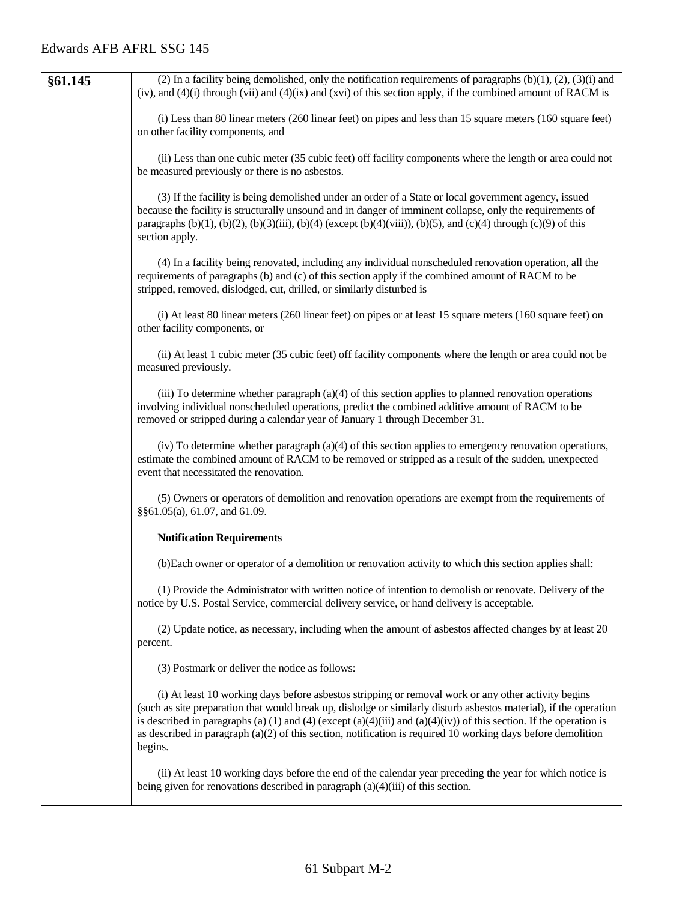| §61.145 | (2) In a facility being demolished, only the notification requirements of paragraphs (b)(1), (2), (3)(i) and (iv), and (4)(i) through (vii) and (4)(ix) and (xvi) of this section apply, if the combined amount of RACM is<br><br>(i) Less than 80 linear meters (260 linear feet) on pipes and less than 15 square meters (160 square feet) on other facility components, and<br><br>(ii) Less than one cubic meter (35 cubic feet) off facility components where the length or area could not be measured previously or there is no asbestos.<br><br>(3) If the facility is being demolished under an order of a State or local government agency, issued because the facility is structurally unsound and in danger of imminent collapse, only the requirements of paragraphs (b)(1), (b)(2), (b)(3)(iii), (b)(4) (except (b)(4)(viii)), (b)(5), and (c)(4) through (c)(9) of this section apply.<br><br>(4) In a facility being renovated, including any individual nonscheduled renovation operation, all the requirements of paragraphs (b) and (c) of this section apply if the combined amount of RACM to be stripped, removed, dislodged, cut, drilled, or similarly disturbed is<br><br>(i) At least 80 linear meters (260 linear feet) on pipes or at least 15 square meters (160 square feet) on other facility components, or<br><br>(ii) At least 1 cubic meter (35 cubic feet) off facility components where the length or area could not be measured previously.<br><br>(iii) To determine whether paragraph (a)(4) of this section applies to planned renovation operations involving individual nonscheduled operations, predict the combined additive amount of RACM to be removed or stripped during a calendar year of January 1 through December 31.<br><br>(iv) To determine whether paragraph (a)(4) of this section applies to emergency renovation operations, estimate the combined amount of RACM to be removed or stripped as a result of the sudden, unexpected event that necessitated the renovation.<br><br>(5) Owners or operators of demolition and renovation operations are exempt from the requirements of §§61.05(a), 61.07, and 61.09.<br><br>**Notification Requirements**<br><br>(b)Each owner or operator of a demolition or renovation activity to which this section applies shall:<br><br>(1) Provide the Administrator with written notice of intention to demolish or renovate. Delivery of the notice by U.S. Postal Service, commercial delivery service, or hand delivery is acceptable.<br><br>(2) Update notice, as necessary, including when the amount of asbestos affected changes by at least 20 percent.<br><br>(3) Postmark or deliver the notice as follows:<br><br>(i) At least 10 working days before asbestos stripping or removal work or any other activity begins (such as site preparation that would break up, dislodge or similarly disturb asbestos material), if the operation is described in paragraphs (a) (1) and (4) (except (a)(4)(iii) and (a)(4)(iv)) of this section. If the operation is as described in paragraph (a)(2) of this section, notification is required 10 working days before demolition begins.<br><br>(ii) At least 10 working days before the end of the calendar year preceding the year for which notice is being given for renovations described in paragraph (a)(4)(iii) of this section. |
|---|---|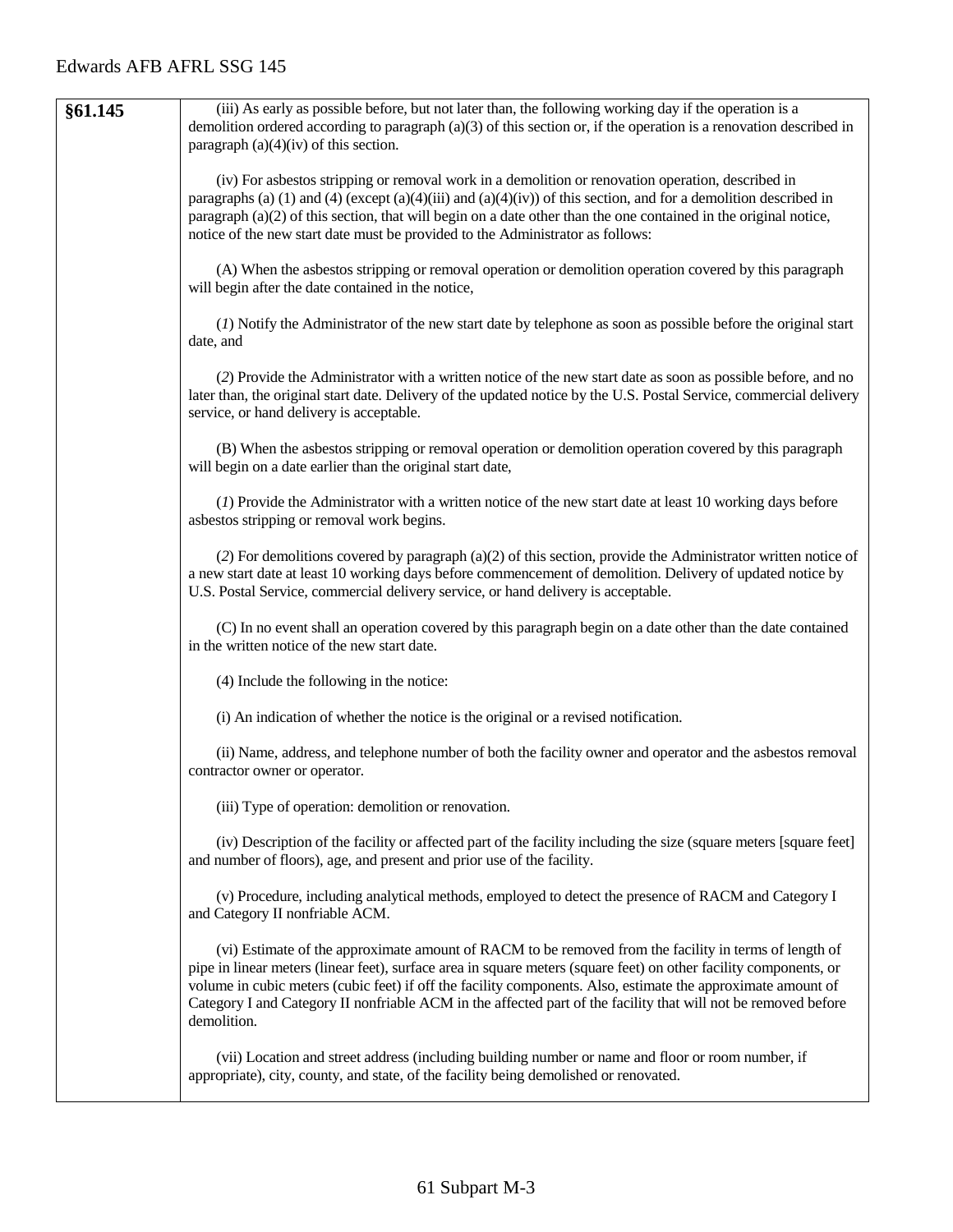| | |
|---|---|
| **§61.145** | (iii) As early as possible before, but not later than, the following working day if the operation is a demolition ordered according to paragraph (a)(3) of this section or, if the operation is a renovation described in paragraph (a)(4)(iv) of this section.<br><br>(iv) For asbestos stripping or removal work in a demolition or renovation operation, described in paragraphs (a) (1) and (4) (except (a)(4)(iii) and (a)(4)(iv)) of this section, and for a demolition described in paragraph (a)(2) of this section, that will begin on a date other than the one contained in the original notice, notice of the new start date must be provided to the Administrator as follows:<br><br>(A) When the asbestos stripping or removal operation or demolition operation covered by this paragraph will begin after the date contained in the notice,<br><br>(*1*) Notify the Administrator of the new start date by telephone as soon as possible before the original start date, and<br><br>(*2*) Provide the Administrator with a written notice of the new start date as soon as possible before, and no later than, the original start date. Delivery of the updated notice by the U.S. Postal Service, commercial delivery service, or hand delivery is acceptable.<br><br>(B) When the asbestos stripping or removal operation or demolition operation covered by this paragraph will begin on a date earlier than the original start date,<br><br>(*1*) Provide the Administrator with a written notice of the new start date at least 10 working days before asbestos stripping or removal work begins.<br><br>(*2*) For demolitions covered by paragraph (a)(2) of this section, provide the Administrator written notice of a new start date at least 10 working days before commencement of demolition. Delivery of updated notice by U.S. Postal Service, commercial delivery service, or hand delivery is acceptable.<br><br>(C) In no event shall an operation covered by this paragraph begin on a date other than the date contained in the written notice of the new start date.<br><br>(4) Include the following in the notice:<br><br>(i) An indication of whether the notice is the original or a revised notification.<br><br>(ii) Name, address, and telephone number of both the facility owner and operator and the asbestos removal contractor owner or operator.<br><br>(iii) Type of operation: demolition or renovation.<br><br>(iv) Description of the facility or affected part of the facility including the size (square meters [square feet] and number of floors), age, and present and prior use of the facility.<br><br>(v) Procedure, including analytical methods, employed to detect the presence of RACM and Category I and Category II nonfriable ACM.<br><br>(vi) Estimate of the approximate amount of RACM to be removed from the facility in terms of length of pipe in linear meters (linear feet), surface area in square meters (square feet) on other facility components, or volume in cubic meters (cubic feet) if off the facility components. Also, estimate the approximate amount of Category I and Category II nonfriable ACM in the affected part of the facility that will not be removed before demolition.<br><br>(vii) Location and street address (including building number or name and floor or room number, if appropriate), city, county, and state, of the facility being demolished or renovated. |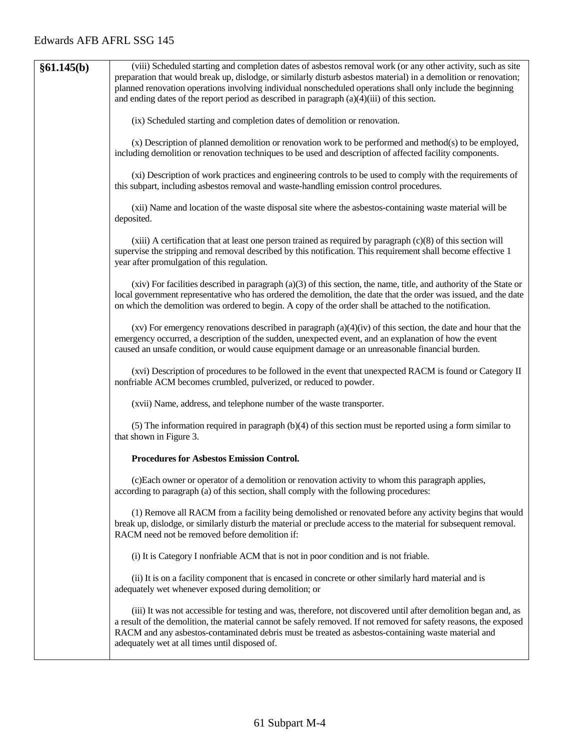| §61.145(b) | (viii) Scheduled starting and completion dates of asbestos removal work (or any other activity, such as site preparation that would break up, dislodge, or similarly disturb asbestos material) in a demolition or renovation; planned renovation operations involving individual nonscheduled operations shall only include the beginning and ending dates of the report period as described in paragraph (a)(4)(iii) of this section.<br><br>(ix) Scheduled starting and completion dates of demolition or renovation.<br><br>(x) Description of planned demolition or renovation work to be performed and method(s) to be employed, including demolition or renovation techniques to be used and description of affected facility components.<br><br>(xi) Description of work practices and engineering controls to be used to comply with the requirements of this subpart, including asbestos removal and waste-handling emission control procedures.<br><br>(xii) Name and location of the waste disposal site where the asbestos-containing waste material will be deposited.<br><br>(xiii) A certification that at least one person trained as required by paragraph (c)(8) of this section will supervise the stripping and removal described by this notification. This requirement shall become effective 1 year after promulgation of this regulation.<br><br>(xiv) For facilities described in paragraph (a)(3) of this section, the name, title, and authority of the State or local government representative who has ordered the demolition, the date that the order was issued, and the date on which the demolition was ordered to begin. A copy of the order shall be attached to the notification.<br><br>(xv) For emergency renovations described in paragraph (a)(4)(iv) of this section, the date and hour that the emergency occurred, a description of the sudden, unexpected event, and an explanation of how the event caused an unsafe condition, or would cause equipment damage or an unreasonable financial burden.<br><br>(xvi) Description of procedures to be followed in the event that unexpected RACM is found or Category II nonfriable ACM becomes crumbled, pulverized, or reduced to powder.<br><br>(xvii) Name, address, and telephone number of the waste transporter.<br><br>(5) The information required in paragraph (b)(4) of this section must be reported using a form similar to that shown in Figure 3.<br><br>**Procedures for Asbestos Emission Control.**<br><br>(c)Each owner or operator of a demolition or renovation activity to whom this paragraph applies, according to paragraph (a) of this section, shall comply with the following procedures:<br><br>(1) Remove all RACM from a facility being demolished or renovated before any activity begins that would break up, dislodge, or similarly disturb the material or preclude access to the material for subsequent removal. RACM need not be removed before demolition if:<br><br>(i) It is Category I nonfriable ACM that is not in poor condition and is not friable.<br><br>(ii) It is on a facility component that is encased in concrete or other similarly hard material and is adequately wet whenever exposed during demolition; or<br><br>(iii) It was not accessible for testing and was, therefore, not discovered until after demolition began and, as a result of the demolition, the material cannot be safely removed. If not removed for safety reasons, the exposed RACM and any asbestos-contaminated debris must be treated as asbestos-containing waste material and adequately wet at all times until disposed of. |
|---|---|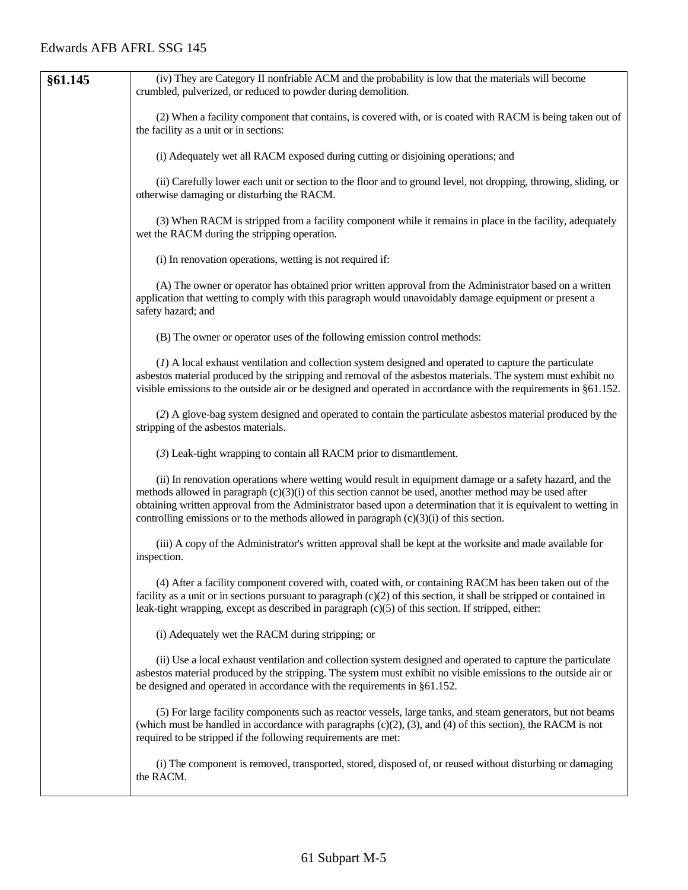| §61.145 | (iv) They are Category II nonfriable ACM and the probability is low that the materials will become crumbled, pulverized, or reduced to powder during demolition.<br><br>(2) When a facility component that contains, is covered with, or is coated with RACM is being taken out of the facility as a unit or in sections:<br><br>(i) Adequately wet all RACM exposed during cutting or disjoining operations; and<br><br>(ii) Carefully lower each unit or section to the floor and to ground level, not dropping, throwing, sliding, or otherwise damaging or disturbing the RACM.<br><br>(3) When RACM is stripped from a facility component while it remains in place in the facility, adequately wet the RACM during the stripping operation.<br><br>(i) In renovation operations, wetting is not required if:<br><br>(A) The owner or operator has obtained prior written approval from the Administrator based on a written application that wetting to comply with this paragraph would unavoidably damage equipment or present a safety hazard; and<br><br>(B) The owner or operator uses of the following emission control methods:<br><br>(*1*) A local exhaust ventilation and collection system designed and operated to capture the particulate asbestos material produced by the stripping and removal of the asbestos materials. The system must exhibit no visible emissions to the outside air or be designed and operated in accordance with the requirements in §61.152.<br><br>(*2*) A glove-bag system designed and operated to contain the particulate asbestos material produced by the stripping of the asbestos materials.<br><br>(*3*) Leak-tight wrapping to contain all RACM prior to dismantlement.<br><br>(ii) In renovation operations where wetting would result in equipment damage or a safety hazard, and the methods allowed in paragraph (c)(3)(i) of this section cannot be used, another method may be used after obtaining written approval from the Administrator based upon a determination that it is equivalent to wetting in controlling emissions or to the methods allowed in paragraph (c)(3)(i) of this section.<br><br>(iii) A copy of the Administrator's written approval shall be kept at the worksite and made available for inspection.<br><br>(4) After a facility component covered with, coated with, or containing RACM has been taken out of the facility as a unit or in sections pursuant to paragraph (c)(2) of this section, it shall be stripped or contained in leak-tight wrapping, except as described in paragraph (c)(5) of this section. If stripped, either:<br><br>(i) Adequately wet the RACM during stripping; or<br><br>(ii) Use a local exhaust ventilation and collection system designed and operated to capture the particulate asbestos material produced by the stripping. The system must exhibit no visible emissions to the outside air or be designed and operated in accordance with the requirements in §61.152.<br><br>(5) For large facility components such as reactor vessels, large tanks, and steam generators, but not beams (which must be handled in accordance with paragraphs (c)(2), (3), and (4) of this section), the RACM is not required to be stripped if the following requirements are met:<br><br>(i) The component is removed, transported, stored, disposed of, or reused without disturbing or damaging the RACM. |
|---|---|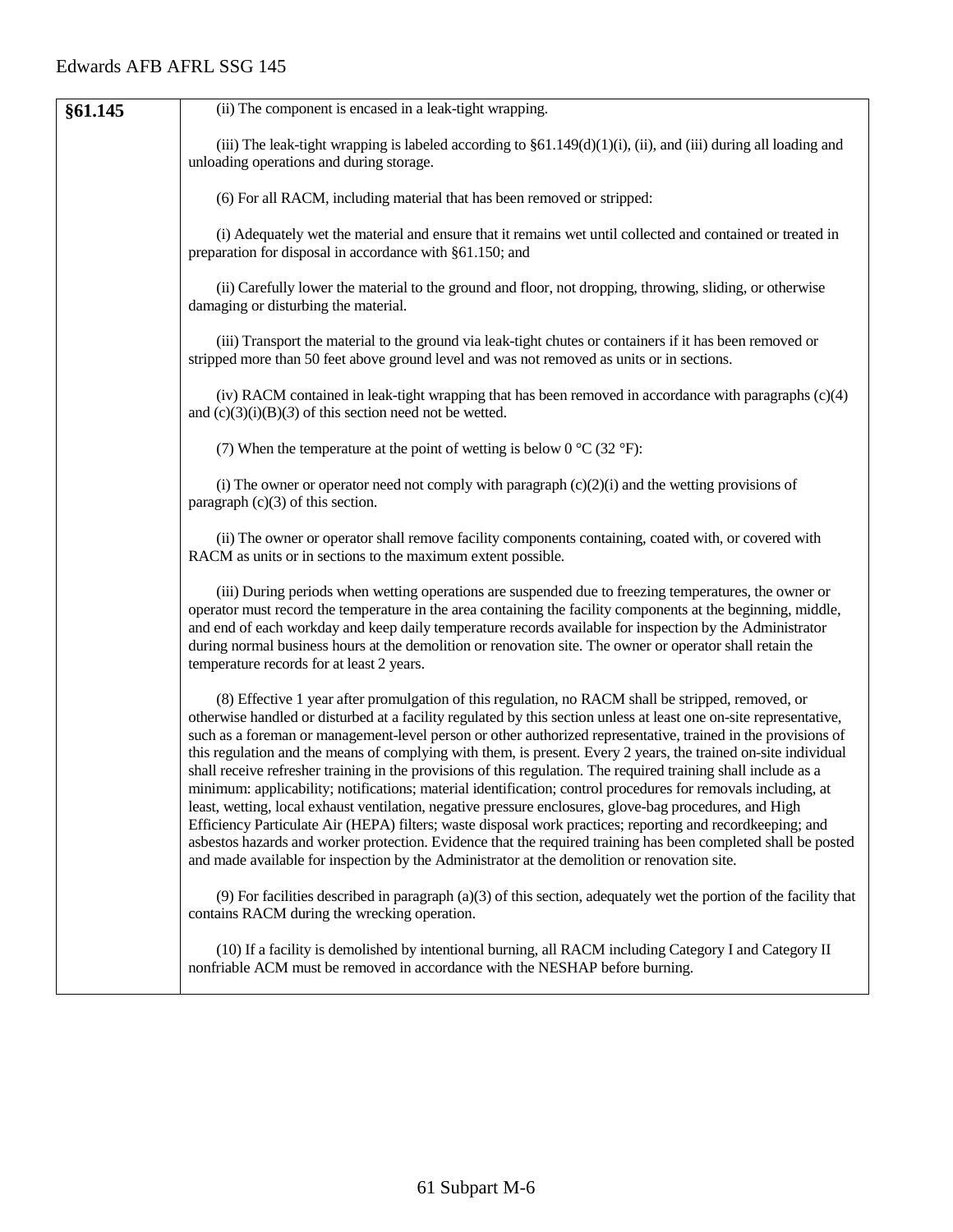| §61.145 | (ii) The component is encased in a leak-tight wrapping.<br><br>(iii) The leak-tight wrapping is labeled according to §61.149(d)(1)(i), (ii), and (iii) during all loading and unloading operations and during storage.<br><br>(6) For all RACM, including material that has been removed or stripped:<br><br>(i) Adequately wet the material and ensure that it remains wet until collected and contained or treated in preparation for disposal in accordance with §61.150; and<br><br>(ii) Carefully lower the material to the ground and floor, not dropping, throwing, sliding, or otherwise damaging or disturbing the material.<br><br>(iii) Transport the material to the ground via leak-tight chutes or containers if it has been removed or stripped more than 50 feet above ground level and was not removed as units or in sections.<br><br>(iv) RACM contained in leak-tight wrapping that has been removed in accordance with paragraphs (c)(4) and (c)(3)(i)(B)(*3*) of this section need not be wetted.<br><br>(7) When the temperature at the point of wetting is below 0 °C (32 °F):<br><br>(i) The owner or operator need not comply with paragraph (c)(2)(i) and the wetting provisions of paragraph (c)(3) of this section.<br><br>(ii) The owner or operator shall remove facility components containing, coated with, or covered with RACM as units or in sections to the maximum extent possible.<br><br>(iii) During periods when wetting operations are suspended due to freezing temperatures, the owner or operator must record the temperature in the area containing the facility components at the beginning, middle, and end of each workday and keep daily temperature records available for inspection by the Administrator during normal business hours at the demolition or renovation site. The owner or operator shall retain the temperature records for at least 2 years.<br><br>(8) Effective 1 year after promulgation of this regulation, no RACM shall be stripped, removed, or otherwise handled or disturbed at a facility regulated by this section unless at least one on-site representative, such as a foreman or management-level person or other authorized representative, trained in the provisions of this regulation and the means of complying with them, is present. Every 2 years, the trained on-site individual shall receive refresher training in the provisions of this regulation. The required training shall include as a minimum: applicability; notifications; material identification; control procedures for removals including, at least, wetting, local exhaust ventilation, negative pressure enclosures, glove-bag procedures, and High Efficiency Particulate Air (HEPA) filters; waste disposal work practices; reporting and recordkeeping; and asbestos hazards and worker protection. Evidence that the required training has been completed shall be posted and made available for inspection by the Administrator at the demolition or renovation site.<br><br>(9) For facilities described in paragraph (a)(3) of this section, adequately wet the portion of the facility that contains RACM during the wrecking operation.<br><br>(10) If a facility is demolished by intentional burning, all RACM including Category I and Category II nonfriable ACM must be removed in accordance with the NESHAP before burning. |
|---|---|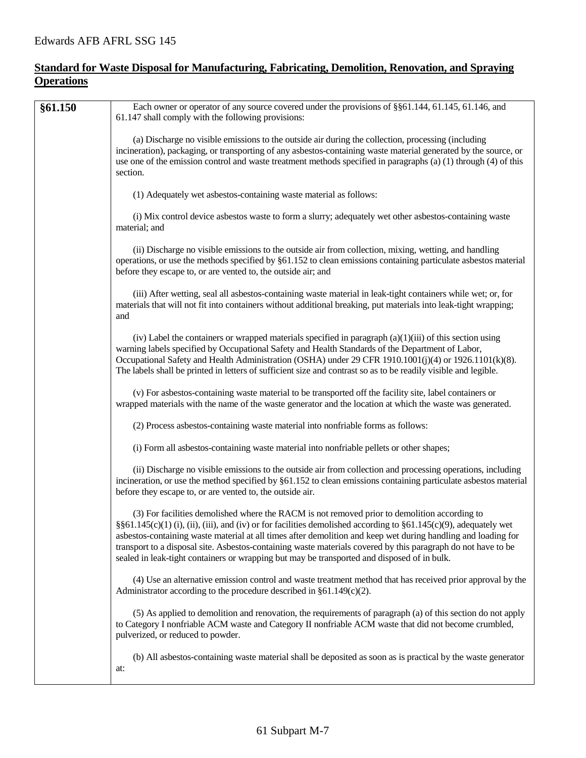## Standard for Waste Disposal for Manufacturing, Fabricating, Demolition, Renovation, and Spraying Operations

| | |
|---|---|
| **§61.150** | Each owner or operator of any source covered under the provisions of §§61.144, 61.145, 61.146, and 61.147 shall comply with the following provisions:<br><br>(a) Discharge no visible emissions to the outside air during the collection, processing (including incineration), packaging, or transporting of any asbestos-containing waste material generated by the source, or use one of the emission control and waste treatment methods specified in paragraphs (a) (1) through (4) of this section.<br><br>(1) Adequately wet asbestos-containing waste material as follows:<br><br>(i) Mix control device asbestos waste to form a slurry; adequately wet other asbestos-containing waste material; and<br><br>(ii) Discharge no visible emissions to the outside air from collection, mixing, wetting, and handling operations, or use the methods specified by §61.152 to clean emissions containing particulate asbestos material before they escape to, or are vented to, the outside air; and<br><br>(iii) After wetting, seal all asbestos-containing waste material in leak-tight containers while wet; or, for materials that will not fit into containers without additional breaking, put materials into leak-tight wrapping; and<br><br>(iv) Label the containers or wrapped materials specified in paragraph (a)(1)(iii) of this section using warning labels specified by Occupational Safety and Health Standards of the Department of Labor, Occupational Safety and Health Administration (OSHA) under 29 CFR 1910.1001(j)(4) or 1926.1101(k)(8). The labels shall be printed in letters of sufficient size and contrast so as to be readily visible and legible.<br><br>(v) For asbestos-containing waste material to be transported off the facility site, label containers or wrapped materials with the name of the waste generator and the location at which the waste was generated.<br><br>(2) Process asbestos-containing waste material into nonfriable forms as follows:<br><br>(i) Form all asbestos-containing waste material into nonfriable pellets or other shapes;<br><br>(ii) Discharge no visible emissions to the outside air from collection and processing operations, including incineration, or use the method specified by §61.152 to clean emissions containing particulate asbestos material before they escape to, or are vented to, the outside air.<br><br>(3) For facilities demolished where the RACM is not removed prior to demolition according to §§61.145(c)(1) (i), (ii), (iii), and (iv) or for facilities demolished according to §61.145(c)(9), adequately wet asbestos-containing waste material at all times after demolition and keep wet during handling and loading for transport to a disposal site. Asbestos-containing waste materials covered by this paragraph do not have to be sealed in leak-tight containers or wrapping but may be transported and disposed of in bulk.<br><br>(4) Use an alternative emission control and waste treatment method that has received prior approval by the Administrator according to the procedure described in §61.149(c)(2).<br><br>(5) As applied to demolition and renovation, the requirements of paragraph (a) of this section do not apply to Category I nonfriable ACM waste and Category II nonfriable ACM waste that did not become crumbled, pulverized, or reduced to powder.<br><br>(b) All asbestos-containing waste material shall be deposited as soon as is practical by the waste generator at: |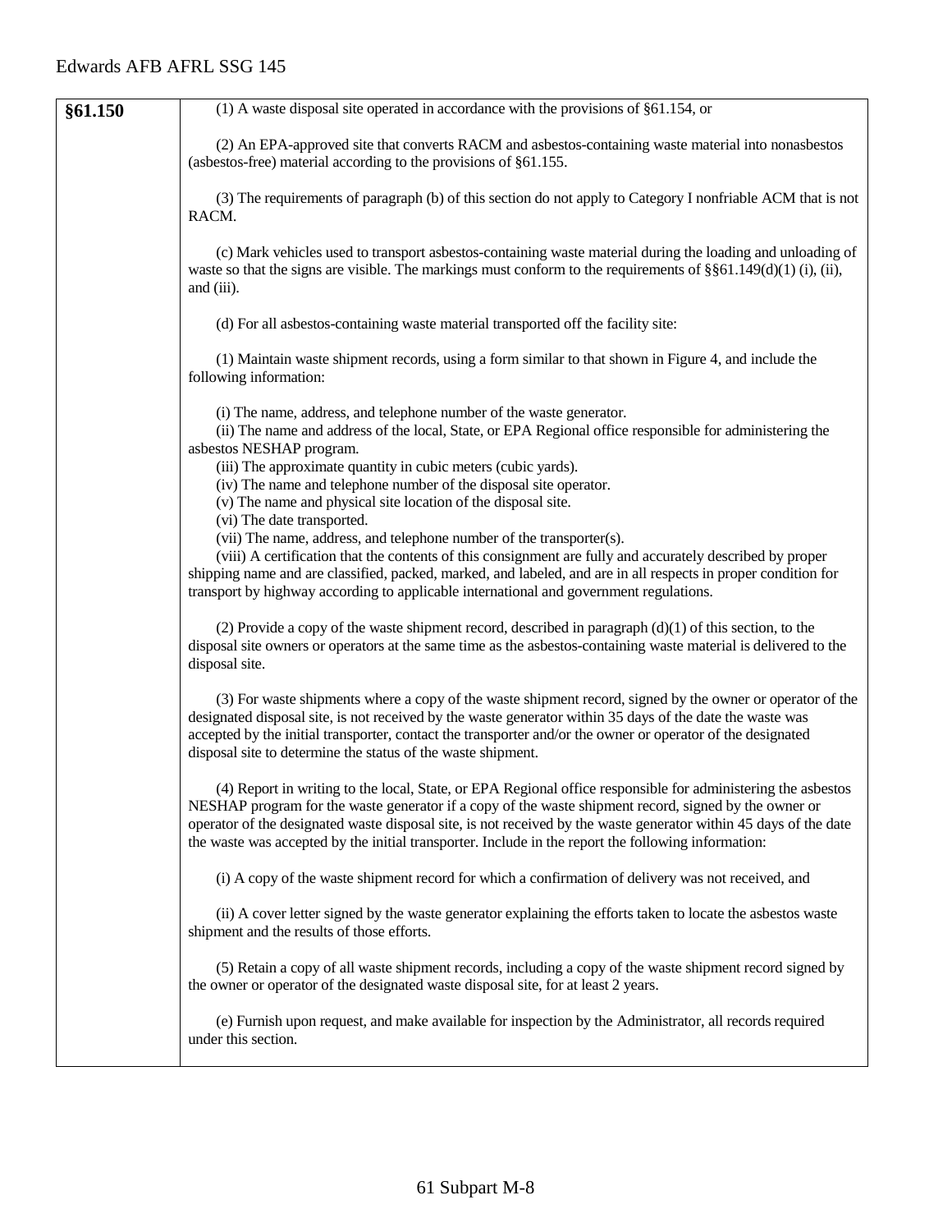| §61.150 | (1) A waste disposal site operated in accordance with the provisions of §61.154, or<br><br>(2) An EPA-approved site that converts RACM and asbestos-containing waste material into nonasbestos (asbestos-free) material according to the provisions of §61.155.<br><br>(3) The requirements of paragraph (b) of this section do not apply to Category I nonfriable ACM that is not RACM.<br><br>(c) Mark vehicles used to transport asbestos-containing waste material during the loading and unloading of waste so that the signs are visible. The markings must conform to the requirements of §§61.149(d)(1) (i), (ii), and (iii).<br><br>(d) For all asbestos-containing waste material transported off the facility site:<br><br>(1) Maintain waste shipment records, using a form similar to that shown in Figure 4, and include the following information:<br><br>(i) The name, address, and telephone number of the waste generator.<br>(ii) The name and address of the local, State, or EPA Regional office responsible for administering the asbestos NESHAP program.<br>(iii) The approximate quantity in cubic meters (cubic yards).<br>(iv) The name and telephone number of the disposal site operator.<br>(v) The name and physical site location of the disposal site.<br>(vi) The date transported.<br>(vii) The name, address, and telephone number of the transporter(s).<br>(viii) A certification that the contents of this consignment are fully and accurately described by proper shipping name and are classified, packed, marked, and labeled, and are in all respects in proper condition for transport by highway according to applicable international and government regulations.<br><br>(2) Provide a copy of the waste shipment record, described in paragraph (d)(1) of this section, to the disposal site owners or operators at the same time as the asbestos-containing waste material is delivered to the disposal site.<br><br>(3) For waste shipments where a copy of the waste shipment record, signed by the owner or operator of the designated disposal site, is not received by the waste generator within 35 days of the date the waste was accepted by the initial transporter, contact the transporter and/or the owner or operator of the designated disposal site to determine the status of the waste shipment.<br><br>(4) Report in writing to the local, State, or EPA Regional office responsible for administering the asbestos NESHAP program for the waste generator if a copy of the waste shipment record, signed by the owner or operator of the designated waste disposal site, is not received by the waste generator within 45 days of the date the waste was accepted by the initial transporter. Include in the report the following information:<br><br>(i) A copy of the waste shipment record for which a confirmation of delivery was not received, and<br><br>(ii) A cover letter signed by the waste generator explaining the efforts taken to locate the asbestos waste shipment and the results of those efforts.<br><br>(5) Retain a copy of all waste shipment records, including a copy of the waste shipment record signed by the owner or operator of the designated waste disposal site, for at least 2 years.<br><br>(e) Furnish upon request, and make available for inspection by the Administrator, all records required under this section. |
|---|---|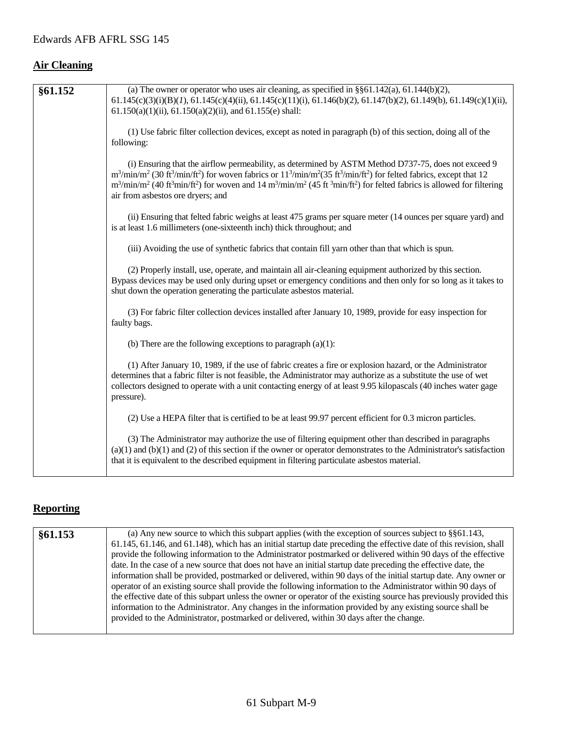## Air Cleaning

| §61.152 | (a) The owner or operator who uses air cleaning, as specified in §§61.142(a), 61.144(b)(2), 61.145(c)(3)(i)(B)(*1*), 61.145(c)(4)(ii), 61.145(c)(11)(i), 61.146(b)(2), 61.147(b)(2), 61.149(b), 61.149(c)(1)(ii), 61.150(a)(1)(ii), 61.150(a)(2)(ii), and 61.155(e) shall:<br><br>(1) Use fabric filter collection devices, except as noted in paragraph (b) of this section, doing all of the following:<br><br>(i) Ensuring that the airflow permeability, as determined by ASTM Method D737-75, does not exceed 9 $m^3/min/m^2$ (30 $ft^3/min/ft^2$) for woven fabrics or $11^3/min/m^2$(35 $ft^3/min/ft^2$) for felted fabrics, except that 12 $m^3/min/m^2$ (40 $ft^3min/ft^2$) for woven and 14 $m^3/min/m^2$ (45 $ft^3min/ft^2$) for felted fabrics is allowed for filtering air from asbestos ore dryers; and<br><br>(ii) Ensuring that felted fabric weighs at least 475 grams per square meter (14 ounces per square yard) and is at least 1.6 millimeters (one-sixteenth inch) thick throughout; and<br><br>(iii) Avoiding the use of synthetic fabrics that contain fill yarn other than that which is spun.<br><br>(2) Properly install, use, operate, and maintain all air-cleaning equipment authorized by this section. Bypass devices may be used only during upset or emergency conditions and then only for so long as it takes to shut down the operation generating the particulate asbestos material.<br><br>(3) For fabric filter collection devices installed after January 10, 1989, provide for easy inspection for faulty bags.<br><br>(b) There are the following exceptions to paragraph (a)(1):<br><br>(1) After January 10, 1989, if the use of fabric creates a fire or explosion hazard, or the Administrator determines that a fabric filter is not feasible, the Administrator may authorize as a substitute the use of wet collectors designed to operate with a unit contacting energy of at least 9.95 kilopascals (40 inches water gage pressure).<br><br>(2) Use a HEPA filter that is certified to be at least 99.97 percent efficient for 0.3 micron particles.<br><br>(3) The Administrator may authorize the use of filtering equipment other than described in paragraphs (a)(1) and (b)(1) and (2) of this section if the owner or operator demonstrates to the Administrator's satisfaction that it is equivalent to the described equipment in filtering particulate asbestos material. |
|---|---|

## Reporting

| §61.153 | (a) Any new source to which this subpart applies (with the exception of sources subject to §§61.143, 61.145, 61.146, and 61.148), which has an initial startup date preceding the effective date of this revision, shall provide the following information to the Administrator postmarked or delivered within 90 days of the effective date. In the case of a new source that does not have an initial startup date preceding the effective date, the information shall be provided, postmarked or delivered, within 90 days of the initial startup date. Any owner or operator of an existing source shall provide the following information to the Administrator within 90 days of the effective date of this subpart unless the owner or operator of the existing source has previously provided this information to the Administrator. Any changes in the information provided by any existing source shall be provided to the Administrator, postmarked or delivered, within 30 days after the change. |
|---|---|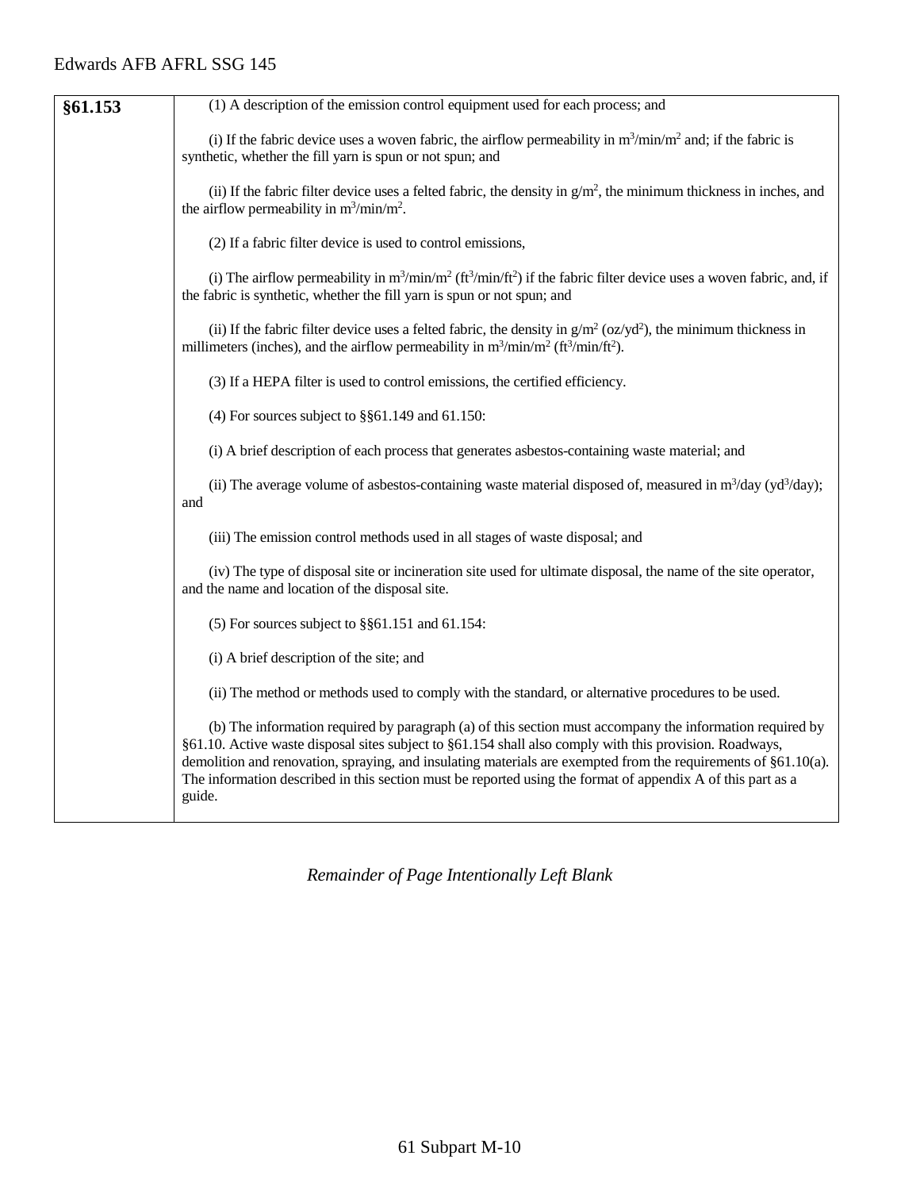| §61.153 | (1) A description of the emission control equipment used for each process; and<br><br>(i) If the fabric device uses a woven fabric, the airflow permeability in $m^3/min/m^2$ and; if the fabric is synthetic, whether the fill yarn is spun or not spun; and<br><br>(ii) If the fabric filter device uses a felted fabric, the density in $g/m^2$, the minimum thickness in inches, and the airflow permeability in $m^3/min/m^2$.<br><br>(2) If a fabric filter device is used to control emissions,<br><br>(i) The airflow permeability in $m^3/min/m^2$ ($ft^3/min/ft^2$) if the fabric filter device uses a woven fabric, and, if the fabric is synthetic, whether the fill yarn is spun or not spun; and<br><br>(ii) If the fabric filter device uses a felted fabric, the density in $g/m^2$ ($oz/yd^2$), the minimum thickness in millimeters (inches), and the airflow permeability in $m^3/min/m^2$ ($ft^3/min/ft^2$).<br><br>(3) If a HEPA filter is used to control emissions, the certified efficiency.<br><br>(4) For sources subject to §§61.149 and 61.150:<br><br>(i) A brief description of each process that generates asbestos-containing waste material; and<br><br>(ii) The average volume of asbestos-containing waste material disposed of, measured in $m^3/day$ ($yd^3/day$); and<br><br>(iii) The emission control methods used in all stages of waste disposal; and<br><br>(iv) The type of disposal site or incineration site used for ultimate disposal, the name of the site operator, and the name and location of the disposal site.<br><br>(5) For sources subject to §§61.151 and 61.154:<br><br>(i) A brief description of the site; and<br><br>(ii) The method or methods used to comply with the standard, or alternative procedures to be used.<br><br>(b) The information required by paragraph (a) of this section must accompany the information required by §61.10. Active waste disposal sites subject to §61.154 shall also comply with this provision. Roadways, demolition and renovation, spraying, and insulating materials are exempted from the requirements of §61.10(a). The information described in this section must be reported using the format of appendix A of this part as a guide. |
|---|---|

*Remainder of Page Intentionally Left Blank*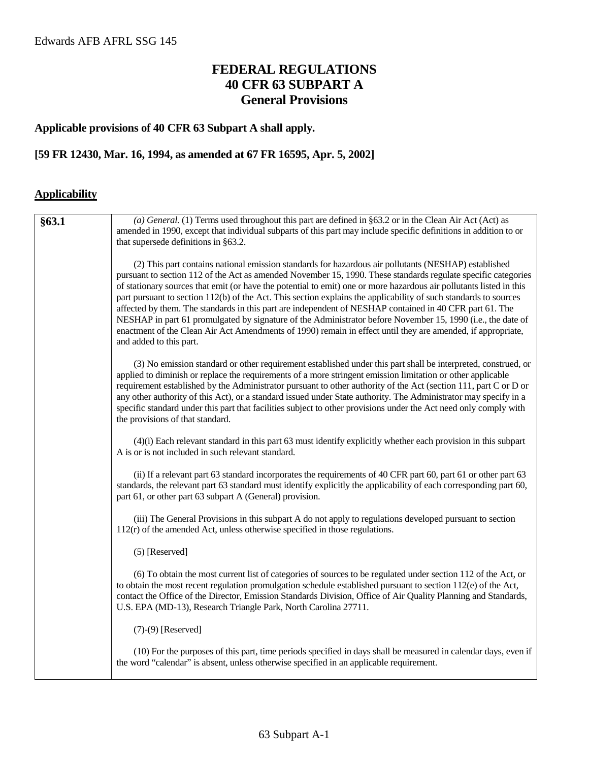# FEDERAL REGULATIONS
# 40 CFR 63 SUBPART A
# General Provisions

**Applicable provisions of 40 CFR 63 Subpart A shall apply.**

**[59 FR 12430, Mar. 16, 1994, as amended at 67 FR 16595, Apr. 5, 2002]**

## Applicability

| | |
|---|---|
| **§63.1** | *(a) General.* (1) Terms used throughout this part are defined in §63.2 or in the Clean Air Act (Act) as amended in 1990, except that individual subparts of this part may include specific definitions in addition to or that supersede definitions in §63.2.<br><br>(2) This part contains national emission standards for hazardous air pollutants (NESHAP) established pursuant to section 112 of the Act as amended November 15, 1990. These standards regulate specific categories of stationary sources that emit (or have the potential to emit) one or more hazardous air pollutants listed in this part pursuant to section 112(b) of the Act. This section explains the applicability of such standards to sources affected by them. The standards in this part are independent of NESHAP contained in 40 CFR part 61. The NESHAP in part 61 promulgated by signature of the Administrator before November 15, 1990 (i.e., the date of enactment of the Clean Air Act Amendments of 1990) remain in effect until they are amended, if appropriate, and added to this part.<br><br>(3) No emission standard or other requirement established under this part shall be interpreted, construed, or applied to diminish or replace the requirements of a more stringent emission limitation or other applicable requirement established by the Administrator pursuant to other authority of the Act (section 111, part C or D or any other authority of this Act), or a standard issued under State authority. The Administrator may specify in a specific standard under this part that facilities subject to other provisions under the Act need only comply with the provisions of that standard.<br><br>(4)(i) Each relevant standard in this part 63 must identify explicitly whether each provision in this subpart A is or is not included in such relevant standard.<br><br>(ii) If a relevant part 63 standard incorporates the requirements of 40 CFR part 60, part 61 or other part 63 standards, the relevant part 63 standard must identify explicitly the applicability of each corresponding part 60, part 61, or other part 63 subpart A (General) provision.<br><br>(iii) The General Provisions in this subpart A do not apply to regulations developed pursuant to section 112(r) of the amended Act, unless otherwise specified in those regulations.<br><br>(5) [Reserved]<br><br>(6) To obtain the most current list of categories of sources to be regulated under section 112 of the Act, or to obtain the most recent regulation promulgation schedule established pursuant to section 112(e) of the Act, contact the Office of the Director, Emission Standards Division, Office of Air Quality Planning and Standards, U.S. EPA (MD-13), Research Triangle Park, North Carolina 27711.<br><br>(7)-(9) [Reserved]<br><br>(10) For the purposes of this part, time periods specified in days shall be measured in calendar days, even if the word "calendar" is absent, unless otherwise specified in an applicable requirement. |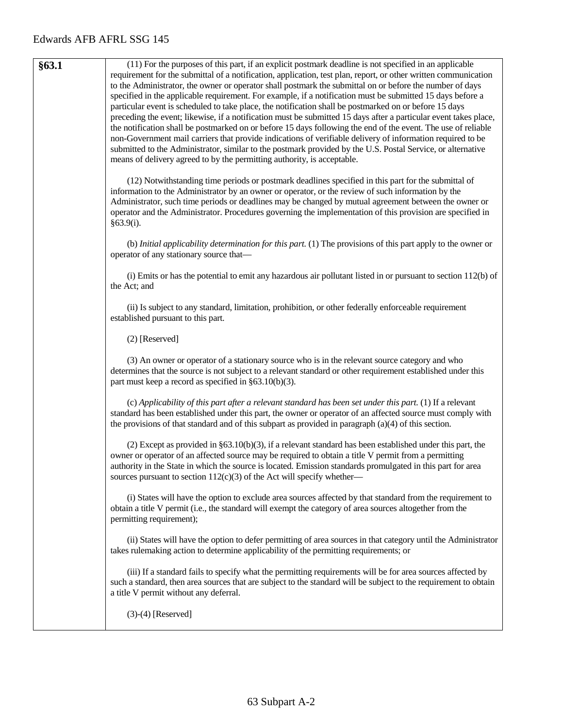| §63.1 | |
|---|---|
| | (11) For the purposes of this part, if an explicit postmark deadline is not specified in an applicable requirement for the submittal of a notification, application, test plan, report, or other written communication to the Administrator, the owner or operator shall postmark the submittal on or before the number of days specified in the applicable requirement. For example, if a notification must be submitted 15 days before a particular event is scheduled to take place, the notification shall be postmarked on or before 15 days preceding the event; likewise, if a notification must be submitted 15 days after a particular event takes place, the notification shall be postmarked on or before 15 days following the end of the event. The use of reliable non-Government mail carriers that provide indications of verifiable delivery of information required to be submitted to the Administrator, similar to the postmark provided by the U.S. Postal Service, or alternative means of delivery agreed to by the permitting authority, is acceptable.<br><br>(12) Notwithstanding time periods or postmark deadlines specified in this part for the submittal of information to the Administrator by an owner or operator, or the review of such information by the Administrator, such time periods or deadlines may be changed by mutual agreement between the owner or operator and the Administrator. Procedures governing the implementation of this provision are specified in §63.9(i).<br><br>(b) *Initial applicability determination for this part.* (1) The provisions of this part apply to the owner or operator of any stationary source that—<br><br>(i) Emits or has the potential to emit any hazardous air pollutant listed in or pursuant to section 112(b) of the Act; and<br><br>(ii) Is subject to any standard, limitation, prohibition, or other federally enforceable requirement established pursuant to this part.<br><br>(2) [Reserved]<br><br>(3) An owner or operator of a stationary source who is in the relevant source category and who determines that the source is not subject to a relevant standard or other requirement established under this part must keep a record as specified in §63.10(b)(3).<br><br>(c) *Applicability of this part after a relevant standard has been set under this part.* (1) If a relevant standard has been established under this part, the owner or operator of an affected source must comply with the provisions of that standard and of this subpart as provided in paragraph (a)(4) of this section.<br><br>(2) Except as provided in §63.10(b)(3), if a relevant standard has been established under this part, the owner or operator of an affected source may be required to obtain a title V permit from a permitting authority in the State in which the source is located. Emission standards promulgated in this part for area sources pursuant to section 112(c)(3) of the Act will specify whether—<br><br>(i) States will have the option to exclude area sources affected by that standard from the requirement to obtain a title V permit (i.e., the standard will exempt the category of area sources altogether from the permitting requirement);<br><br>(ii) States will have the option to defer permitting of area sources in that category until the Administrator takes rulemaking action to determine applicability of the permitting requirements; or<br><br>(iii) If a standard fails to specify what the permitting requirements will be for area sources affected by such a standard, then area sources that are subject to the standard will be subject to the requirement to obtain a title V permit without any deferral.<br><br>(3)-(4) [Reserved] |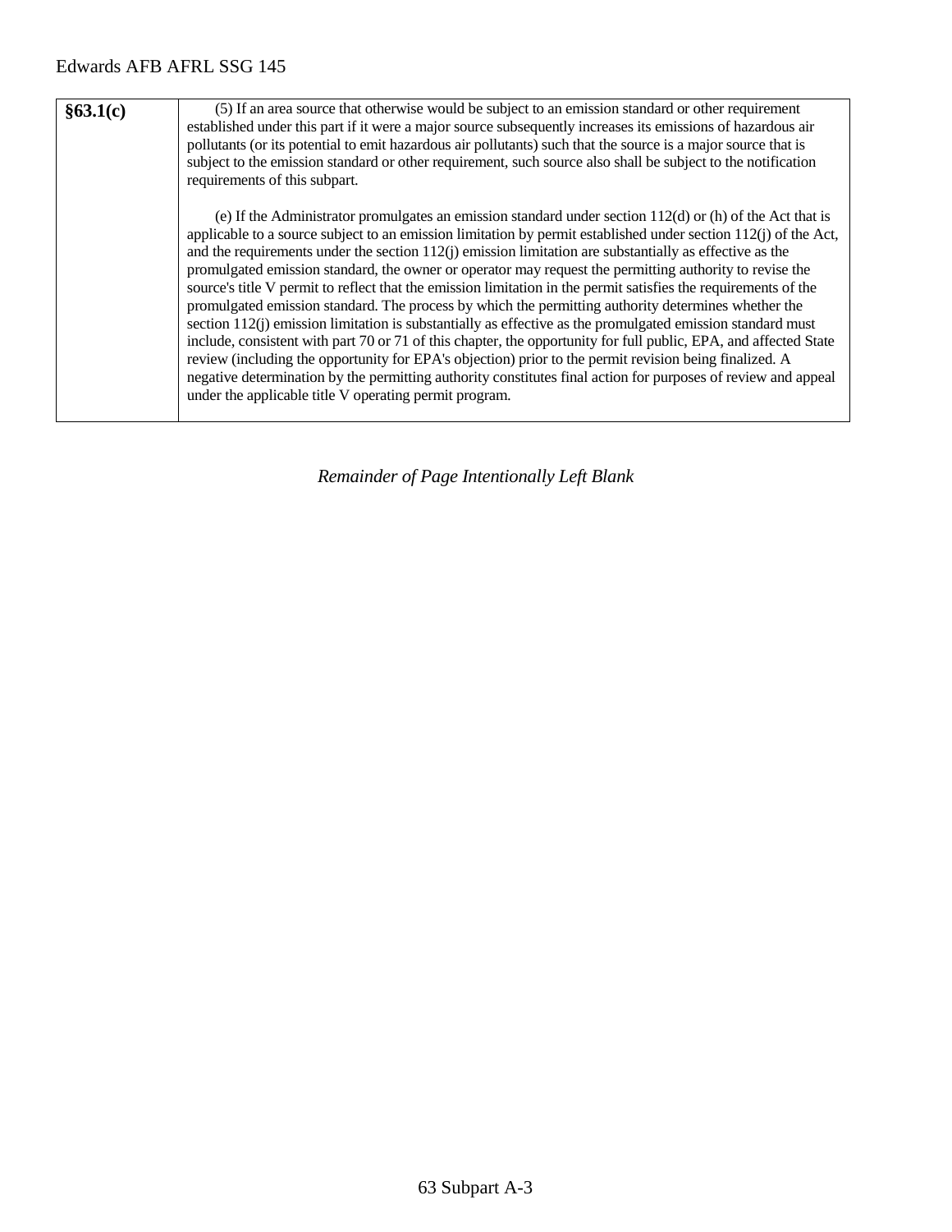| §63.1(c) | (5) If an area source that otherwise would be subject to an emission standard or other requirement established under this part if it were a major source subsequently increases its emissions of hazardous air pollutants (or its potential to emit hazardous air pollutants) such that the source is a major source that is subject to the emission standard or other requirement, such source also shall be subject to the notification requirements of this subpart.<br><br>(e) If the Administrator promulgates an emission standard under section 112(d) or (h) of the Act that is applicable to a source subject to an emission limitation by permit established under section 112(j) of the Act, and the requirements under the section 112(j) emission limitation are substantially as effective as the promulgated emission standard, the owner or operator may request the permitting authority to revise the source's title V permit to reflect that the emission limitation in the permit satisfies the requirements of the promulgated emission standard. The process by which the permitting authority determines whether the section 112(j) emission limitation is substantially as effective as the promulgated emission standard must include, consistent with part 70 or 71 of this chapter, the opportunity for full public, EPA, and affected State review (including the opportunity for EPA's objection) prior to the permit revision being finalized. A negative determination by the permitting authority constitutes final action for purposes of review and appeal under the applicable title V operating permit program. |
|---|---|

*Remainder of Page Intentionally Left Blank*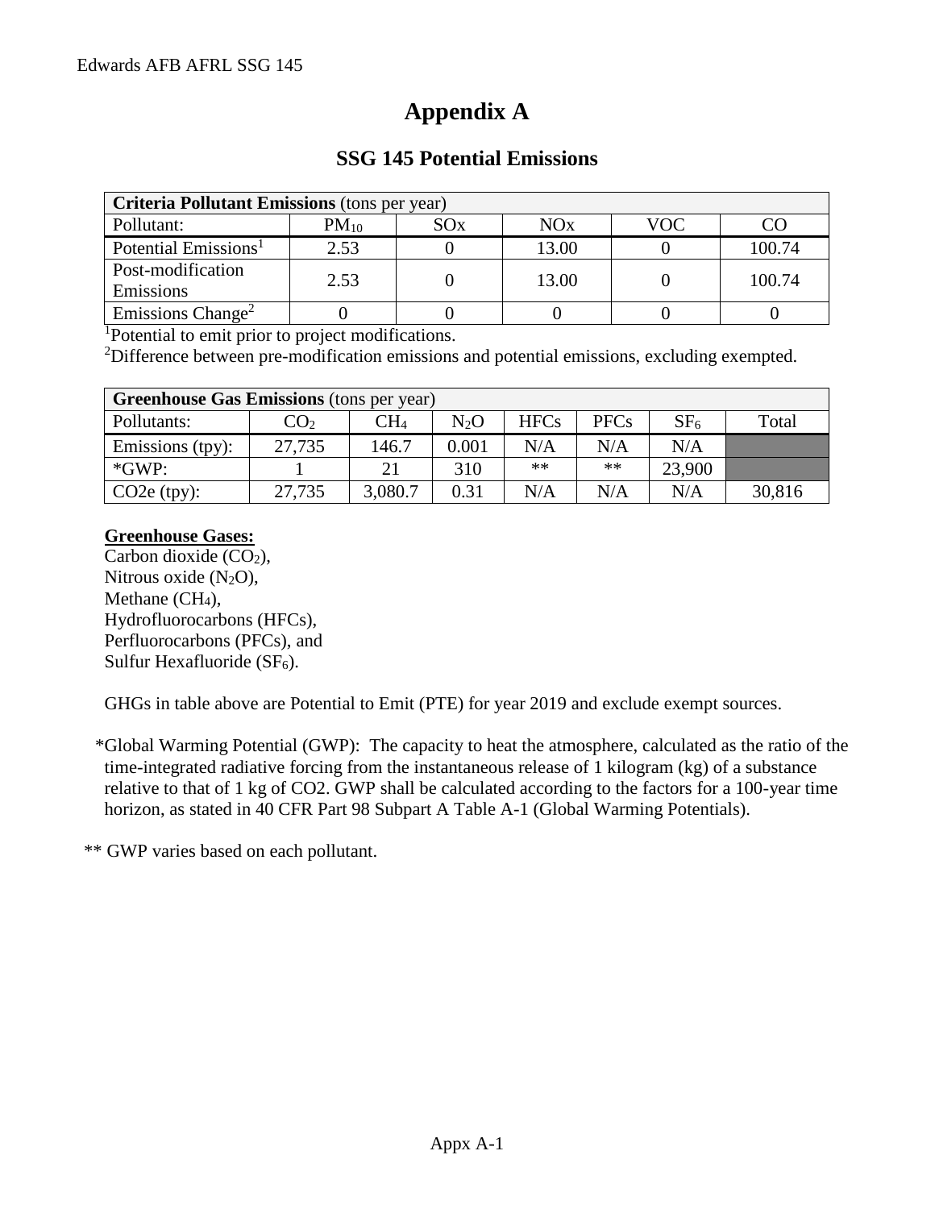# Appendix A

## SSG 145 Potential Emissions

| **Criteria Pollutant Emissions** (tons per year) | | | | | |
|---|---|---|---|---|---|
| Pollutant: | $PM_{10}$ | SOx | NOx | VOC | CO |
| Potential Emissions[1] | 2.53 | 0 | 13.00 | 0 | 100.74 |
| Post-modification Emissions | 2.53 | 0 | 13.00 | 0 | 100.74 |
| Emissions Change[2] | 0 | 0 | 0 | 0 | 0 |

[1]Potential to emit prior to project modifications.

[2]Difference between pre-modification emissions and potential emissions, excluding exempted.

| **Greenhouse Gas Emissions** (tons per year) | | | | | | | |
|---|---|---|---|---|---|---|---|
| Pollutants: | $CO_2$ | $CH_4$ | $N_2O$ | HFCs | PFCs | $SF_6$ | Total |
| Emissions (tpy): | 27,735 | 146.7 | 0.001 | N/A | N/A | N/A | |
| *GWP: | 1 | 21 | 310 | ** | ** | 23,900 | |
| CO2e (tpy): | 27,735 | 3,080.7 | 0.31 | N/A | N/A | N/A | 30,816 |

**Greenhouse Gases:**

Carbon dioxide ($CO_2$),
Nitrous oxide ($N_2O$),
Methane ($CH_4$),
Hydrofluorocarbons (HFCs),
Perfluorocarbons (PFCs), and
Sulfur Hexafluoride ($SF_6$).

GHGs in table above are Potential to Emit (PTE) for year 2019 and exclude exempt sources.

*Global Warming Potential (GWP): The capacity to heat the atmosphere, calculated as the ratio of the time-integrated radiative forcing from the instantaneous release of 1 kilogram (kg) of a substance relative to that of 1 kg of CO2. GWP shall be calculated according to the factors for a 100-year time horizon, as stated in 40 CFR Part 98 Subpart A Table A-1 (Global Warming Potentials).

** GWP varies based on each pollutant.